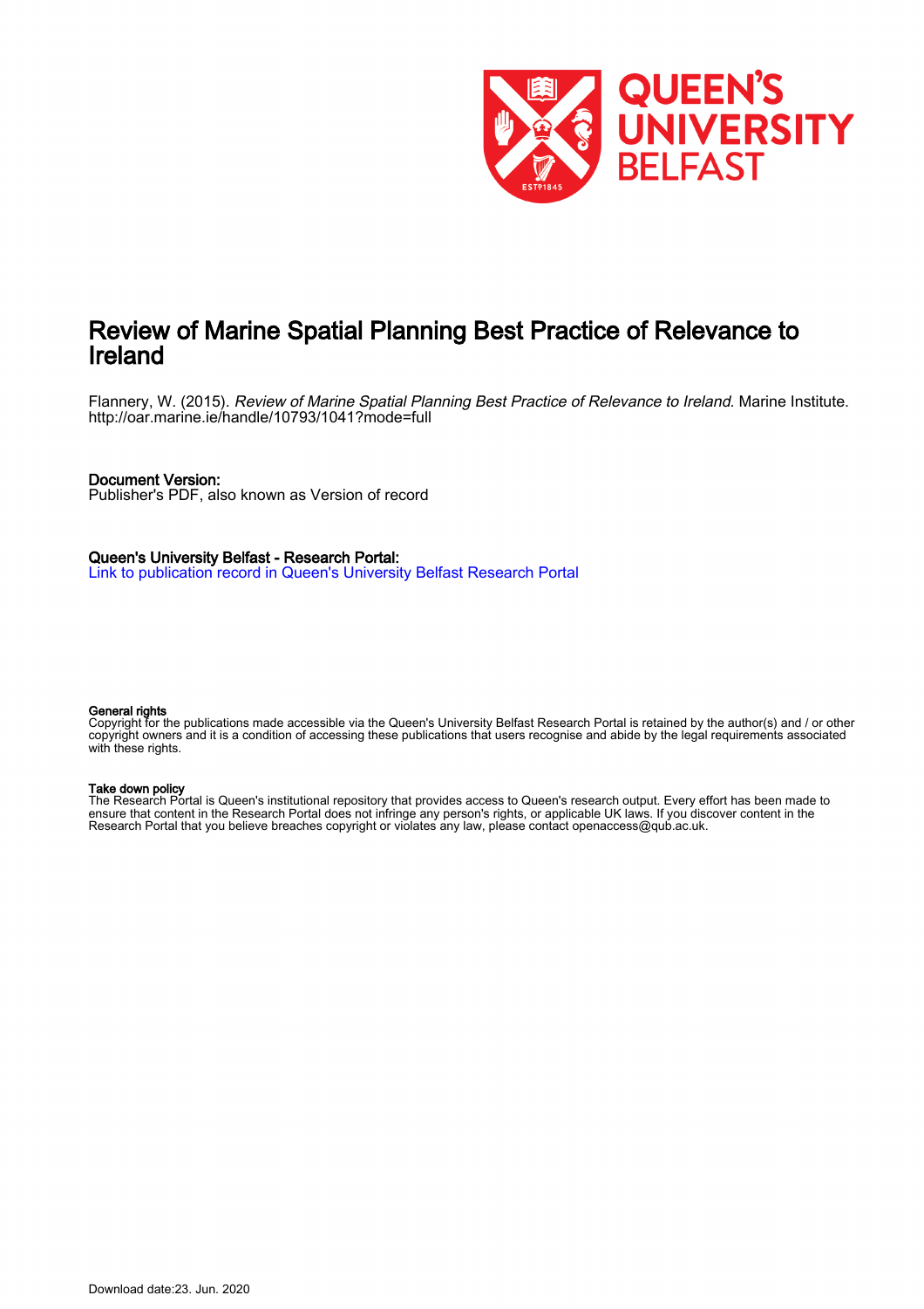# Review of Marine Spatial Planning Best Practice of Relevance to Ireland

Flannery, W. (2015). *Review of Marine Spatial Planning Best Practice of Relevance to Ireland*. Marine Institute. http://oar.marine.ie/handle/10793/1041?mode=full

**Document Version:**
Publisher's PDF, also known as Version of record

**Queen's University Belfast - Research Portal:**
Link to publication record in Queen's University Belfast Research Portal

**General rights**
Copyright for the publications made accessible via the Queen's University Belfast Research Portal is retained by the author(s) and / or other copyright owners and it is a condition of accessing these publications that users recognise and abide by the legal requirements associated with these rights.

**Take down policy**
The Research Portal is Queen's institutional repository that provides access to Queen's research output. Every effort has been made to ensure that content in the Research Portal does not infringe any person's rights, or applicable UK laws. If you discover content in the Research Portal that you believe breaches copyright or violates any law, please contact openaccess@qub.ac.uk.

Download date:23. Jun. 2020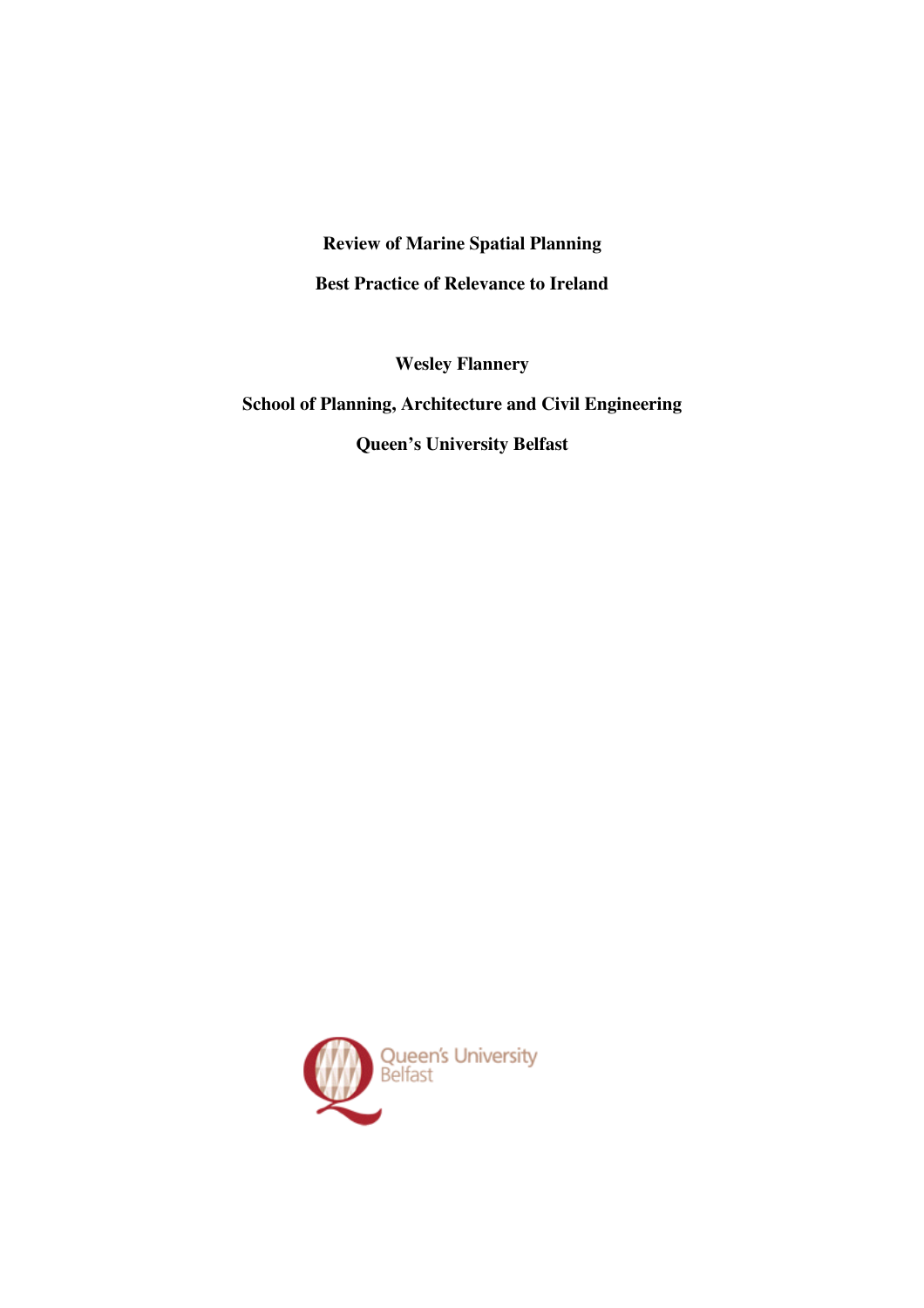**Review of Marine Spatial Planning**

**Best Practice of Relevance to Ireland**

**Wesley Flannery**

**School of Planning, Architecture and Civil Engineering**

**Queen's University Belfast**

Queen's University Belfast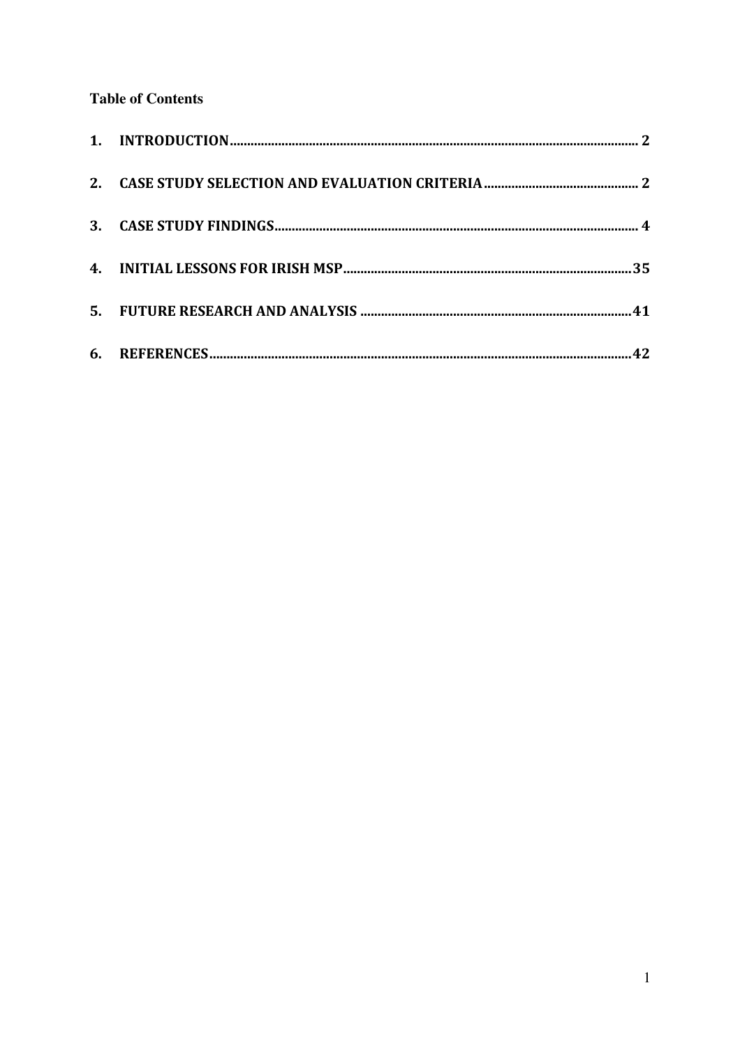**Table of Contents**

1. INTRODUCTION........................................................................................................................ 2
2. CASE STUDY SELECTION AND EVALUATION CRITERIA............................................ 2
3. CASE STUDY FINDINGS........................................................................................................ 4
4. INITIAL LESSONS FOR IRISH MSP.................................................................................. 35
5. FUTURE RESEARCH AND ANALYSIS ............................................................................. 41
6. REFERENCES.......................................................................................................................... 42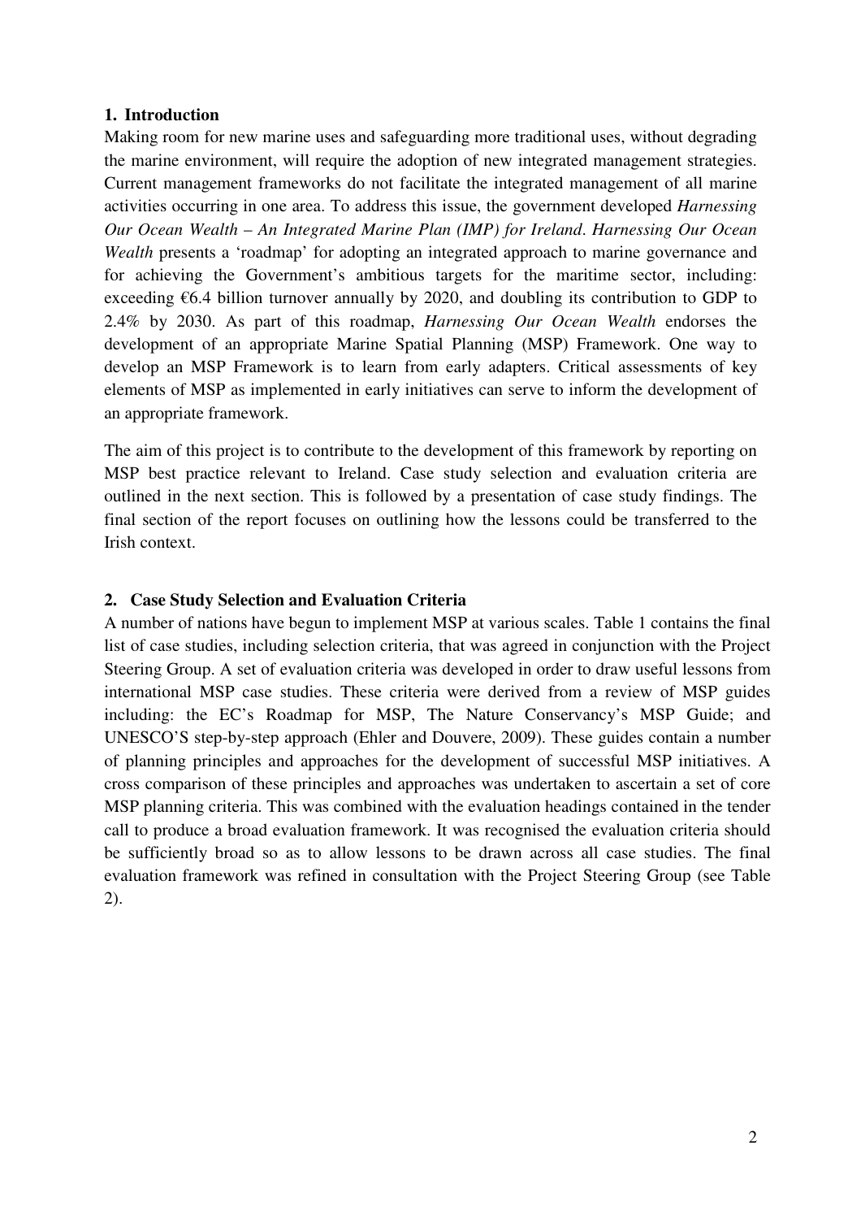## 1. Introduction

Making room for new marine uses and safeguarding more traditional uses, without degrading the marine environment, will require the adoption of new integrated management strategies. Current management frameworks do not facilitate the integrated management of all marine activities occurring in one area. To address this issue, the government developed *Harnessing Our Ocean Wealth – An Integrated Marine Plan (IMP) for Ireland*. *Harnessing Our Ocean Wealth* presents a 'roadmap' for adopting an integrated approach to marine governance and for achieving the Government's ambitious targets for the maritime sector, including: exceeding €6.4 billion turnover annually by 2020, and doubling its contribution to GDP to 2.4% by 2030. As part of this roadmap, *Harnessing Our Ocean Wealth* endorses the development of an appropriate Marine Spatial Planning (MSP) Framework. One way to develop an MSP Framework is to learn from early adapters. Critical assessments of key elements of MSP as implemented in early initiatives can serve to inform the development of an appropriate framework.

The aim of this project is to contribute to the development of this framework by reporting on MSP best practice relevant to Ireland. Case study selection and evaluation criteria are outlined in the next section. This is followed by a presentation of case study findings. The final section of the report focuses on outlining how the lessons could be transferred to the Irish context.

## 2. Case Study Selection and Evaluation Criteria

A number of nations have begun to implement MSP at various scales. Table 1 contains the final list of case studies, including selection criteria, that was agreed in conjunction with the Project Steering Group. A set of evaluation criteria was developed in order to draw useful lessons from international MSP case studies. These criteria were derived from a review of MSP guides including: the EC's Roadmap for MSP, The Nature Conservancy's MSP Guide; and UNESCO'S step-by-step approach (Ehler and Douvere, 2009). These guides contain a number of planning principles and approaches for the development of successful MSP initiatives. A cross comparison of these principles and approaches was undertaken to ascertain a set of core MSP planning criteria. This was combined with the evaluation headings contained in the tender call to produce a broad evaluation framework. It was recognised the evaluation criteria should be sufficiently broad so as to allow lessons to be drawn across all case studies. The final evaluation framework was refined in consultation with the Project Steering Group (see Table 2).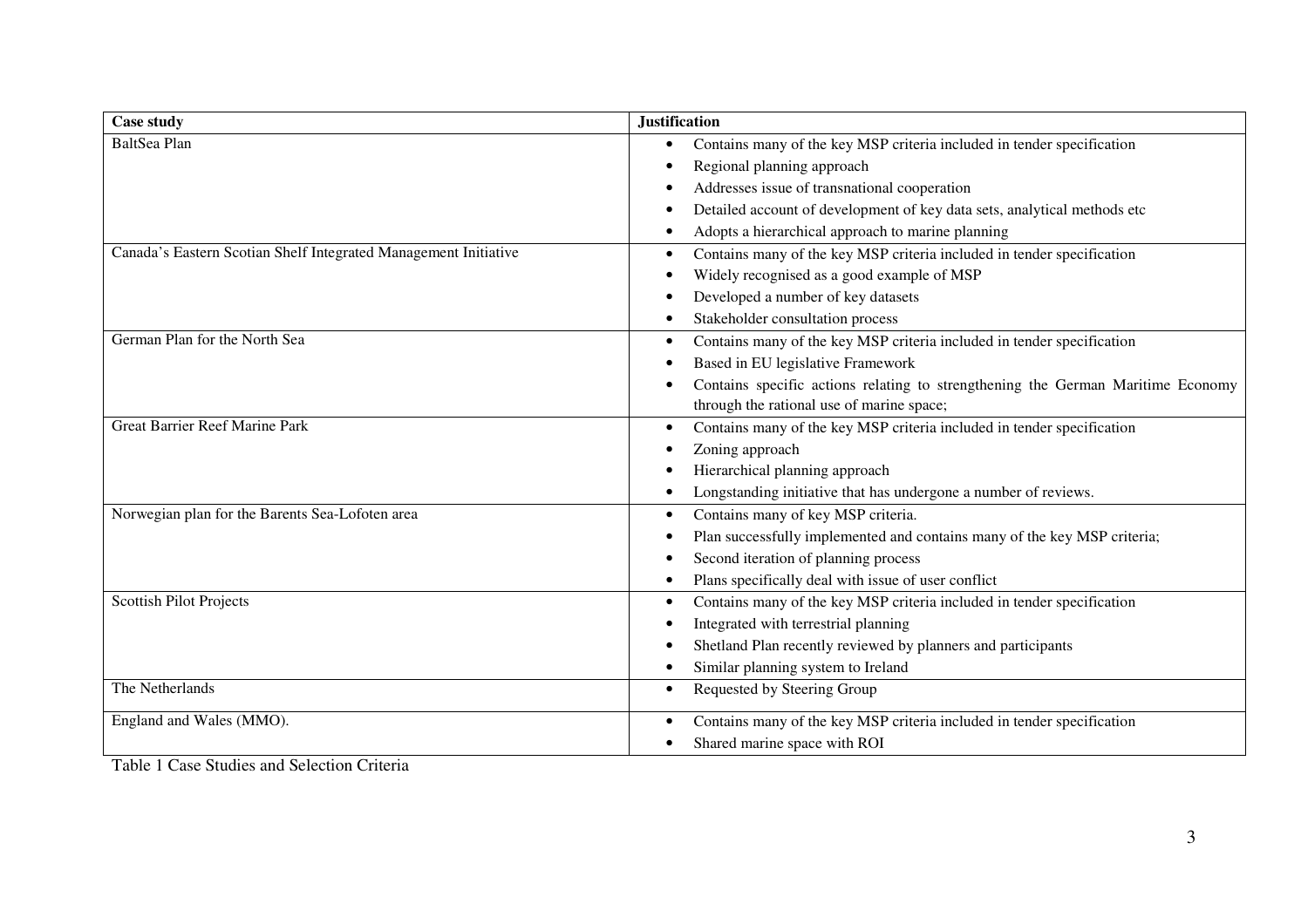| Case study | Justification |
|---|---|
| BaltSea Plan | • Contains many of the key MSP criteria included in tender specification<br>• Regional planning approach<br>• Addresses issue of transnational cooperation<br>• Detailed account of development of key data sets, analytical methods etc<br>• Adopts a hierarchical approach to marine planning |
| Canada's Eastern Scotian Shelf Integrated Management Initiative | • Contains many of the key MSP criteria included in tender specification<br>• Widely recognised as a good example of MSP<br>• Developed a number of key datasets<br>• Stakeholder consultation process |
| German Plan for the North Sea | • Contains many of the key MSP criteria included in tender specification<br>• Based in EU legislative Framework<br>• Contains specific actions relating to strengthening the German Maritime Economy through the rational use of marine space; |
| Great Barrier Reef Marine Park | • Contains many of the key MSP criteria included in tender specification<br>• Zoning approach<br>• Hierarchical planning approach<br>• Longstanding initiative that has undergone a number of reviews. |
| Norwegian plan for the Barents Sea-Lofoten area | • Contains many of key MSP criteria.<br>• Plan successfully implemented and contains many of the key MSP criteria;<br>• Second iteration of planning process<br>• Plans specifically deal with issue of user conflict |
| Scottish Pilot Projects | • Contains many of the key MSP criteria included in tender specification<br>• Integrated with terrestrial planning<br>• Shetland Plan recently reviewed by planners and participants<br>• Similar planning system to Ireland |
| The Netherlands | • Requested by Steering Group |
| England and Wales (MMO). | • Contains many of the key MSP criteria included in tender specification<br>• Shared marine space with ROI |

Table 1 Case Studies and Selection Criteria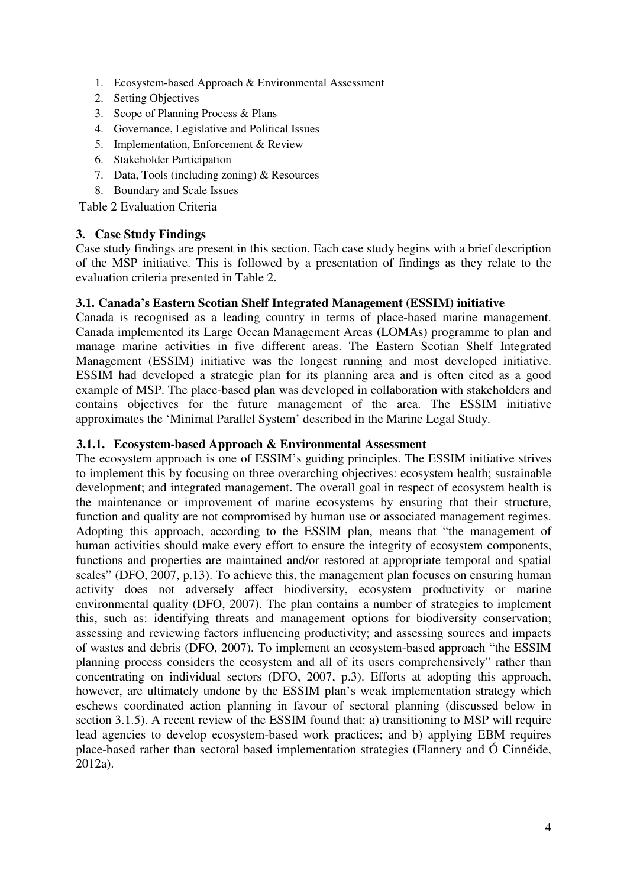1. Ecosystem-based Approach & Environmental Assessment
2. Setting Objectives
3. Scope of Planning Process & Plans
4. Governance, Legislative and Political Issues
5. Implementation, Enforcement & Review
6. Stakeholder Participation
7. Data, Tools (including zoning) & Resources
8. Boundary and Scale Issues

Table 2 Evaluation Criteria

## 3. Case Study Findings

Case study findings are present in this section. Each case study begins with a brief description of the MSP initiative. This is followed by a presentation of findings as they relate to the evaluation criteria presented in Table 2.

### 3.1. Canada's Eastern Scotian Shelf Integrated Management (ESSIM) initiative

Canada is recognised as a leading country in terms of place-based marine management. Canada implemented its Large Ocean Management Areas (LOMAs) programme to plan and manage marine activities in five different areas. The Eastern Scotian Shelf Integrated Management (ESSIM) initiative was the longest running and most developed initiative. ESSIM had developed a strategic plan for its planning area and is often cited as a good example of MSP. The place-based plan was developed in collaboration with stakeholders and contains objectives for the future management of the area. The ESSIM initiative approximates the 'Minimal Parallel System' described in the Marine Legal Study.

#### 3.1.1. Ecosystem-based Approach & Environmental Assessment

The ecosystem approach is one of ESSIM's guiding principles. The ESSIM initiative strives to implement this by focusing on three overarching objectives: ecosystem health; sustainable development; and integrated management. The overall goal in respect of ecosystem health is the maintenance or improvement of marine ecosystems by ensuring that their structure, function and quality are not compromised by human use or associated management regimes. Adopting this approach, according to the ESSIM plan, means that "the management of human activities should make every effort to ensure the integrity of ecosystem components, functions and properties are maintained and/or restored at appropriate temporal and spatial scales" (DFO, 2007, p.13). To achieve this, the management plan focuses on ensuring human activity does not adversely affect biodiversity, ecosystem productivity or marine environmental quality (DFO, 2007). The plan contains a number of strategies to implement this, such as: identifying threats and management options for biodiversity conservation; assessing and reviewing factors influencing productivity; and assessing sources and impacts of wastes and debris (DFO, 2007). To implement an ecosystem-based approach "the ESSIM planning process considers the ecosystem and all of its users comprehensively" rather than concentrating on individual sectors (DFO, 2007, p.3). Efforts at adopting this approach, however, are ultimately undone by the ESSIM plan's weak implementation strategy which eschews coordinated action planning in favour of sectoral planning (discussed below in section 3.1.5). A recent review of the ESSIM found that: a) transitioning to MSP will require lead agencies to develop ecosystem-based work practices; and b) applying EBM requires place-based rather than sectoral based implementation strategies (Flannery and Ó Cinnéide, 2012a).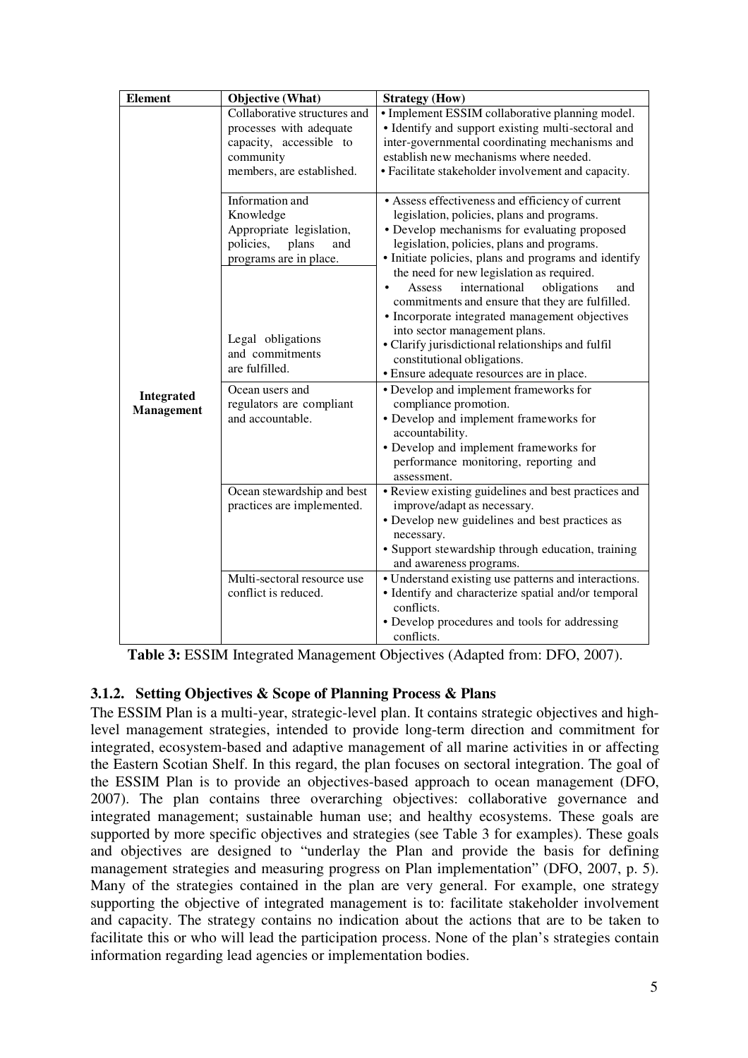| Element | Objective (What) | Strategy (How) |
|---|---|---|
| **Integrated Management** | Collaborative structures and processes with adequate capacity, accessible to community members, are established. | • Implement ESSIM collaborative planning model.<br>• Identify and support existing multi-sectoral and inter-governmental coordinating mechanisms and establish new mechanisms where needed.<br>• Facilitate stakeholder involvement and capacity. |
| | Information and Knowledge Appropriate legislation, policies, plans and programs are in place.<br><br>Legal obligations and commitments are fulfilled. | • Assess effectiveness and efficiency of current legislation, policies, plans and programs.<br>• Develop mechanisms for evaluating proposed legislation, policies, plans and programs.<br>• Initiate policies, plans and programs and identify the need for new legislation as required.<br>• Assess international obligations and commitments and ensure that they are fulfilled.<br>• Incorporate integrated management objectives into sector management plans.<br>• Clarify jurisdictional relationships and fulfil constitutional obligations.<br>• Ensure adequate resources are in place. |
| | Ocean users and regulators are compliant and accountable. | • Develop and implement frameworks for compliance promotion.<br>• Develop and implement frameworks for accountability.<br>• Develop and implement frameworks for performance monitoring, reporting and assessment. |
| | Ocean stewardship and best practices are implemented. | • Review existing guidelines and best practices and improve/adapt as necessary.<br>• Develop new guidelines and best practices as necessary.<br>• Support stewardship through education, training and awareness programs. |
| | Multi-sectoral resource use conflict is reduced. | • Understand existing use patterns and interactions.<br>• Identify and characterize spatial and/or temporal conflicts.<br>• Develop procedures and tools for addressing conflicts. |

**Table 3:** ESSIM Integrated Management Objectives (Adapted from: DFO, 2007).

### 3.1.2. Setting Objectives & Scope of Planning Process & Plans

The ESSIM Plan is a multi-year, strategic-level plan. It contains strategic objectives and high-level management strategies, intended to provide long-term direction and commitment for integrated, ecosystem-based and adaptive management of all marine activities in or affecting the Eastern Scotian Shelf. In this regard, the plan focuses on sectoral integration. The goal of the ESSIM Plan is to provide an objectives-based approach to ocean management (DFO, 2007). The plan contains three overarching objectives: collaborative governance and integrated management; sustainable human use; and healthy ecosystems. These goals are supported by more specific objectives and strategies (see Table 3 for examples). These goals and objectives are designed to "underlay the Plan and provide the basis for defining management strategies and measuring progress on Plan implementation" (DFO, 2007, p. 5). Many of the strategies contained in the plan are very general. For example, one strategy supporting the objective of integrated management is to: facilitate stakeholder involvement and capacity. The strategy contains no indication about the actions that are to be taken to facilitate this or who will lead the participation process. None of the plan's strategies contain information regarding lead agencies or implementation bodies.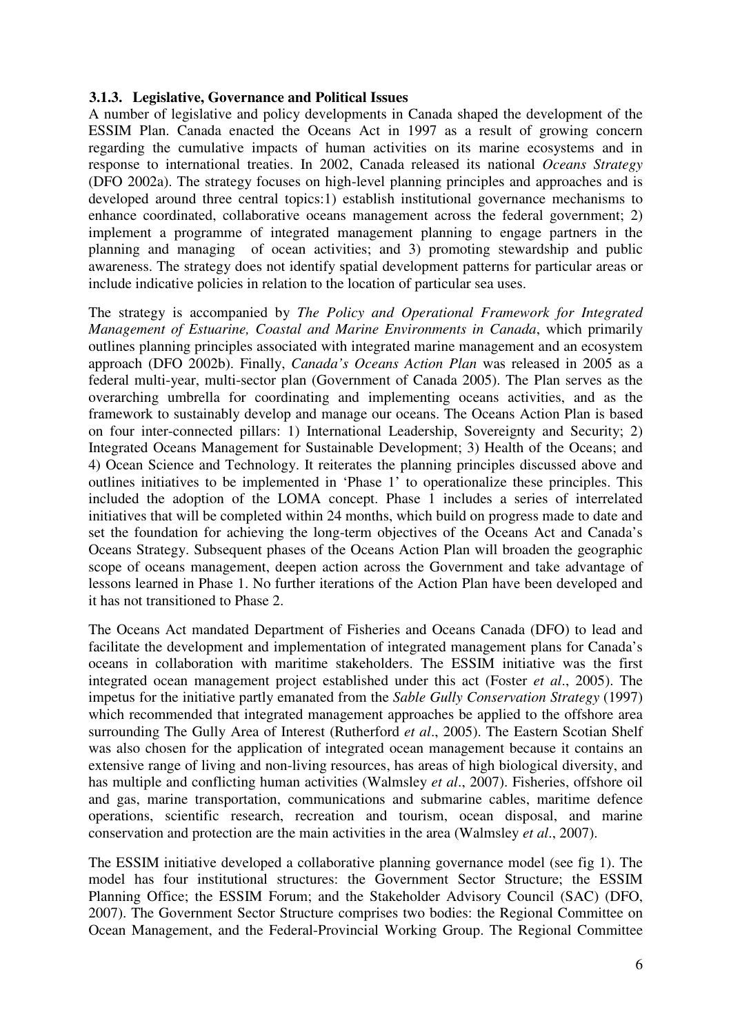### 3.1.3. Legislative, Governance and Political Issues

A number of legislative and policy developments in Canada shaped the development of the ESSIM Plan. Canada enacted the Oceans Act in 1997 as a result of growing concern regarding the cumulative impacts of human activities on its marine ecosystems and in response to international treaties. In 2002, Canada released its national *Oceans Strategy* (DFO 2002a). The strategy focuses on high-level planning principles and approaches and is developed around three central topics:1) establish institutional governance mechanisms to enhance coordinated, collaborative oceans management across the federal government; 2) implement a programme of integrated management planning to engage partners in the planning and managing of ocean activities; and 3) promoting stewardship and public awareness. The strategy does not identify spatial development patterns for particular areas or include indicative policies in relation to the location of particular sea uses.

The strategy is accompanied by *The Policy and Operational Framework for Integrated Management of Estuarine, Coastal and Marine Environments in Canada*, which primarily outlines planning principles associated with integrated marine management and an ecosystem approach (DFO 2002b). Finally, *Canada's Oceans Action Plan* was released in 2005 as a federal multi-year, multi-sector plan (Government of Canada 2005). The Plan serves as the overarching umbrella for coordinating and implementing oceans activities, and as the framework to sustainably develop and manage our oceans. The Oceans Action Plan is based on four inter-connected pillars: 1) International Leadership, Sovereignty and Security; 2) Integrated Oceans Management for Sustainable Development; 3) Health of the Oceans; and 4) Ocean Science and Technology. It reiterates the planning principles discussed above and outlines initiatives to be implemented in 'Phase 1' to operationalize these principles. This included the adoption of the LOMA concept. Phase 1 includes a series of interrelated initiatives that will be completed within 24 months, which build on progress made to date and set the foundation for achieving the long-term objectives of the Oceans Act and Canada's Oceans Strategy. Subsequent phases of the Oceans Action Plan will broaden the geographic scope of oceans management, deepen action across the Government and take advantage of lessons learned in Phase 1. No further iterations of the Action Plan have been developed and it has not transitioned to Phase 2.

The Oceans Act mandated Department of Fisheries and Oceans Canada (DFO) to lead and facilitate the development and implementation of integrated management plans for Canada's oceans in collaboration with maritime stakeholders. The ESSIM initiative was the first integrated ocean management project established under this act (Foster *et al*., 2005). The impetus for the initiative partly emanated from the *Sable Gully Conservation Strategy* (1997) which recommended that integrated management approaches be applied to the offshore area surrounding The Gully Area of Interest (Rutherford *et al*., 2005). The Eastern Scotian Shelf was also chosen for the application of integrated ocean management because it contains an extensive range of living and non-living resources, has areas of high biological diversity, and has multiple and conflicting human activities (Walmsley *et al*., 2007). Fisheries, offshore oil and gas, marine transportation, communications and submarine cables, maritime defence operations, scientific research, recreation and tourism, ocean disposal, and marine conservation and protection are the main activities in the area (Walmsley *et al*., 2007).

The ESSIM initiative developed a collaborative planning governance model (see fig 1). The model has four institutional structures: the Government Sector Structure; the ESSIM Planning Office; the ESSIM Forum; and the Stakeholder Advisory Council (SAC) (DFO, 2007). The Government Sector Structure comprises two bodies: the Regional Committee on Ocean Management, and the Federal-Provincial Working Group. The Regional Committee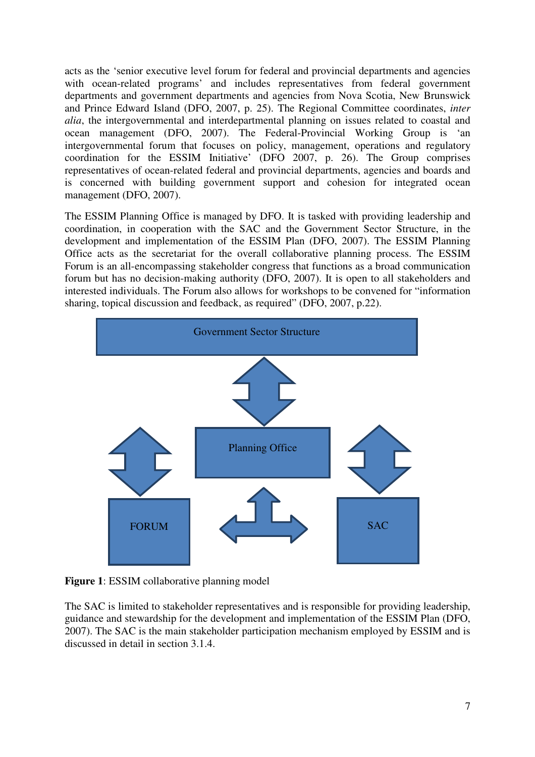acts as the 'senior executive level forum for federal and provincial departments and agencies with ocean-related programs' and includes representatives from federal government departments and government departments and agencies from Nova Scotia, New Brunswick and Prince Edward Island (DFO, 2007, p. 25). The Regional Committee coordinates, *inter alia*, the intergovernmental and interdepartmental planning on issues related to coastal and ocean management (DFO, 2007). The Federal-Provincial Working Group is 'an intergovernmental forum that focuses on policy, management, operations and regulatory coordination for the ESSIM Initiative' (DFO 2007, p. 26). The Group comprises representatives of ocean-related federal and provincial departments, agencies and boards and is concerned with building government support and cohesion for integrated ocean management (DFO, 2007).

The ESSIM Planning Office is managed by DFO. It is tasked with providing leadership and coordination, in cooperation with the SAC and the Government Sector Structure, in the development and implementation of the ESSIM Plan (DFO, 2007). The ESSIM Planning Office acts as the secretariat for the overall collaborative planning process. The ESSIM Forum is an all-encompassing stakeholder congress that functions as a broad communication forum but has no decision-making authority (DFO, 2007). It is open to all stakeholders and interested individuals. The Forum also allows for workshops to be convened for "information sharing, topical discussion and feedback, as required" (DFO, 2007, p.22).

Government Sector Structure

Planning Office

FORUM

SAC

**Figure 1**: ESSIM collaborative planning model

The SAC is limited to stakeholder representatives and is responsible for providing leadership, guidance and stewardship for the development and implementation of the ESSIM Plan (DFO, 2007). The SAC is the main stakeholder participation mechanism employed by ESSIM and is discussed in detail in section 3.1.4.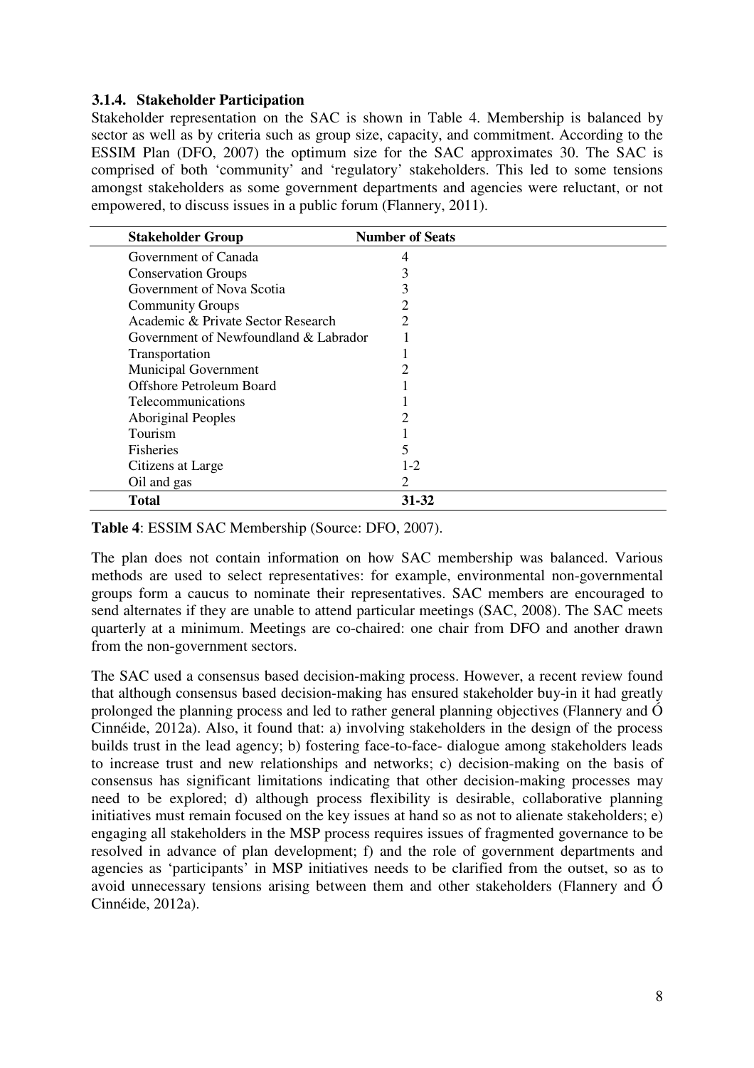### 3.1.4. Stakeholder Participation

Stakeholder representation on the SAC is shown in Table 4. Membership is balanced by sector as well as by criteria such as group size, capacity, and commitment. According to the ESSIM Plan (DFO, 2007) the optimum size for the SAC approximates 30. The SAC is comprised of both 'community' and 'regulatory' stakeholders. This led to some tensions amongst stakeholders as some government departments and agencies were reluctant, or not empowered, to discuss issues in a public forum (Flannery, 2011).

| Stakeholder Group | Number of Seats |
|---|---|
| Government of Canada | 4 |
| Conservation Groups | 3 |
| Government of Nova Scotia | 3 |
| Community Groups | 2 |
| Academic & Private Sector Research | 2 |
| Government of Newfoundland & Labrador | 1 |
| Transportation | 1 |
| Municipal Government | 2 |
| Offshore Petroleum Board | 1 |
| Telecommunications | 1 |
| Aboriginal Peoples | 2 |
| Tourism | 1 |
| Fisheries | 5 |
| Citizens at Large | 1-2 |
| Oil and gas | 2 |
| **Total** | **31-32** |

**Table 4**: ESSIM SAC Membership (Source: DFO, 2007).

The plan does not contain information on how SAC membership was balanced. Various methods are used to select representatives: for example, environmental non-governmental groups form a caucus to nominate their representatives. SAC members are encouraged to send alternates if they are unable to attend particular meetings (SAC, 2008). The SAC meets quarterly at a minimum. Meetings are co-chaired: one chair from DFO and another drawn from the non-government sectors.

The SAC used a consensus based decision-making process. However, a recent review found that although consensus based decision-making has ensured stakeholder buy-in it had greatly prolonged the planning process and led to rather general planning objectives (Flannery and Ó Cinnéide, 2012a). Also, it found that: a) involving stakeholders in the design of the process builds trust in the lead agency; b) fostering face-to-face- dialogue among stakeholders leads to increase trust and new relationships and networks; c) decision-making on the basis of consensus has significant limitations indicating that other decision-making processes may need to be explored; d) although process flexibility is desirable, collaborative planning initiatives must remain focused on the key issues at hand so as not to alienate stakeholders; e) engaging all stakeholders in the MSP process requires issues of fragmented governance to be resolved in advance of plan development; f) and the role of government departments and agencies as 'participants' in MSP initiatives needs to be clarified from the outset, so as to avoid unnecessary tensions arising between them and other stakeholders (Flannery and Ó Cinnéide, 2012a).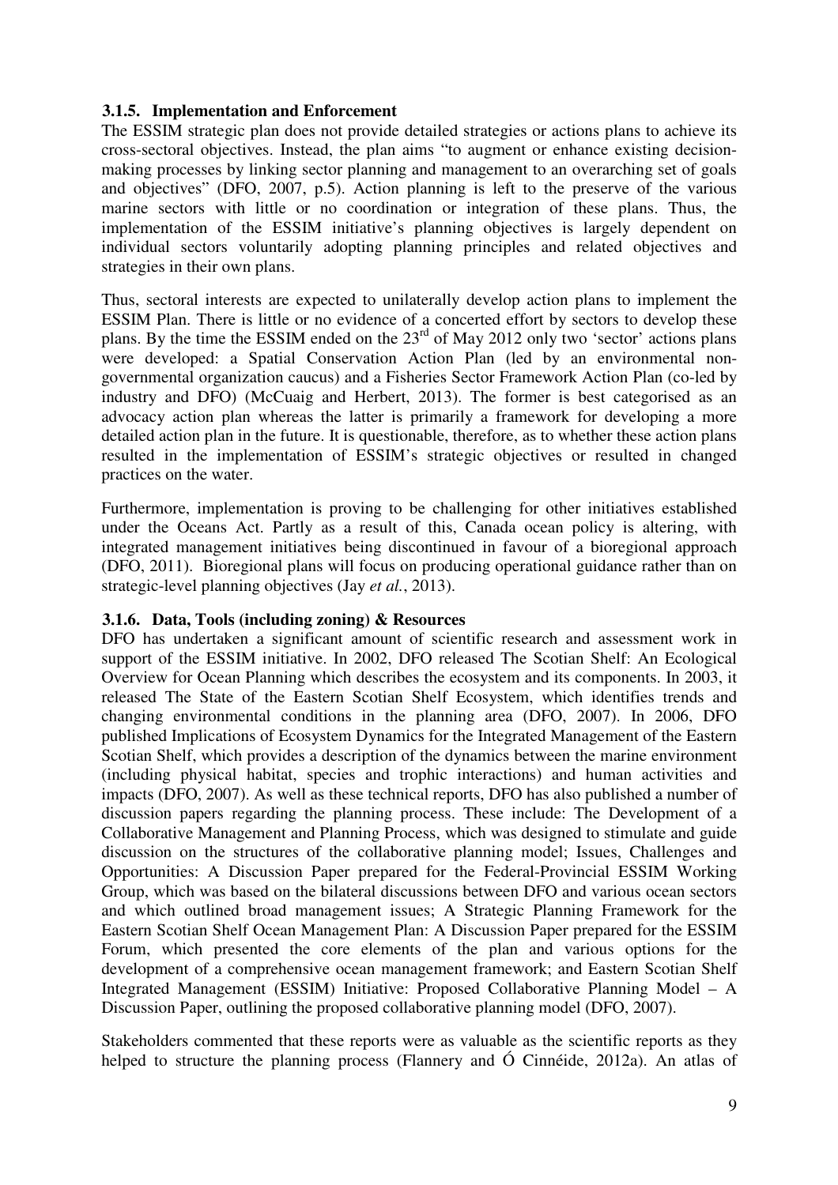### 3.1.5. Implementation and Enforcement

The ESSIM strategic plan does not provide detailed strategies or actions plans to achieve its cross-sectoral objectives. Instead, the plan aims "to augment or enhance existing decision-making processes by linking sector planning and management to an overarching set of goals and objectives" (DFO, 2007, p.5). Action planning is left to the preserve of the various marine sectors with little or no coordination or integration of these plans. Thus, the implementation of the ESSIM initiative's planning objectives is largely dependent on individual sectors voluntarily adopting planning principles and related objectives and strategies in their own plans.

Thus, sectoral interests are expected to unilaterally develop action plans to implement the ESSIM Plan. There is little or no evidence of a concerted effort by sectors to develop these plans. By the time the ESSIM ended on the 23rd of May 2012 only two 'sector' actions plans were developed: a Spatial Conservation Action Plan (led by an environmental non-governmental organization caucus) and a Fisheries Sector Framework Action Plan (co-led by industry and DFO) (McCuaig and Herbert, 2013). The former is best categorised as an advocacy action plan whereas the latter is primarily a framework for developing a more detailed action plan in the future. It is questionable, therefore, as to whether these action plans resulted in the implementation of ESSIM's strategic objectives or resulted in changed practices on the water.

Furthermore, implementation is proving to be challenging for other initiatives established under the Oceans Act. Partly as a result of this, Canada ocean policy is altering, with integrated management initiatives being discontinued in favour of a bioregional approach (DFO, 2011). Bioregional plans will focus on producing operational guidance rather than on strategic-level planning objectives (Jay *et al.*, 2013).

### 3.1.6. Data, Tools (including zoning) & Resources

DFO has undertaken a significant amount of scientific research and assessment work in support of the ESSIM initiative. In 2002, DFO released The Scotian Shelf: An Ecological Overview for Ocean Planning which describes the ecosystem and its components. In 2003, it released The State of the Eastern Scotian Shelf Ecosystem, which identifies trends and changing environmental conditions in the planning area (DFO, 2007). In 2006, DFO published Implications of Ecosystem Dynamics for the Integrated Management of the Eastern Scotian Shelf, which provides a description of the dynamics between the marine environment (including physical habitat, species and trophic interactions) and human activities and impacts (DFO, 2007). As well as these technical reports, DFO has also published a number of discussion papers regarding the planning process. These include: The Development of a Collaborative Management and Planning Process, which was designed to stimulate and guide discussion on the structures of the collaborative planning model; Issues, Challenges and Opportunities: A Discussion Paper prepared for the Federal-Provincial ESSIM Working Group, which was based on the bilateral discussions between DFO and various ocean sectors and which outlined broad management issues; A Strategic Planning Framework for the Eastern Scotian Shelf Ocean Management Plan: A Discussion Paper prepared for the ESSIM Forum, which presented the core elements of the plan and various options for the development of a comprehensive ocean management framework; and Eastern Scotian Shelf Integrated Management (ESSIM) Initiative: Proposed Collaborative Planning Model – A Discussion Paper, outlining the proposed collaborative planning model (DFO, 2007).

Stakeholders commented that these reports were as valuable as the scientific reports as they helped to structure the planning process (Flannery and Ó Cinnéide, 2012a). An atlas of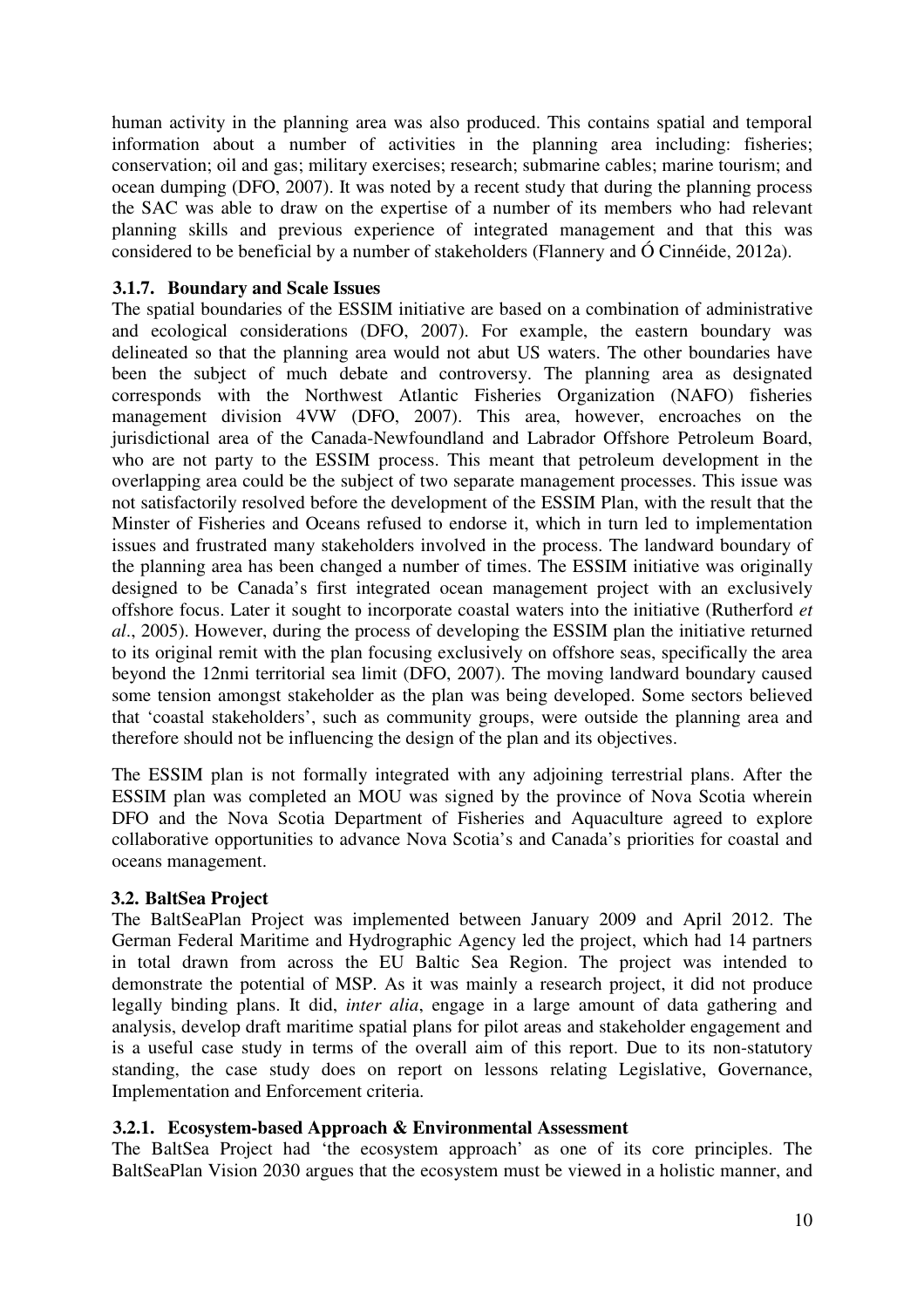human activity in the planning area was also produced. This contains spatial and temporal information about a number of activities in the planning area including: fisheries; conservation; oil and gas; military exercises; research; submarine cables; marine tourism; and ocean dumping (DFO, 2007). It was noted by a recent study that during the planning process the SAC was able to draw on the expertise of a number of its members who had relevant planning skills and previous experience of integrated management and that this was considered to be beneficial by a number of stakeholders (Flannery and Ó Cinnéide, 2012a).

### 3.1.7. Boundary and Scale Issues

The spatial boundaries of the ESSIM initiative are based on a combination of administrative and ecological considerations (DFO, 2007). For example, the eastern boundary was delineated so that the planning area would not abut US waters. The other boundaries have been the subject of much debate and controversy. The planning area as designated corresponds with the Northwest Atlantic Fisheries Organization (NAFO) fisheries management division 4VW (DFO, 2007). This area, however, encroaches on the jurisdictional area of the Canada-Newfoundland and Labrador Offshore Petroleum Board, who are not party to the ESSIM process. This meant that petroleum development in the overlapping area could be the subject of two separate management processes. This issue was not satisfactorily resolved before the development of the ESSIM Plan, with the result that the Minster of Fisheries and Oceans refused to endorse it, which in turn led to implementation issues and frustrated many stakeholders involved in the process. The landward boundary of the planning area has been changed a number of times. The ESSIM initiative was originally designed to be Canada's first integrated ocean management project with an exclusively offshore focus. Later it sought to incorporate coastal waters into the initiative (Rutherford *et al*., 2005). However, during the process of developing the ESSIM plan the initiative returned to its original remit with the plan focusing exclusively on offshore seas, specifically the area beyond the 12nmi territorial sea limit (DFO, 2007). The moving landward boundary caused some tension amongst stakeholder as the plan was being developed. Some sectors believed that 'coastal stakeholders', such as community groups, were outside the planning area and therefore should not be influencing the design of the plan and its objectives.

The ESSIM plan is not formally integrated with any adjoining terrestrial plans. After the ESSIM plan was completed an MOU was signed by the province of Nova Scotia wherein DFO and the Nova Scotia Department of Fisheries and Aquaculture agreed to explore collaborative opportunities to advance Nova Scotia's and Canada's priorities for coastal and oceans management.

## 3.2. BaltSea Project

The BaltSeaPlan Project was implemented between January 2009 and April 2012. The German Federal Maritime and Hydrographic Agency led the project, which had 14 partners in total drawn from across the EU Baltic Sea Region. The project was intended to demonstrate the potential of MSP. As it was mainly a research project, it did not produce legally binding plans. It did, *inter alia*, engage in a large amount of data gathering and analysis, develop draft maritime spatial plans for pilot areas and stakeholder engagement and is a useful case study in terms of the overall aim of this report. Due to its non-statutory standing, the case study does on report on lessons relating Legislative, Governance, Implementation and Enforcement criteria.

### 3.2.1. Ecosystem-based Approach & Environmental Assessment

The BaltSea Project had 'the ecosystem approach' as one of its core principles. The BaltSeaPlan Vision 2030 argues that the ecosystem must be viewed in a holistic manner, and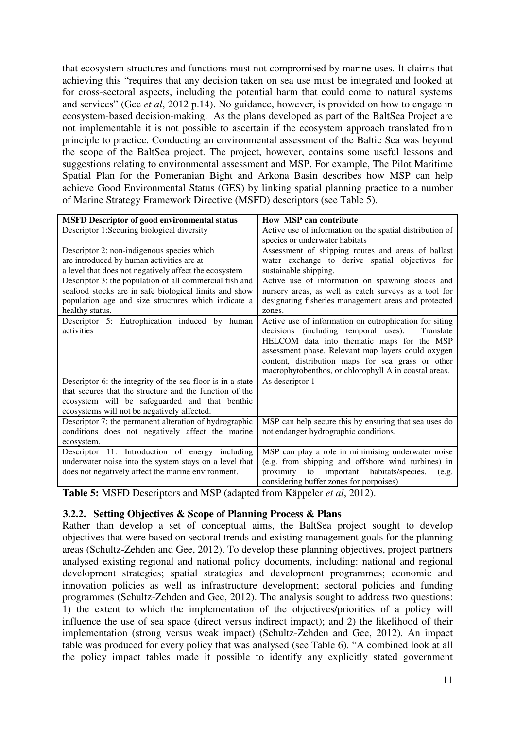that ecosystem structures and functions must not compromised by marine uses. It claims that achieving this "requires that any decision taken on sea use must be integrated and looked at for cross-sectoral aspects, including the potential harm that could come to natural systems and services" (Gee *et al*, 2012 p.14). No guidance, however, is provided on how to engage in ecosystem-based decision-making. As the plans developed as part of the BaltSea Project are not implementable it is not possible to ascertain if the ecosystem approach translated from principle to practice. Conducting an environmental assessment of the Baltic Sea was beyond the scope of the BaltSea project. The project, however, contains some useful lessons and suggestions relating to environmental assessment and MSP. For example, The Pilot Maritime Spatial Plan for the Pomeranian Bight and Arkona Basin describes how MSP can help achieve Good Environmental Status (GES) by linking spatial planning practice to a number of Marine Strategy Framework Directive (MSFD) descriptors (see Table 5).

| MSFD Descriptor of good environmental status | How MSP can contribute |
|---|---|
| Descriptor 1:Securing biological diversity | Active use of information on the spatial distribution of species or underwater habitats |
| Descriptor 2: non-indigenous species which are introduced by human activities are at a level that does not negatively affect the ecosystem | Assessment of shipping routes and areas of ballast water exchange to derive spatial objectives for sustainable shipping. |
| Descriptor 3: the population of all commercial fish and seafood stocks are in safe biological limits and show population age and size structures which indicate a healthy status. | Active use of information on spawning stocks and nursery areas, as well as catch surveys as a tool for designating fisheries management areas and protected zones. |
| Descriptor 5: Eutrophication induced by human activities | Active use of information on eutrophication for siting decisions (including temporal uses). Translate HELCOM data into thematic maps for the MSP assessment phase. Relevant map layers could oxygen content, distribution maps for sea grass or other macrophytobenthos, or chlorophyll A in coastal areas. |
| Descriptor 6: the integrity of the sea floor is in a state that secures that the structure and the function of the ecosystem will be safeguarded and that benthic ecosystems will not be negatively affected. | As descriptor 1 |
| Descriptor 7: the permanent alteration of hydrographic conditions does not negatively affect the marine ecosystem. | MSP can help secure this by ensuring that sea uses do not endanger hydrographic conditions. |
| Descriptor 11: Introduction of energy including underwater noise into the system stays on a level that does not negatively affect the marine environment. | MSP can play a role in minimising underwater noise (e.g. from shipping and offshore wind turbines) in proximity to important habitats/species. (e.g. considering buffer zones for porpoises) |

**Table 5:** MSFD Descriptors and MSP (adapted from Käppeler *et al*, 2012).

### 3.2.2. Setting Objectives & Scope of Planning Process & Plans

Rather than develop a set of conceptual aims, the BaltSea project sought to develop objectives that were based on sectoral trends and existing management goals for the planning areas (Schultz-Zehden and Gee, 2012). To develop these planning objectives, project partners analysed existing regional and national policy documents, including: national and regional development strategies; spatial strategies and development programmes; economic and innovation policies as well as infrastructure development; sectoral policies and funding programmes (Schultz-Zehden and Gee, 2012). The analysis sought to address two questions: 1) the extent to which the implementation of the objectives/priorities of a policy will influence the use of sea space (direct versus indirect impact); and 2) the likelihood of their implementation (strong versus weak impact) (Schultz-Zehden and Gee, 2012). An impact table was produced for every policy that was analysed (see Table 6). "A combined look at all the policy impact tables made it possible to identify any explicitly stated government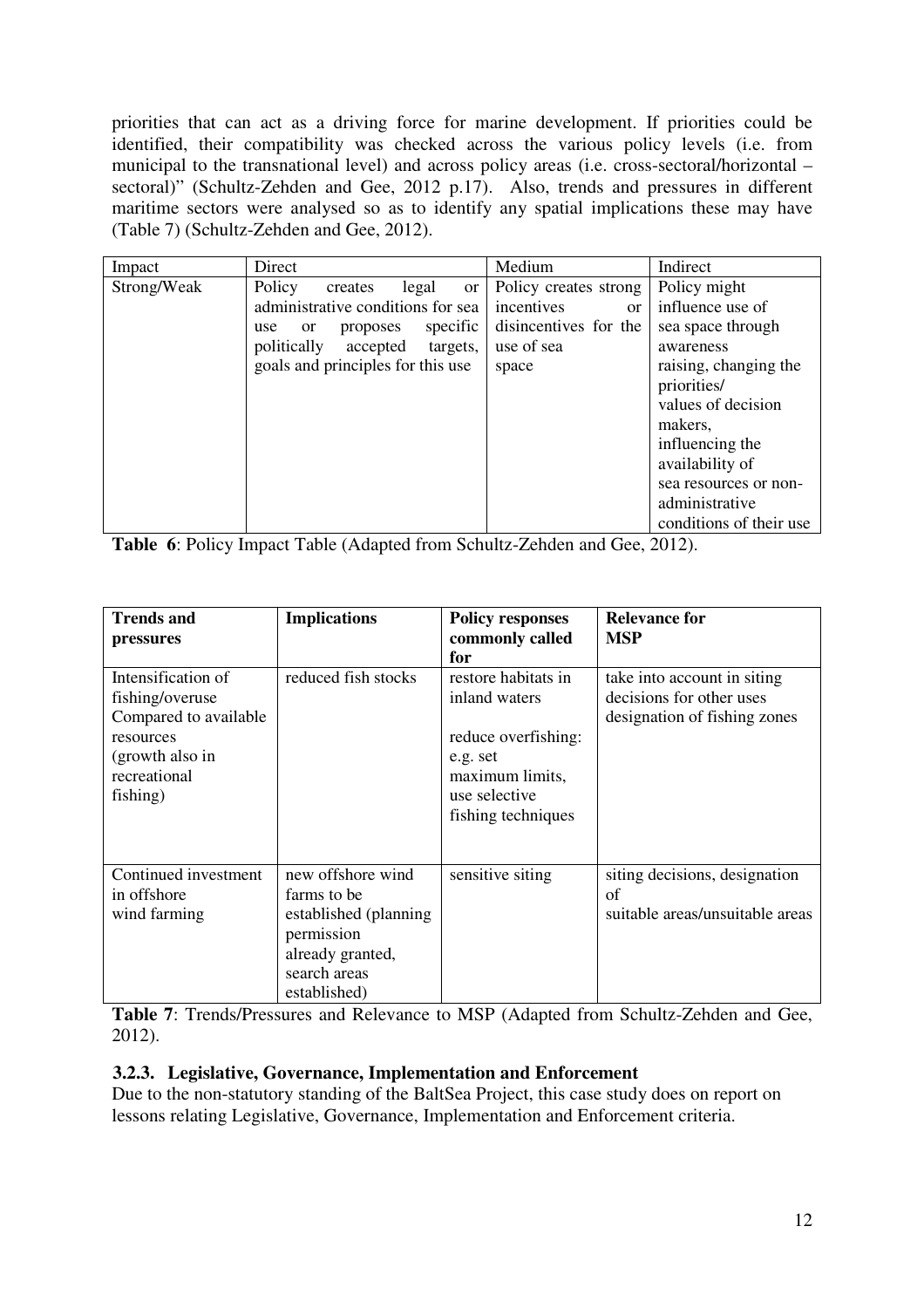priorities that can act as a driving force for marine development. If priorities could be identified, their compatibility was checked across the various policy levels (i.e. from municipal to the transnational level) and across policy areas (i.e. cross-sectoral/horizontal – sectoral)" (Schultz-Zehden and Gee, 2012 p.17). Also, trends and pressures in different maritime sectors were analysed so as to identify any spatial implications these may have (Table 7) (Schultz-Zehden and Gee, 2012).

| Impact | Direct | Medium | Indirect |
|---|---|---|---|
| Strong/Weak | Policy creates legal or administrative conditions for sea use or proposes specific politically accepted targets, goals and principles for this use | Policy creates strong incentives or disincentives for the use of sea space | Policy might influence use of sea space through awareness raising, changing the priorities/ values of decision makers, influencing the availability of sea resources or non-administrative conditions of their use |

**Table 6**: Policy Impact Table (Adapted from Schultz-Zehden and Gee, 2012).

| **Trends and pressures** | **Implications** | **Policy responses commonly called for** | **Relevance for MSP** |
|---|---|---|---|
| Intensification of fishing/overuse Compared to available resources (growth also in recreational fishing) | reduced fish stocks | restore habitats in inland waters<br><br>reduce overfishing: e.g. set maximum limits, use selective fishing techniques | take into account in siting decisions for other uses designation of fishing zones |
| Continued investment in offshore wind farming | new offshore wind farms to be established (planning permission already granted, search areas established) | sensitive siting | siting decisions, designation of suitable areas/unsuitable areas |

**Table 7**: Trends/Pressures and Relevance to MSP (Adapted from Schultz-Zehden and Gee, 2012).

### 3.2.3. Legislative, Governance, Implementation and Enforcement

Due to the non-statutory standing of the BaltSea Project, this case study does on report on lessons relating Legislative, Governance, Implementation and Enforcement criteria.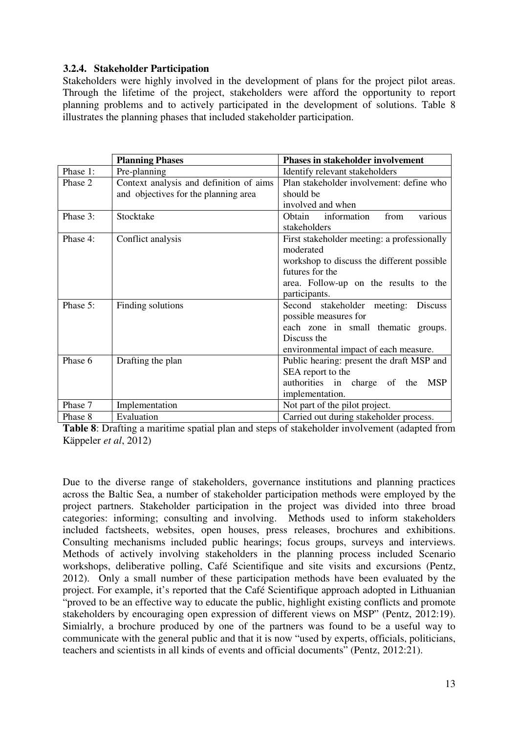### 3.2.4. Stakeholder Participation

Stakeholders were highly involved in the development of plans for the project pilot areas. Through the lifetime of the project, stakeholders were afford the opportunity to report planning problems and to actively participated in the development of solutions. Table 8 illustrates the planning phases that included stakeholder participation.

| | Planning Phases | Phases in stakeholder involvement |
|---|---|---|
| Phase 1: | Pre-planning | Identify relevant stakeholders |
| Phase 2 | Context analysis and definition of aims and objectives for the planning area | Plan stakeholder involvement: define who should be involved and when |
| Phase 3: | Stocktake | Obtain information from various stakeholders |
| Phase 4: | Conflict analysis | First stakeholder meeting: a professionally moderated workshop to discuss the different possible futures for the area. Follow-up on the results to the participants. |
| Phase 5: | Finding solutions | Second stakeholder meeting: Discuss possible measures for each zone in small thematic groups. Discuss the environmental impact of each measure. |
| Phase 6 | Drafting the plan | Public hearing: present the draft MSP and SEA report to the authorities in charge of the MSP implementation. |
| Phase 7 | Implementation | Not part of the pilot project. |
| Phase 8 | Evaluation | Carried out during stakeholder process. |

**Table 8**: Drafting a maritime spatial plan and steps of stakeholder involvement (adapted from Käppeler *et al*, 2012)

Due to the diverse range of stakeholders, governance institutions and planning practices across the Baltic Sea, a number of stakeholder participation methods were employed by the project partners. Stakeholder participation in the project was divided into three broad categories: informing; consulting and involving. Methods used to inform stakeholders included factsheets, websites, open houses, press releases, brochures and exhibitions. Consulting mechanisms included public hearings; focus groups, surveys and interviews. Methods of actively involving stakeholders in the planning process included Scenario workshops, deliberative polling, Café Scientifique and site visits and excursions (Pentz, 2012). Only a small number of these participation methods have been evaluated by the project. For example, it's reported that the Café Scientifique approach adopted in Lithuanian "proved to be an effective way to educate the public, highlight existing conflicts and promote stakeholders by encouraging open expression of different views on MSP" (Pentz, 2012:19). Simialrly, a brochure produced by one of the partners was found to be a useful way to communicate with the general public and that it is now "used by experts, officials, politicians, teachers and scientists in all kinds of events and official documents" (Pentz, 2012:21).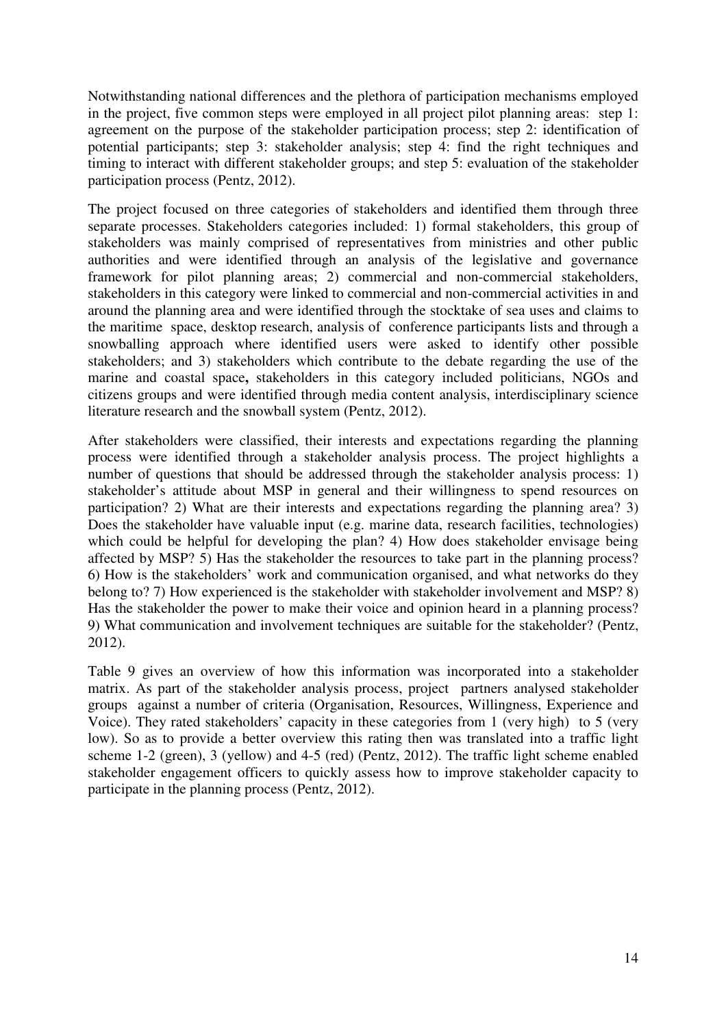Notwithstanding national differences and the plethora of participation mechanisms employed in the project, five common steps were employed in all project pilot planning areas: step 1: agreement on the purpose of the stakeholder participation process; step 2: identification of potential participants; step 3: stakeholder analysis; step 4: find the right techniques and timing to interact with different stakeholder groups; and step 5: evaluation of the stakeholder participation process (Pentz, 2012).

The project focused on three categories of stakeholders and identified them through three separate processes. Stakeholders categories included: 1) formal stakeholders, this group of stakeholders was mainly comprised of representatives from ministries and other public authorities and were identified through an analysis of the legislative and governance framework for pilot planning areas; 2) commercial and non-commercial stakeholders, stakeholders in this category were linked to commercial and non-commercial activities in and around the planning area and were identified through the stocktake of sea uses and claims to the maritime space, desktop research, analysis of conference participants lists and through a snowballing approach where identified users were asked to identify other possible stakeholders; and 3) stakeholders which contribute to the debate regarding the use of the marine and coastal space**,** stakeholders in this category included politicians, NGOs and citizens groups and were identified through media content analysis, interdisciplinary science literature research and the snowball system (Pentz, 2012).

After stakeholders were classified, their interests and expectations regarding the planning process were identified through a stakeholder analysis process. The project highlights a number of questions that should be addressed through the stakeholder analysis process: 1) stakeholder's attitude about MSP in general and their willingness to spend resources on participation? 2) What are their interests and expectations regarding the planning area? 3) Does the stakeholder have valuable input (e.g. marine data, research facilities, technologies) which could be helpful for developing the plan? 4) How does stakeholder envisage being affected by MSP? 5) Has the stakeholder the resources to take part in the planning process? 6) How is the stakeholders' work and communication organised, and what networks do they belong to? 7) How experienced is the stakeholder with stakeholder involvement and MSP? 8) Has the stakeholder the power to make their voice and opinion heard in a planning process? 9) What communication and involvement techniques are suitable for the stakeholder? (Pentz, 2012).

Table 9 gives an overview of how this information was incorporated into a stakeholder matrix. As part of the stakeholder analysis process, project partners analysed stakeholder groups against a number of criteria (Organisation, Resources, Willingness, Experience and Voice). They rated stakeholders' capacity in these categories from 1 (very high) to 5 (very low). So as to provide a better overview this rating then was translated into a traffic light scheme 1-2 (green), 3 (yellow) and 4-5 (red) (Pentz, 2012). The traffic light scheme enabled stakeholder engagement officers to quickly assess how to improve stakeholder capacity to participate in the planning process (Pentz, 2012).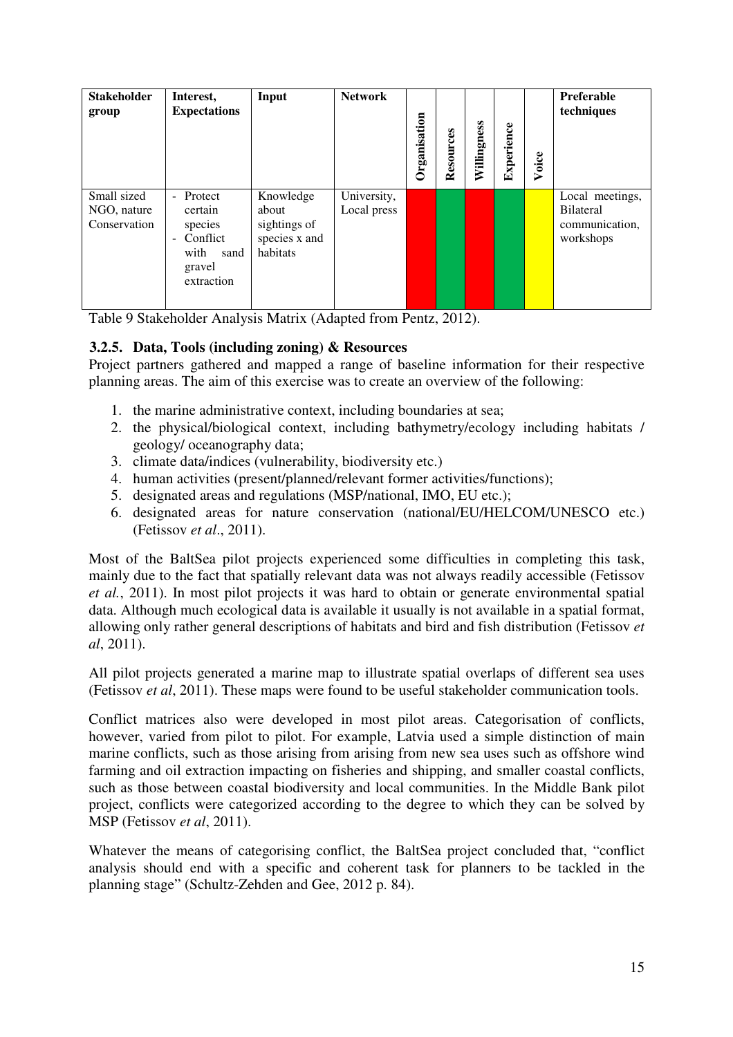| Stakeholder group | Interest, Expectations | Input | Network | Organisation | Resources | Willingness | Experience | Voice | Preferable techniques |
|---|---|---|---|---|---|---|---|---|---|
| Small sized NGO, nature Conservation | - Protect certain species<br>- Conflict with sand gravel extraction | Knowledge about sightings of species x and habitats | University, Local press | | | | | | Local meetings, Bilateral communication, workshops |

Table 9 Stakeholder Analysis Matrix (Adapted from Pentz, 2012).

### 3.2.5. Data, Tools (including zoning) & Resources

Project partners gathered and mapped a range of baseline information for their respective planning areas. The aim of this exercise was to create an overview of the following:

1. the marine administrative context, including boundaries at sea;
2. the physical/biological context, including bathymetry/ecology including habitats / geology/ oceanography data;
3. climate data/indices (vulnerability, biodiversity etc.)
4. human activities (present/planned/relevant former activities/functions);
5. designated areas and regulations (MSP/national, IMO, EU etc.);
6. designated areas for nature conservation (national/EU/HELCOM/UNESCO etc.) (Fetissov *et al*., 2011).

Most of the BaltSea pilot projects experienced some difficulties in completing this task, mainly due to the fact that spatially relevant data was not always readily accessible (Fetissov *et al.*, 2011). In most pilot projects it was hard to obtain or generate environmental spatial data. Although much ecological data is available it usually is not available in a spatial format, allowing only rather general descriptions of habitats and bird and fish distribution (Fetissov *et al*, 2011).

All pilot projects generated a marine map to illustrate spatial overlaps of different sea uses (Fetissov *et al*, 2011). These maps were found to be useful stakeholder communication tools.

Conflict matrices also were developed in most pilot areas. Categorisation of conflicts, however, varied from pilot to pilot. For example, Latvia used a simple distinction of main marine conflicts, such as those arising from arising from new sea uses such as offshore wind farming and oil extraction impacting on fisheries and shipping, and smaller coastal conflicts, such as those between coastal biodiversity and local communities. In the Middle Bank pilot project, conflicts were categorized according to the degree to which they can be solved by MSP (Fetissov *et al*, 2011).

Whatever the means of categorising conflict, the BaltSea project concluded that, "conflict analysis should end with a specific and coherent task for planners to be tackled in the planning stage" (Schultz-Zehden and Gee, 2012 p. 84).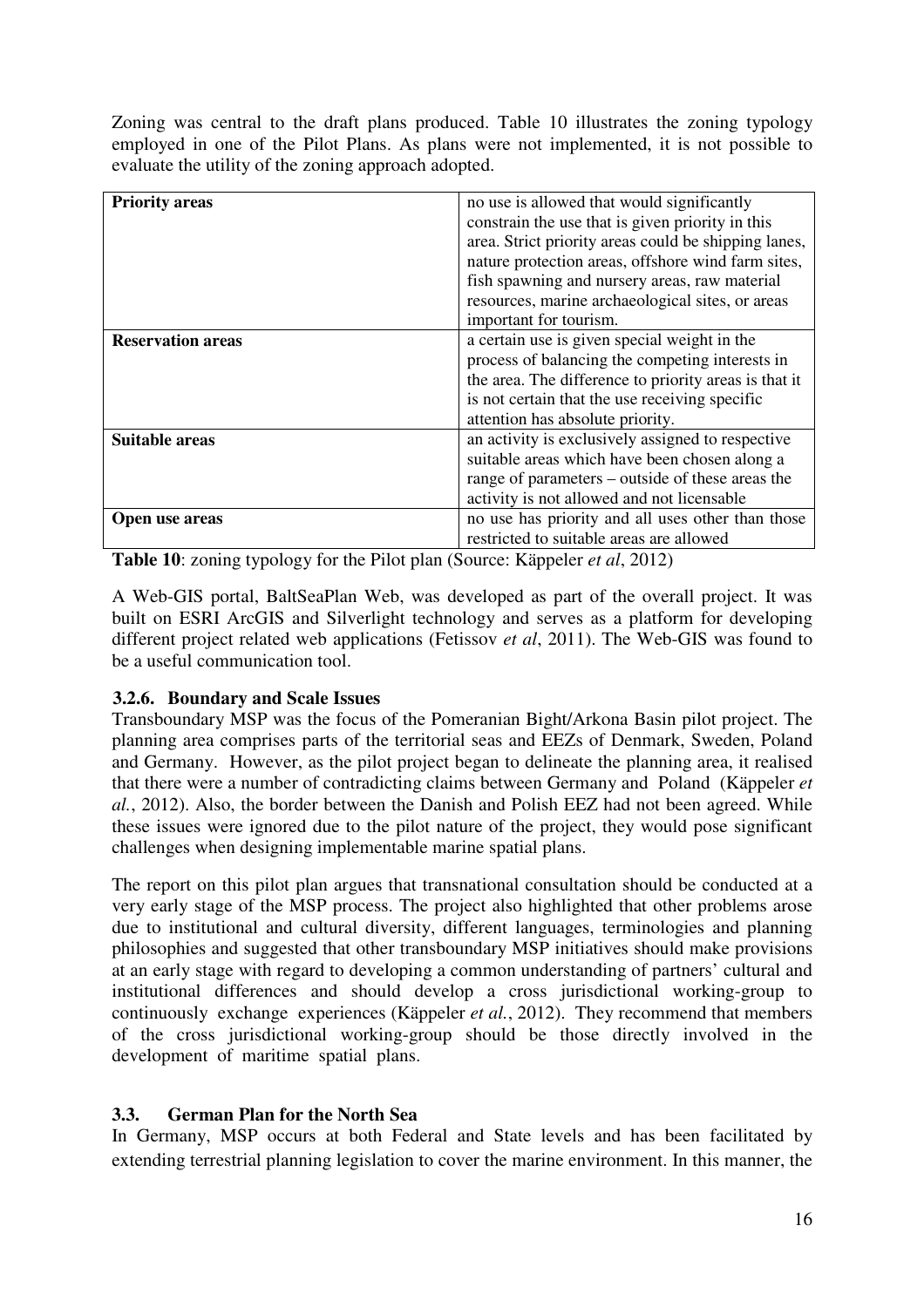Zoning was central to the draft plans produced. Table 10 illustrates the zoning typology employed in one of the Pilot Plans. As plans were not implemented, it is not possible to evaluate the utility of the zoning approach adopted.

| | |
|---|---|
| **Priority areas** | no use is allowed that would significantly constrain the use that is given priority in this area. Strict priority areas could be shipping lanes, nature protection areas, offshore wind farm sites, fish spawning and nursery areas, raw material resources, marine archaeological sites, or areas important for tourism. |
| **Reservation areas** | a certain use is given special weight in the process of balancing the competing interests in the area. The difference to priority areas is that it is not certain that the use receiving specific attention has absolute priority. |
| **Suitable areas** | an activity is exclusively assigned to respective suitable areas which have been chosen along a range of parameters – outside of these areas the activity is not allowed and not licensable |
| **Open use areas** | no use has priority and all uses other than those restricted to suitable areas are allowed |

**Table 10**: zoning typology for the Pilot plan (Source: Käppeler *et al*, 2012)

A Web-GIS portal, BaltSeaPlan Web, was developed as part of the overall project. It was built on ESRI ArcGIS and Silverlight technology and serves as a platform for developing different project related web applications (Fetissov *et al*, 2011). The Web-GIS was found to be a useful communication tool.

### 3.2.6. Boundary and Scale Issues

Transboundary MSP was the focus of the Pomeranian Bight/Arkona Basin pilot project. The planning area comprises parts of the territorial seas and EEZs of Denmark, Sweden, Poland and Germany. However, as the pilot project began to delineate the planning area, it realised that there were a number of contradicting claims between Germany and Poland (Käppeler *et al.*, 2012). Also, the border between the Danish and Polish EEZ had not been agreed. While these issues were ignored due to the pilot nature of the project, they would pose significant challenges when designing implementable marine spatial plans.

The report on this pilot plan argues that transnational consultation should be conducted at a very early stage of the MSP process. The project also highlighted that other problems arose due to institutional and cultural diversity, different languages, terminologies and planning philosophies and suggested that other transboundary MSP initiatives should make provisions at an early stage with regard to developing a common understanding of partners' cultural and institutional differences and should develop a cross jurisdictional working-group to continuously exchange experiences (Käppeler *et al.*, 2012). They recommend that members of the cross jurisdictional working-group should be those directly involved in the development of maritime spatial plans.

## 3.3. German Plan for the North Sea

In Germany, MSP occurs at both Federal and State levels and has been facilitated by extending terrestrial planning legislation to cover the marine environment. In this manner, the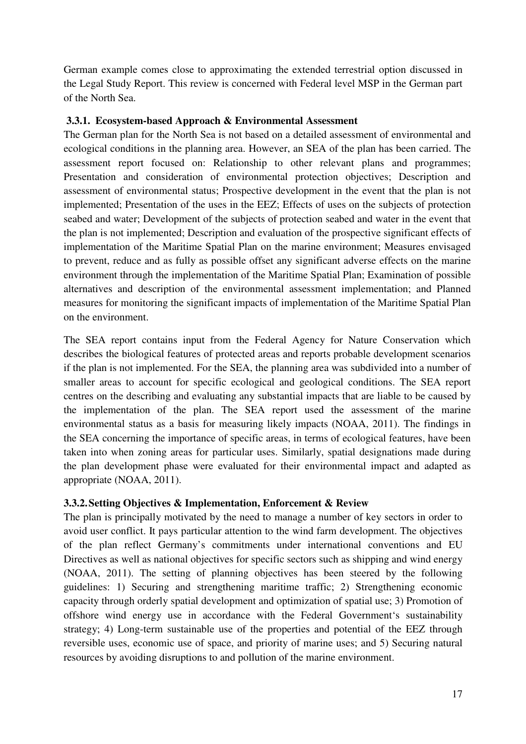German example comes close to approximating the extended terrestrial option discussed in the Legal Study Report. This review is concerned with Federal level MSP in the German part of the North Sea.

### 3.3.1. Ecosystem-based Approach & Environmental Assessment

The German plan for the North Sea is not based on a detailed assessment of environmental and ecological conditions in the planning area. However, an SEA of the plan has been carried. The assessment report focused on: Relationship to other relevant plans and programmes; Presentation and consideration of environmental protection objectives; Description and assessment of environmental status; Prospective development in the event that the plan is not implemented; Presentation of the uses in the EEZ; Effects of uses on the subjects of protection seabed and water; Development of the subjects of protection seabed and water in the event that the plan is not implemented; Description and evaluation of the prospective significant effects of implementation of the Maritime Spatial Plan on the marine environment; Measures envisaged to prevent, reduce and as fully as possible offset any significant adverse effects on the marine environment through the implementation of the Maritime Spatial Plan; Examination of possible alternatives and description of the environmental assessment implementation; and Planned measures for monitoring the significant impacts of implementation of the Maritime Spatial Plan on the environment.

The SEA report contains input from the Federal Agency for Nature Conservation which describes the biological features of protected areas and reports probable development scenarios if the plan is not implemented. For the SEA, the planning area was subdivided into a number of smaller areas to account for specific ecological and geological conditions. The SEA report centres on the describing and evaluating any substantial impacts that are liable to be caused by the implementation of the plan. The SEA report used the assessment of the marine environmental status as a basis for measuring likely impacts (NOAA, 2011). The findings in the SEA concerning the importance of specific areas, in terms of ecological features, have been taken into when zoning areas for particular uses. Similarly, spatial designations made during the plan development phase were evaluated for their environmental impact and adapted as appropriate (NOAA, 2011).

### 3.3.2. Setting Objectives & Implementation, Enforcement & Review

The plan is principally motivated by the need to manage a number of key sectors in order to avoid user conflict. It pays particular attention to the wind farm development. The objectives of the plan reflect Germany's commitments under international conventions and EU Directives as well as national objectives for specific sectors such as shipping and wind energy (NOAA, 2011). The setting of planning objectives has been steered by the following guidelines: 1) Securing and strengthening maritime traffic; 2) Strengthening economic capacity through orderly spatial development and optimization of spatial use; 3) Promotion of offshore wind energy use in accordance with the Federal Government's sustainability strategy; 4) Long-term sustainable use of the properties and potential of the EEZ through reversible uses, economic use of space, and priority of marine uses; and 5) Securing natural resources by avoiding disruptions to and pollution of the marine environment.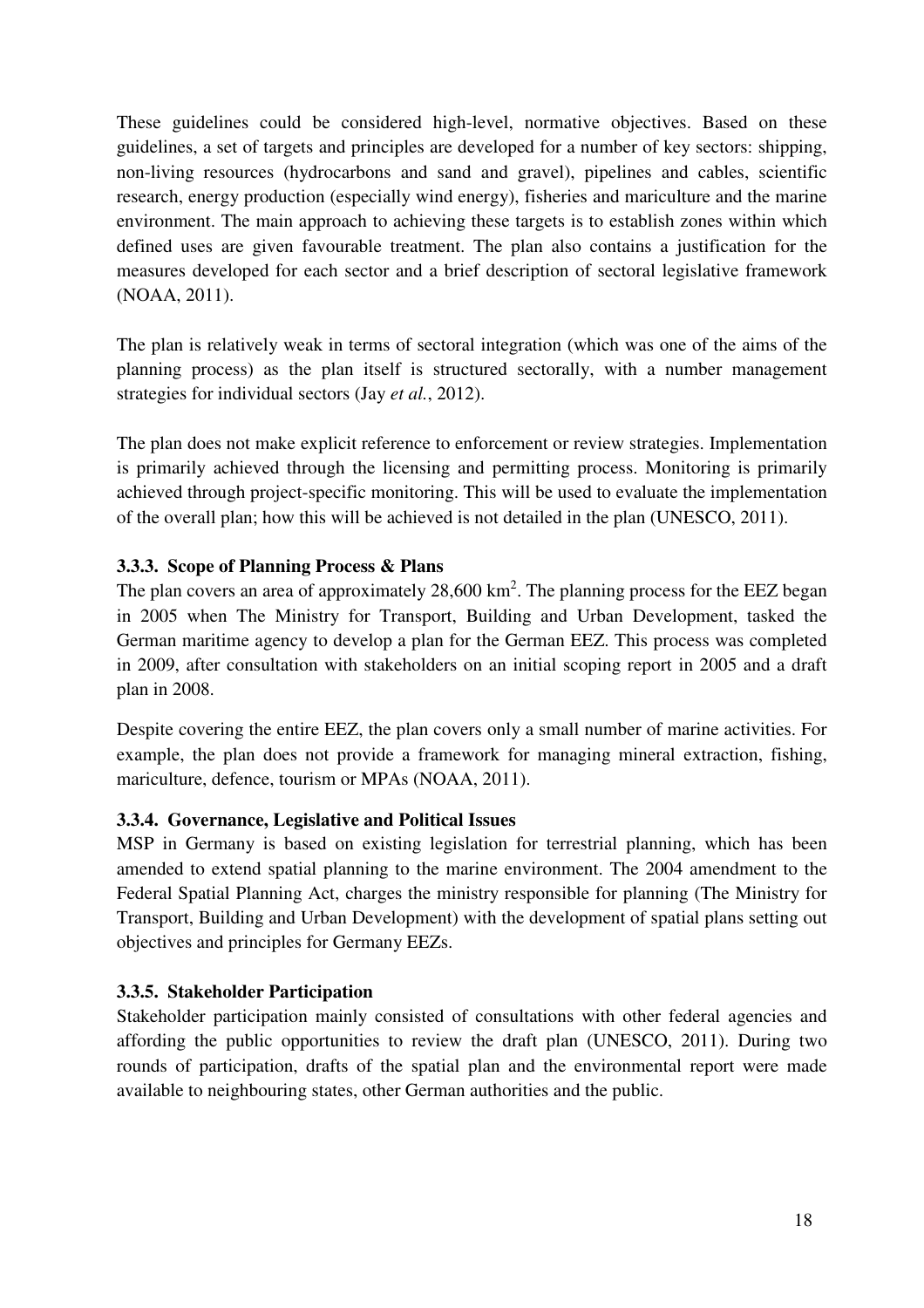These guidelines could be considered high-level, normative objectives. Based on these guidelines, a set of targets and principles are developed for a number of key sectors: shipping, non-living resources (hydrocarbons and sand and gravel), pipelines and cables, scientific research, energy production (especially wind energy), fisheries and mariculture and the marine environment. The main approach to achieving these targets is to establish zones within which defined uses are given favourable treatment. The plan also contains a justification for the measures developed for each sector and a brief description of sectoral legislative framework (NOAA, 2011).

The plan is relatively weak in terms of sectoral integration (which was one of the aims of the planning process) as the plan itself is structured sectorally, with a number management strategies for individual sectors (Jay *et al.*, 2012).

The plan does not make explicit reference to enforcement or review strategies. Implementation is primarily achieved through the licensing and permitting process. Monitoring is primarily achieved through project-specific monitoring. This will be used to evaluate the implementation of the overall plan; how this will be achieved is not detailed in the plan (UNESCO, 2011).

### 3.3.3. Scope of Planning Process & Plans

The plan covers an area of approximately 28,600 km$^2$. The planning process for the EEZ began in 2005 when The Ministry for Transport, Building and Urban Development, tasked the German maritime agency to develop a plan for the German EEZ. This process was completed in 2009, after consultation with stakeholders on an initial scoping report in 2005 and a draft plan in 2008.

Despite covering the entire EEZ, the plan covers only a small number of marine activities. For example, the plan does not provide a framework for managing mineral extraction, fishing, mariculture, defence, tourism or MPAs (NOAA, 2011).

### 3.3.4. Governance, Legislative and Political Issues

MSP in Germany is based on existing legislation for terrestrial planning, which has been amended to extend spatial planning to the marine environment. The 2004 amendment to the Federal Spatial Planning Act, charges the ministry responsible for planning (The Ministry for Transport, Building and Urban Development) with the development of spatial plans setting out objectives and principles for Germany EEZs.

### 3.3.5. Stakeholder Participation

Stakeholder participation mainly consisted of consultations with other federal agencies and affording the public opportunities to review the draft plan (UNESCO, 2011). During two rounds of participation, drafts of the spatial plan and the environmental report were made available to neighbouring states, other German authorities and the public.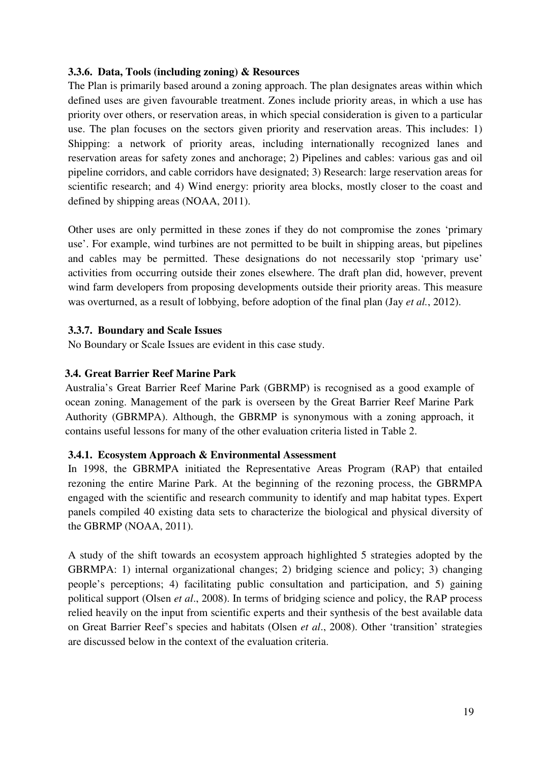### 3.3.6. Data, Tools (including zoning) & Resources

The Plan is primarily based around a zoning approach. The plan designates areas within which defined uses are given favourable treatment. Zones include priority areas, in which a use has priority over others, or reservation areas, in which special consideration is given to a particular use. The plan focuses on the sectors given priority and reservation areas. This includes: 1) Shipping: a network of priority areas, including internationally recognized lanes and reservation areas for safety zones and anchorage; 2) Pipelines and cables: various gas and oil pipeline corridors, and cable corridors have designated; 3) Research: large reservation areas for scientific research; and 4) Wind energy: priority area blocks, mostly closer to the coast and defined by shipping areas (NOAA, 2011).

Other uses are only permitted in these zones if they do not compromise the zones 'primary use'. For example, wind turbines are not permitted to be built in shipping areas, but pipelines and cables may be permitted. These designations do not necessarily stop 'primary use' activities from occurring outside their zones elsewhere. The draft plan did, however, prevent wind farm developers from proposing developments outside their priority areas. This measure was overturned, as a result of lobbying, before adoption of the final plan (Jay *et al.*, 2012).

### 3.3.7. Boundary and Scale Issues

No Boundary or Scale Issues are evident in this case study.

## 3.4. Great Barrier Reef Marine Park

Australia's Great Barrier Reef Marine Park (GBRMP) is recognised as a good example of ocean zoning. Management of the park is overseen by the Great Barrier Reef Marine Park Authority (GBRMPA). Although, the GBRMP is synonymous with a zoning approach, it contains useful lessons for many of the other evaluation criteria listed in Table 2.

### 3.4.1. Ecosystem Approach & Environmental Assessment

In 1998, the GBRMPA initiated the Representative Areas Program (RAP) that entailed rezoning the entire Marine Park. At the beginning of the rezoning process, the GBRMPA engaged with the scientific and research community to identify and map habitat types. Expert panels compiled 40 existing data sets to characterize the biological and physical diversity of the GBRMP (NOAA, 2011).

A study of the shift towards an ecosystem approach highlighted 5 strategies adopted by the GBRMPA: 1) internal organizational changes; 2) bridging science and policy; 3) changing people's perceptions; 4) facilitating public consultation and participation, and 5) gaining political support (Olsen *et al*., 2008). In terms of bridging science and policy, the RAP process relied heavily on the input from scientific experts and their synthesis of the best available data on Great Barrier Reef's species and habitats (Olsen *et al*., 2008). Other 'transition' strategies are discussed below in the context of the evaluation criteria.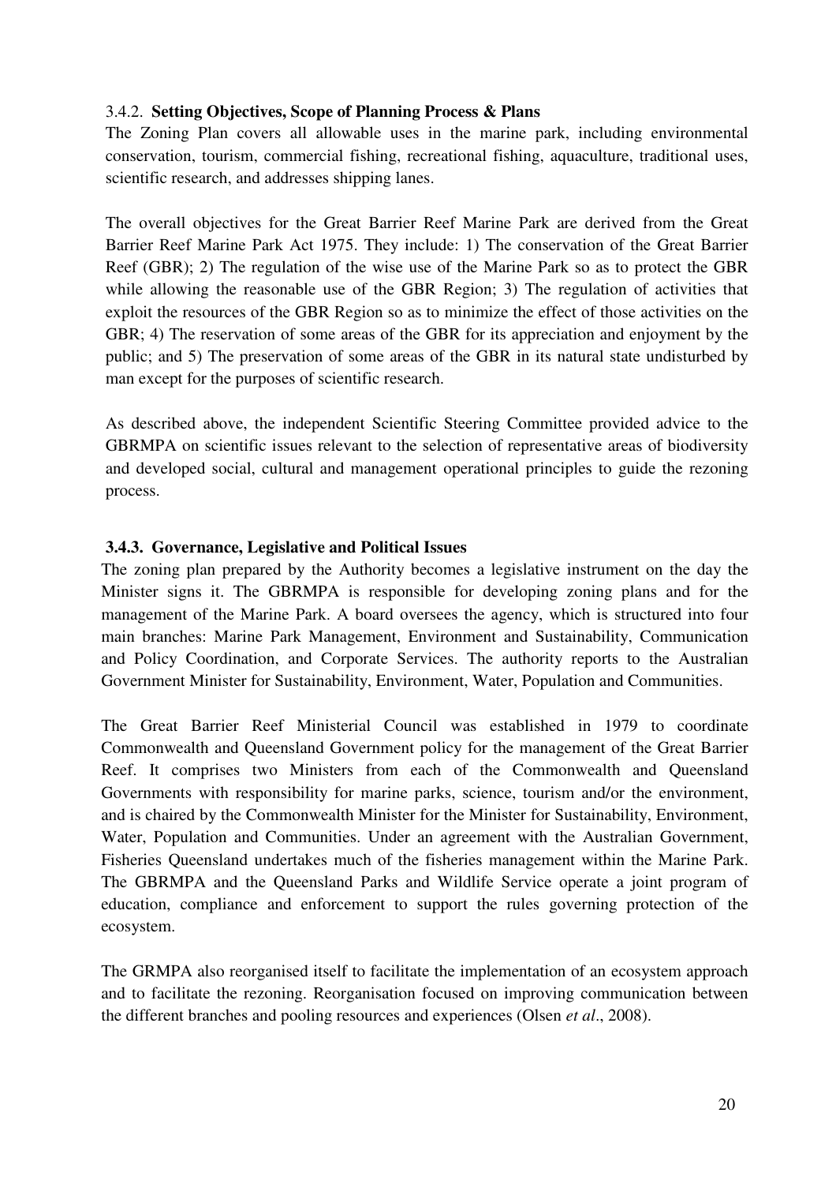#### 3.4.2. **Setting Objectives, Scope of Planning Process & Plans**

The Zoning Plan covers all allowable uses in the marine park, including environmental conservation, tourism, commercial fishing, recreational fishing, aquaculture, traditional uses, scientific research, and addresses shipping lanes.

The overall objectives for the Great Barrier Reef Marine Park are derived from the Great Barrier Reef Marine Park Act 1975. They include: 1) The conservation of the Great Barrier Reef (GBR); 2) The regulation of the wise use of the Marine Park so as to protect the GBR while allowing the reasonable use of the GBR Region; 3) The regulation of activities that exploit the resources of the GBR Region so as to minimize the effect of those activities on the GBR; 4) The reservation of some areas of the GBR for its appreciation and enjoyment by the public; and 5) The preservation of some areas of the GBR in its natural state undisturbed by man except for the purposes of scientific research.

As described above, the independent Scientific Steering Committee provided advice to the GBRMPA on scientific issues relevant to the selection of representative areas of biodiversity and developed social, cultural and management operational principles to guide the rezoning process.

#### **3.4.3. Governance, Legislative and Political Issues**

The zoning plan prepared by the Authority becomes a legislative instrument on the day the Minister signs it. The GBRMPA is responsible for developing zoning plans and for the management of the Marine Park. A board oversees the agency, which is structured into four main branches: Marine Park Management, Environment and Sustainability, Communication and Policy Coordination, and Corporate Services. The authority reports to the Australian Government Minister for Sustainability, Environment, Water, Population and Communities.

The Great Barrier Reef Ministerial Council was established in 1979 to coordinate Commonwealth and Queensland Government policy for the management of the Great Barrier Reef. It comprises two Ministers from each of the Commonwealth and Queensland Governments with responsibility for marine parks, science, tourism and/or the environment, and is chaired by the Commonwealth Minister for the Minister for Sustainability, Environment, Water, Population and Communities. Under an agreement with the Australian Government, Fisheries Queensland undertakes much of the fisheries management within the Marine Park. The GBRMPA and the Queensland Parks and Wildlife Service operate a joint program of education, compliance and enforcement to support the rules governing protection of the ecosystem.

The GRMPA also reorganised itself to facilitate the implementation of an ecosystem approach and to facilitate the rezoning. Reorganisation focused on improving communication between the different branches and pooling resources and experiences (Olsen *et al*., 2008).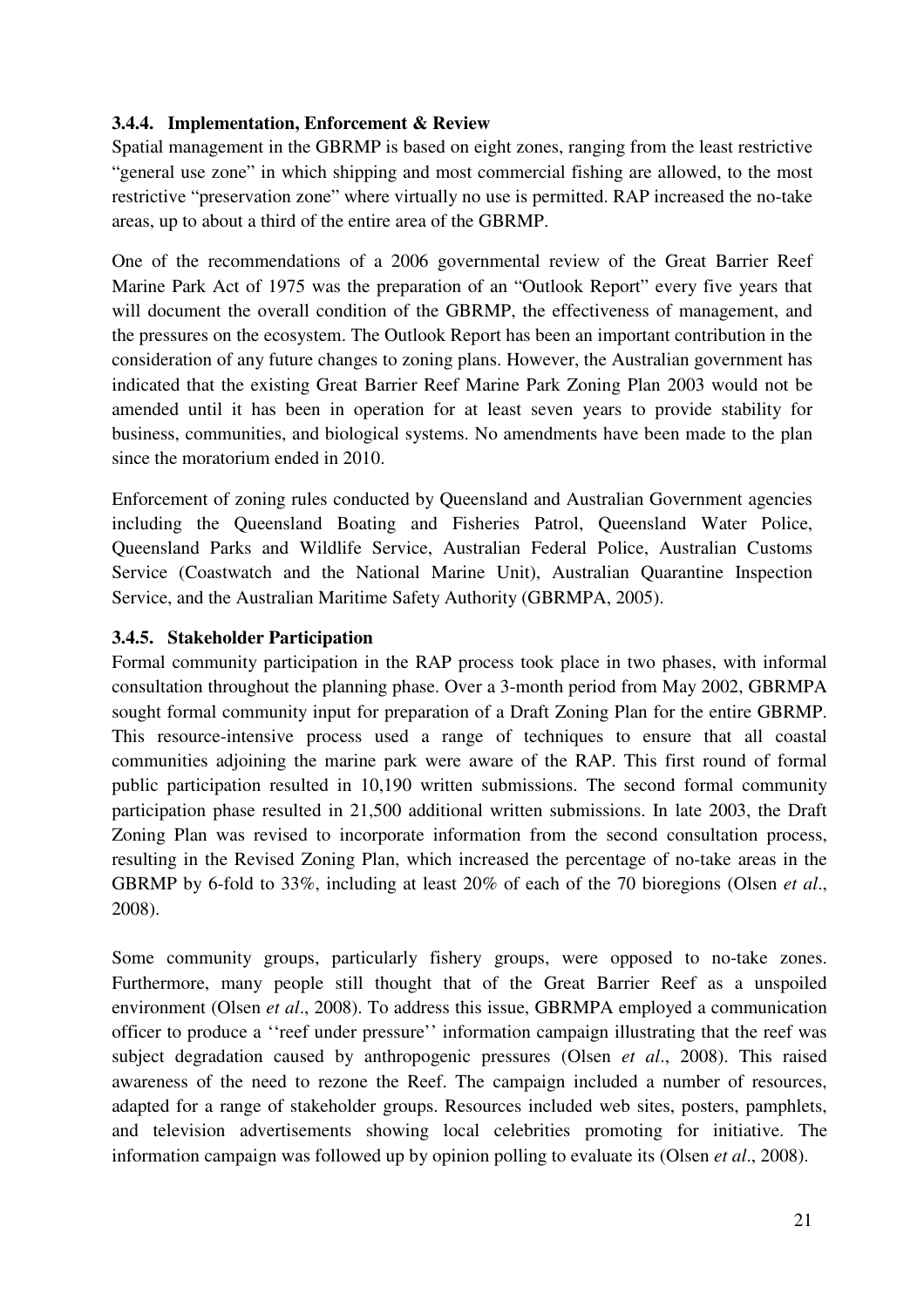### 3.4.4. Implementation, Enforcement & Review

Spatial management in the GBRMP is based on eight zones, ranging from the least restrictive "general use zone" in which shipping and most commercial fishing are allowed, to the most restrictive "preservation zone" where virtually no use is permitted. RAP increased the no-take areas, up to about a third of the entire area of the GBRMP.

One of the recommendations of a 2006 governmental review of the Great Barrier Reef Marine Park Act of 1975 was the preparation of an "Outlook Report" every five years that will document the overall condition of the GBRMP, the effectiveness of management, and the pressures on the ecosystem. The Outlook Report has been an important contribution in the consideration of any future changes to zoning plans. However, the Australian government has indicated that the existing Great Barrier Reef Marine Park Zoning Plan 2003 would not be amended until it has been in operation for at least seven years to provide stability for business, communities, and biological systems. No amendments have been made to the plan since the moratorium ended in 2010.

Enforcement of zoning rules conducted by Queensland and Australian Government agencies including the Queensland Boating and Fisheries Patrol, Queensland Water Police, Queensland Parks and Wildlife Service, Australian Federal Police, Australian Customs Service (Coastwatch and the National Marine Unit), Australian Quarantine Inspection Service, and the Australian Maritime Safety Authority (GBRMPA, 2005).

### 3.4.5. Stakeholder Participation

Formal community participation in the RAP process took place in two phases, with informal consultation throughout the planning phase. Over a 3-month period from May 2002, GBRMPA sought formal community input for preparation of a Draft Zoning Plan for the entire GBRMP. This resource-intensive process used a range of techniques to ensure that all coastal communities adjoining the marine park were aware of the RAP. This first round of formal public participation resulted in 10,190 written submissions. The second formal community participation phase resulted in 21,500 additional written submissions. In late 2003, the Draft Zoning Plan was revised to incorporate information from the second consultation process, resulting in the Revised Zoning Plan, which increased the percentage of no-take areas in the GBRMP by 6-fold to 33%, including at least 20% of each of the 70 bioregions (Olsen *et al*., 2008).

Some community groups, particularly fishery groups, were opposed to no-take zones. Furthermore, many people still thought that of the Great Barrier Reef as a unspoiled environment (Olsen *et al*., 2008). To address this issue, GBRMPA employed a communication officer to produce a ''reef under pressure'' information campaign illustrating that the reef was subject degradation caused by anthropogenic pressures (Olsen *et al*., 2008). This raised awareness of the need to rezone the Reef. The campaign included a number of resources, adapted for a range of stakeholder groups. Resources included web sites, posters, pamphlets, and television advertisements showing local celebrities promoting for initiative. The information campaign was followed up by opinion polling to evaluate its (Olsen *et al*., 2008).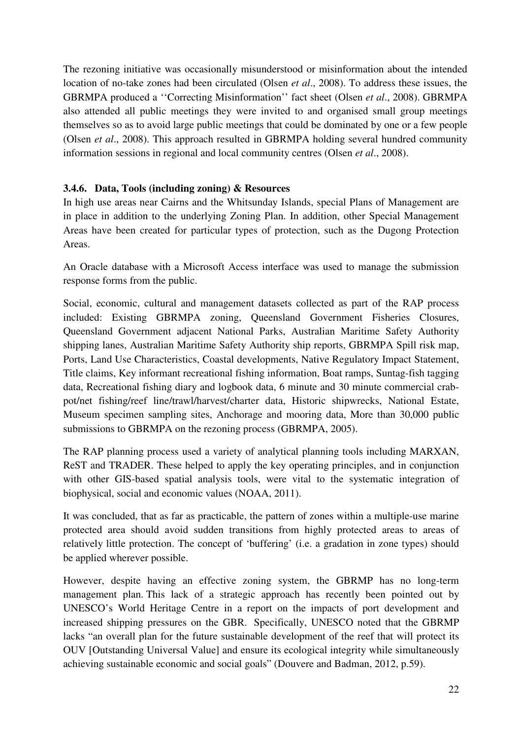The rezoning initiative was occasionally misunderstood or misinformation about the intended location of no-take zones had been circulated (Olsen *et al*., 2008). To address these issues, the GBRMPA produced a ''Correcting Misinformation'' fact sheet (Olsen *et al*., 2008). GBRMPA also attended all public meetings they were invited to and organised small group meetings themselves so as to avoid large public meetings that could be dominated by one or a few people (Olsen *et al*., 2008). This approach resulted in GBRMPA holding several hundred community information sessions in regional and local community centres (Olsen *et al*., 2008).

### 3.4.6. Data, Tools (including zoning) & Resources

In high use areas near Cairns and the Whitsunday Islands, special Plans of Management are in place in addition to the underlying Zoning Plan. In addition, other Special Management Areas have been created for particular types of protection, such as the Dugong Protection Areas.

An Oracle database with a Microsoft Access interface was used to manage the submission response forms from the public.

Social, economic, cultural and management datasets collected as part of the RAP process included: Existing GBRMPA zoning, Queensland Government Fisheries Closures, Queensland Government adjacent National Parks, Australian Maritime Safety Authority shipping lanes, Australian Maritime Safety Authority ship reports, GBRMPA Spill risk map, Ports, Land Use Characteristics, Coastal developments, Native Regulatory Impact Statement, Title claims, Key informant recreational fishing information, Boat ramps, Suntag-fish tagging data, Recreational fishing diary and logbook data, 6 minute and 30 minute commercial crab-pot/net fishing/reef line/trawl/harvest/charter data, Historic shipwrecks, National Estate, Museum specimen sampling sites, Anchorage and mooring data, More than 30,000 public submissions to GBRMPA on the rezoning process (GBRMPA, 2005).

The RAP planning process used a variety of analytical planning tools including MARXAN, ReST and TRADER. These helped to apply the key operating principles, and in conjunction with other GIS-based spatial analysis tools, were vital to the systematic integration of biophysical, social and economic values (NOAA, 2011).

It was concluded, that as far as practicable, the pattern of zones within a multiple-use marine protected area should avoid sudden transitions from highly protected areas to areas of relatively little protection. The concept of 'buffering' (i.e. a gradation in zone types) should be applied wherever possible.

However, despite having an effective zoning system, the GBRMP has no long-term management plan. This lack of a strategic approach has recently been pointed out by UNESCO's World Heritage Centre in a report on the impacts of port development and increased shipping pressures on the GBR. Specifically, UNESCO noted that the GBRMP lacks "an overall plan for the future sustainable development of the reef that will protect its OUV [Outstanding Universal Value] and ensure its ecological integrity while simultaneously achieving sustainable economic and social goals" (Douvere and Badman, 2012, p.59).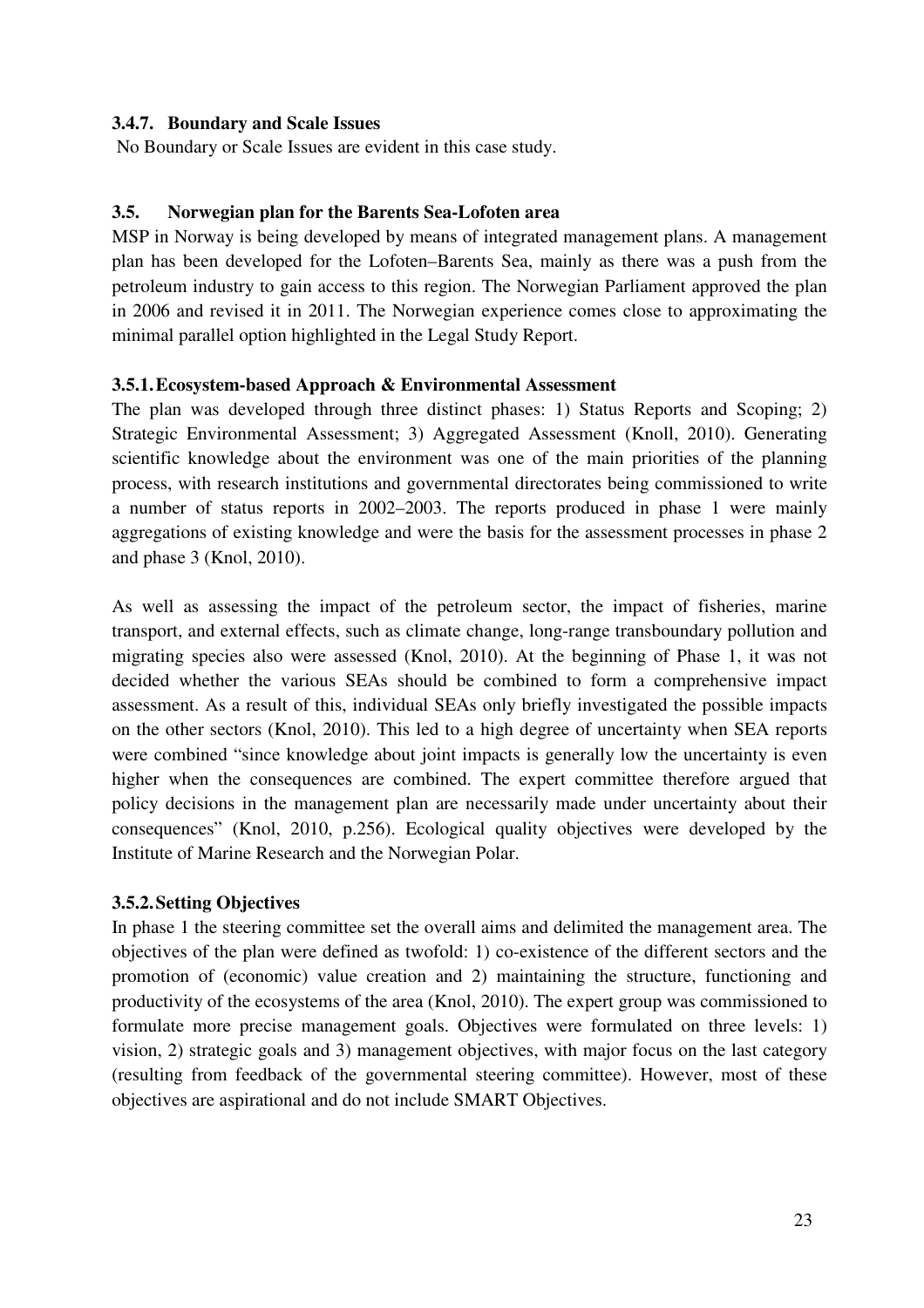### 3.4.7. Boundary and Scale Issues

No Boundary or Scale Issues are evident in this case study.

## 3.5. Norwegian plan for the Barents Sea-Lofoten area

MSP in Norway is being developed by means of integrated management plans. A management plan has been developed for the Lofoten–Barents Sea, mainly as there was a push from the petroleum industry to gain access to this region. The Norwegian Parliament approved the plan in 2006 and revised it in 2011. The Norwegian experience comes close to approximating the minimal parallel option highlighted in the Legal Study Report.

### 3.5.1. Ecosystem-based Approach & Environmental Assessment

The plan was developed through three distinct phases: 1) Status Reports and Scoping; 2) Strategic Environmental Assessment; 3) Aggregated Assessment (Knoll, 2010). Generating scientific knowledge about the environment was one of the main priorities of the planning process, with research institutions and governmental directorates being commissioned to write a number of status reports in 2002–2003. The reports produced in phase 1 were mainly aggregations of existing knowledge and were the basis for the assessment processes in phase 2 and phase 3 (Knol, 2010).

As well as assessing the impact of the petroleum sector, the impact of fisheries, marine transport, and external effects, such as climate change, long-range transboundary pollution and migrating species also were assessed (Knol, 2010). At the beginning of Phase 1, it was not decided whether the various SEAs should be combined to form a comprehensive impact assessment. As a result of this, individual SEAs only briefly investigated the possible impacts on the other sectors (Knol, 2010). This led to a high degree of uncertainty when SEA reports were combined "since knowledge about joint impacts is generally low the uncertainty is even higher when the consequences are combined. The expert committee therefore argued that policy decisions in the management plan are necessarily made under uncertainty about their consequences" (Knol, 2010, p.256). Ecological quality objectives were developed by the Institute of Marine Research and the Norwegian Polar.

### 3.5.2. Setting Objectives

In phase 1 the steering committee set the overall aims and delimited the management area. The objectives of the plan were defined as twofold: 1) co-existence of the different sectors and the promotion of (economic) value creation and 2) maintaining the structure, functioning and productivity of the ecosystems of the area (Knol, 2010). The expert group was commissioned to formulate more precise management goals. Objectives were formulated on three levels: 1) vision, 2) strategic goals and 3) management objectives, with major focus on the last category (resulting from feedback of the governmental steering committee). However, most of these objectives are aspirational and do not include SMART Objectives.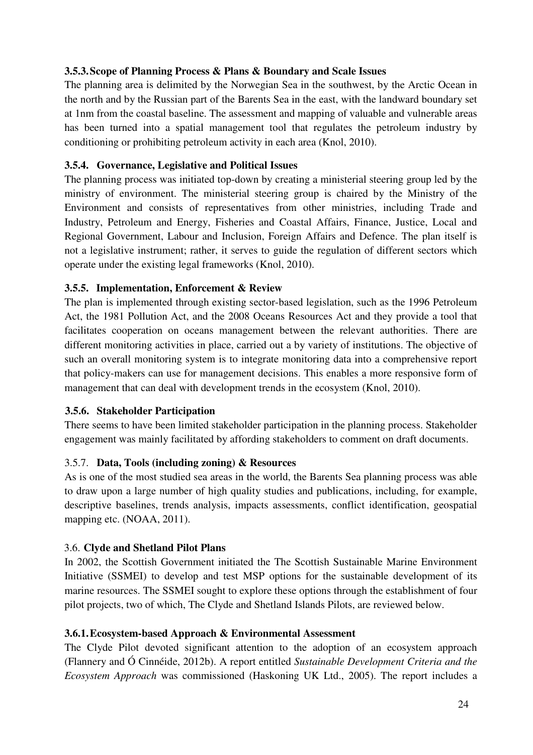### 3.5.3. Scope of Planning Process & Plans & Boundary and Scale Issues

The planning area is delimited by the Norwegian Sea in the southwest, by the Arctic Ocean in the north and by the Russian part of the Barents Sea in the east, with the landward boundary set at 1nm from the coastal baseline. The assessment and mapping of valuable and vulnerable areas has been turned into a spatial management tool that regulates the petroleum industry by conditioning or prohibiting petroleum activity in each area (Knol, 2010).

### 3.5.4. Governance, Legislative and Political Issues

The planning process was initiated top-down by creating a ministerial steering group led by the ministry of environment. The ministerial steering group is chaired by the Ministry of the Environment and consists of representatives from other ministries, including Trade and Industry, Petroleum and Energy, Fisheries and Coastal Affairs, Finance, Justice, Local and Regional Government, Labour and Inclusion, Foreign Affairs and Defence. The plan itself is not a legislative instrument; rather, it serves to guide the regulation of different sectors which operate under the existing legal frameworks (Knol, 2010).

### 3.5.5. Implementation, Enforcement & Review

The plan is implemented through existing sector-based legislation, such as the 1996 Petroleum Act, the 1981 Pollution Act, and the 2008 Oceans Resources Act and they provide a tool that facilitates cooperation on oceans management between the relevant authorities. There are different monitoring activities in place, carried out a by variety of institutions. The objective of such an overall monitoring system is to integrate monitoring data into a comprehensive report that policy-makers can use for management decisions. This enables a more responsive form of management that can deal with development trends in the ecosystem (Knol, 2010).

### 3.5.6. Stakeholder Participation

There seems to have been limited stakeholder participation in the planning process. Stakeholder engagement was mainly facilitated by affording stakeholders to comment on draft documents.

### 3.5.7. Data, Tools (including zoning) & Resources

As is one of the most studied sea areas in the world, the Barents Sea planning process was able to draw upon a large number of high quality studies and publications, including, for example, descriptive baselines, trends analysis, impacts assessments, conflict identification, geospatial mapping etc. (NOAA, 2011).

## 3.6. Clyde and Shetland Pilot Plans

In 2002, the Scottish Government initiated the The Scottish Sustainable Marine Environment Initiative (SSMEI) to develop and test MSP options for the sustainable development of its marine resources. The SSMEI sought to explore these options through the establishment of four pilot projects, two of which, The Clyde and Shetland Islands Pilots, are reviewed below.

### 3.6.1. Ecosystem-based Approach & Environmental Assessment

The Clyde Pilot devoted significant attention to the adoption of an ecosystem approach (Flannery and Ó Cinnéide, 2012b). A report entitled *Sustainable Development Criteria and the Ecosystem Approach* was commissioned (Haskoning UK Ltd., 2005). The report includes a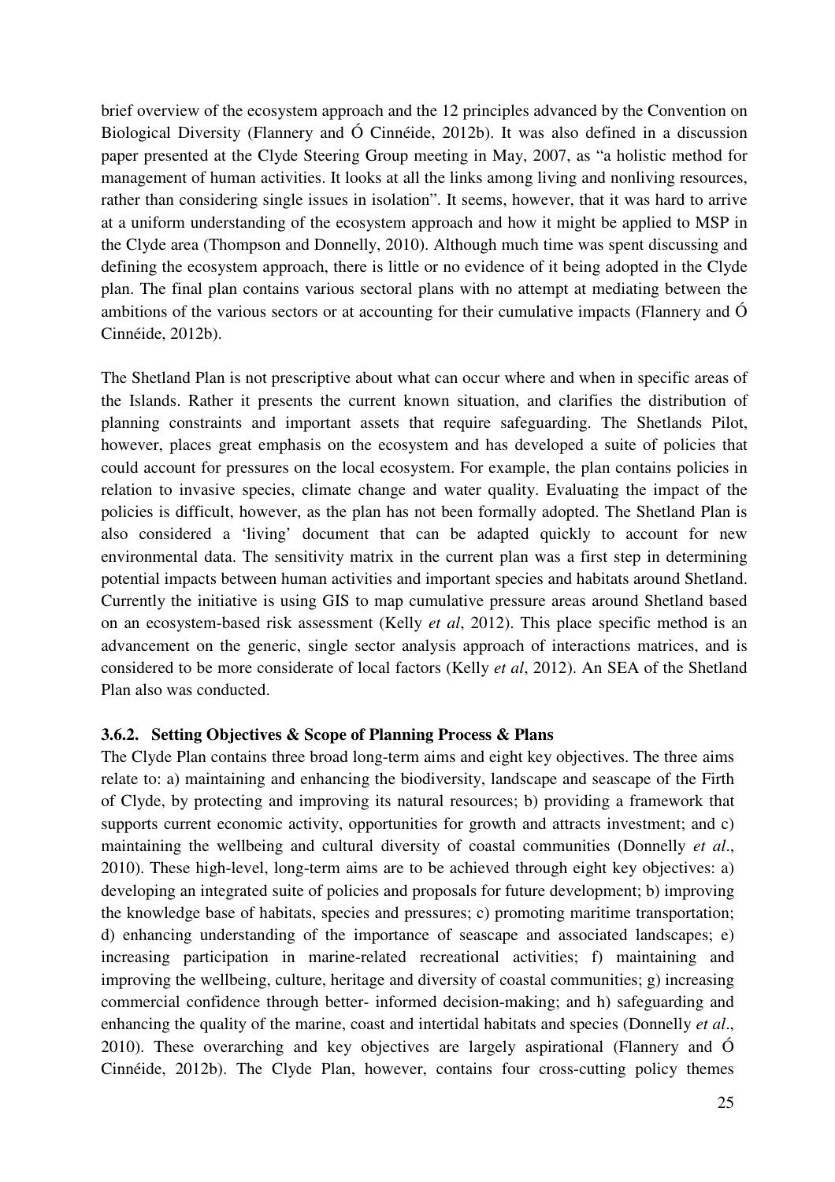brief overview of the ecosystem approach and the 12 principles advanced by the Convention on Biological Diversity (Flannery and Ó Cinnéide, 2012b). It was also defined in a discussion paper presented at the Clyde Steering Group meeting in May, 2007, as "a holistic method for management of human activities. It looks at all the links among living and nonliving resources, rather than considering single issues in isolation". It seems, however, that it was hard to arrive at a uniform understanding of the ecosystem approach and how it might be applied to MSP in the Clyde area (Thompson and Donnelly, 2010). Although much time was spent discussing and defining the ecosystem approach, there is little or no evidence of it being adopted in the Clyde plan. The final plan contains various sectoral plans with no attempt at mediating between the ambitions of the various sectors or at accounting for their cumulative impacts (Flannery and Ó Cinnéide, 2012b).

The Shetland Plan is not prescriptive about what can occur where and when in specific areas of the Islands. Rather it presents the current known situation, and clarifies the distribution of planning constraints and important assets that require safeguarding. The Shetlands Pilot, however, places great emphasis on the ecosystem and has developed a suite of policies that could account for pressures on the local ecosystem. For example, the plan contains policies in relation to invasive species, climate change and water quality. Evaluating the impact of the policies is difficult, however, as the plan has not been formally adopted. The Shetland Plan is also considered a 'living' document that can be adapted quickly to account for new environmental data. The sensitivity matrix in the current plan was a first step in determining potential impacts between human activities and important species and habitats around Shetland. Currently the initiative is using GIS to map cumulative pressure areas around Shetland based on an ecosystem-based risk assessment (Kelly *et al*, 2012). This place specific method is an advancement on the generic, single sector analysis approach of interactions matrices, and is considered to be more considerate of local factors (Kelly *et al*, 2012). An SEA of the Shetland Plan also was conducted.

### 3.6.2. Setting Objectives & Scope of Planning Process & Plans

The Clyde Plan contains three broad long-term aims and eight key objectives. The three aims relate to: a) maintaining and enhancing the biodiversity, landscape and seascape of the Firth of Clyde, by protecting and improving its natural resources; b) providing a framework that supports current economic activity, opportunities for growth and attracts investment; and c) maintaining the wellbeing and cultural diversity of coastal communities (Donnelly *et al*., 2010). These high-level, long-term aims are to be achieved through eight key objectives: a) developing an integrated suite of policies and proposals for future development; b) improving the knowledge base of habitats, species and pressures; c) promoting maritime transportation; d) enhancing understanding of the importance of seascape and associated landscapes; e) increasing participation in marine-related recreational activities; f) maintaining and improving the wellbeing, culture, heritage and diversity of coastal communities; g) increasing commercial confidence through better- informed decision-making; and h) safeguarding and enhancing the quality of the marine, coast and intertidal habitats and species (Donnelly *et al*., 2010). These overarching and key objectives are largely aspirational (Flannery and Ó Cinnéide, 2012b). The Clyde Plan, however, contains four cross-cutting policy themes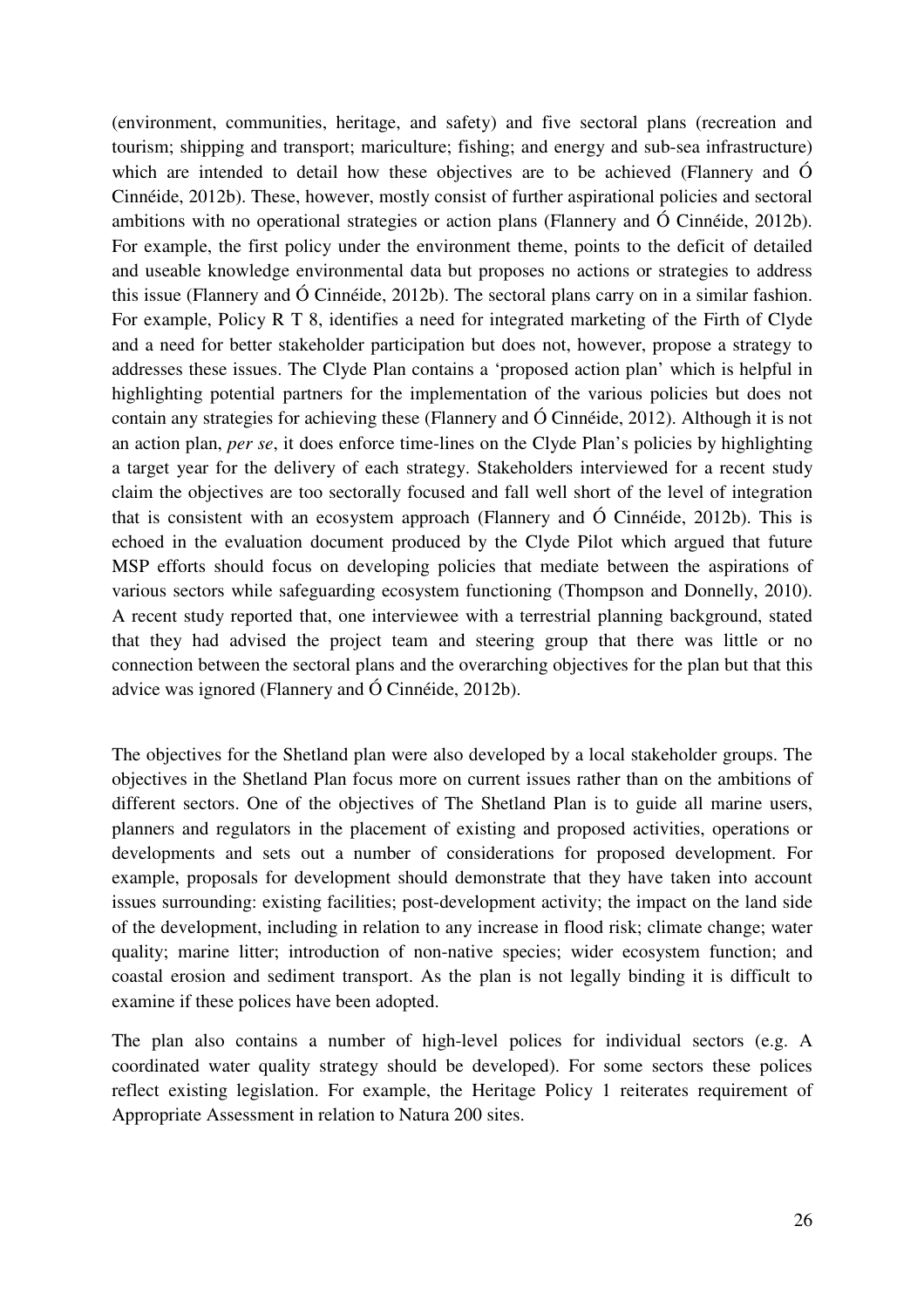(environment, communities, heritage, and safety) and five sectoral plans (recreation and tourism; shipping and transport; mariculture; fishing; and energy and sub-sea infrastructure) which are intended to detail how these objectives are to be achieved (Flannery and Ó Cinnéide, 2012b). These, however, mostly consist of further aspirational policies and sectoral ambitions with no operational strategies or action plans (Flannery and Ó Cinnéide, 2012b). For example, the first policy under the environment theme, points to the deficit of detailed and useable knowledge environmental data but proposes no actions or strategies to address this issue (Flannery and Ó Cinnéide, 2012b). The sectoral plans carry on in a similar fashion. For example, Policy R T 8, identifies a need for integrated marketing of the Firth of Clyde and a need for better stakeholder participation but does not, however, propose a strategy to addresses these issues. The Clyde Plan contains a 'proposed action plan' which is helpful in highlighting potential partners for the implementation of the various policies but does not contain any strategies for achieving these (Flannery and Ó Cinnéide, 2012). Although it is not an action plan, *per se*, it does enforce time-lines on the Clyde Plan's policies by highlighting a target year for the delivery of each strategy. Stakeholders interviewed for a recent study claim the objectives are too sectorally focused and fall well short of the level of integration that is consistent with an ecosystem approach (Flannery and Ó Cinnéide, 2012b). This is echoed in the evaluation document produced by the Clyde Pilot which argued that future MSP efforts should focus on developing policies that mediate between the aspirations of various sectors while safeguarding ecosystem functioning (Thompson and Donnelly, 2010). A recent study reported that, one interviewee with a terrestrial planning background, stated that they had advised the project team and steering group that there was little or no connection between the sectoral plans and the overarching objectives for the plan but that this advice was ignored (Flannery and Ó Cinnéide, 2012b).

The objectives for the Shetland plan were also developed by a local stakeholder groups. The objectives in the Shetland Plan focus more on current issues rather than on the ambitions of different sectors. One of the objectives of The Shetland Plan is to guide all marine users, planners and regulators in the placement of existing and proposed activities, operations or developments and sets out a number of considerations for proposed development. For example, proposals for development should demonstrate that they have taken into account issues surrounding: existing facilities; post-development activity; the impact on the land side of the development, including in relation to any increase in flood risk; climate change; water quality; marine litter; introduction of non-native species; wider ecosystem function; and coastal erosion and sediment transport. As the plan is not legally binding it is difficult to examine if these polices have been adopted.

The plan also contains a number of high-level polices for individual sectors (e.g. A coordinated water quality strategy should be developed). For some sectors these polices reflect existing legislation. For example, the Heritage Policy 1 reiterates requirement of Appropriate Assessment in relation to Natura 200 sites.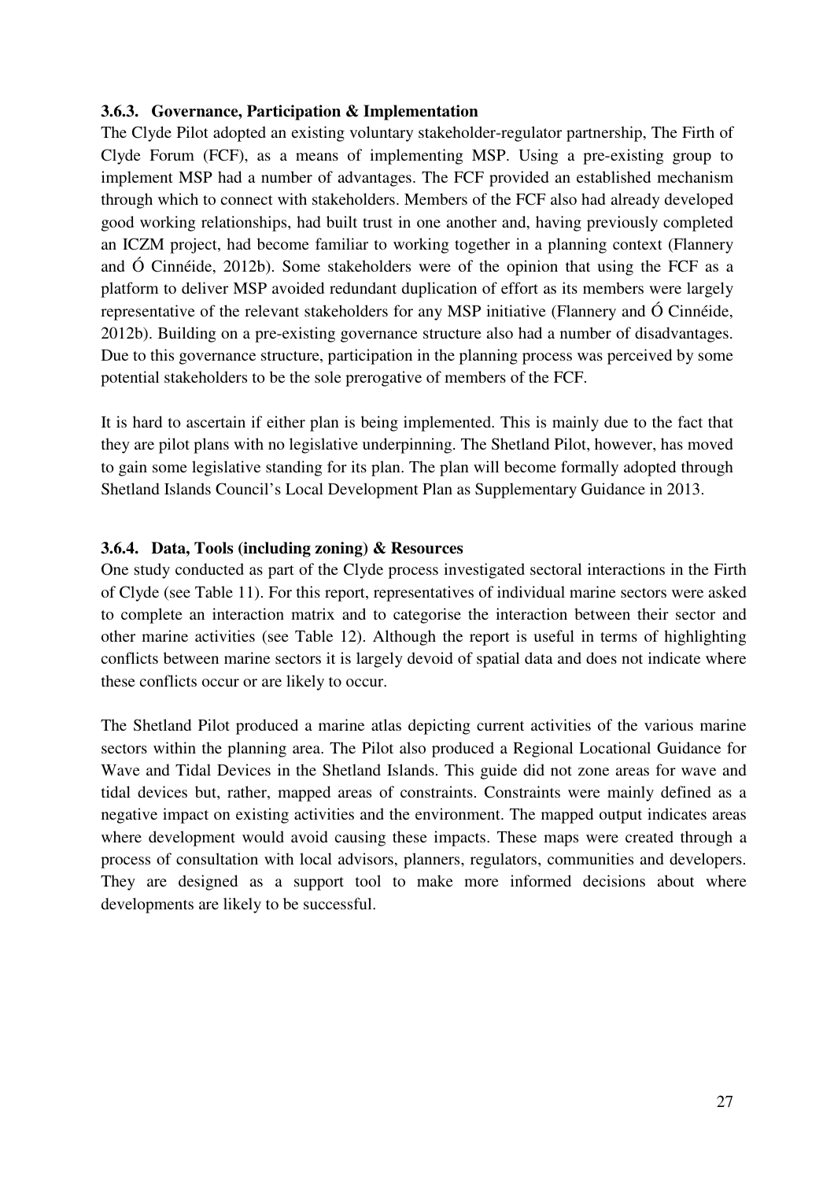### 3.6.3. Governance, Participation & Implementation

The Clyde Pilot adopted an existing voluntary stakeholder-regulator partnership, The Firth of Clyde Forum (FCF), as a means of implementing MSP. Using a pre-existing group to implement MSP had a number of advantages. The FCF provided an established mechanism through which to connect with stakeholders. Members of the FCF also had already developed good working relationships, had built trust in one another and, having previously completed an ICZM project, had become familiar to working together in a planning context (Flannery and Ó Cinnéide, 2012b). Some stakeholders were of the opinion that using the FCF as a platform to deliver MSP avoided redundant duplication of effort as its members were largely representative of the relevant stakeholders for any MSP initiative (Flannery and Ó Cinnéide, 2012b). Building on a pre-existing governance structure also had a number of disadvantages. Due to this governance structure, participation in the planning process was perceived by some potential stakeholders to be the sole prerogative of members of the FCF.

It is hard to ascertain if either plan is being implemented. This is mainly due to the fact that they are pilot plans with no legislative underpinning. The Shetland Pilot, however, has moved to gain some legislative standing for its plan. The plan will become formally adopted through Shetland Islands Council's Local Development Plan as Supplementary Guidance in 2013.

### 3.6.4. Data, Tools (including zoning) & Resources

One study conducted as part of the Clyde process investigated sectoral interactions in the Firth of Clyde (see Table 11). For this report, representatives of individual marine sectors were asked to complete an interaction matrix and to categorise the interaction between their sector and other marine activities (see Table 12). Although the report is useful in terms of highlighting conflicts between marine sectors it is largely devoid of spatial data and does not indicate where these conflicts occur or are likely to occur.

The Shetland Pilot produced a marine atlas depicting current activities of the various marine sectors within the planning area. The Pilot also produced a Regional Locational Guidance for Wave and Tidal Devices in the Shetland Islands. This guide did not zone areas for wave and tidal devices but, rather, mapped areas of constraints. Constraints were mainly defined as a negative impact on existing activities and the environment. The mapped output indicates areas where development would avoid causing these impacts. These maps were created through a process of consultation with local advisors, planners, regulators, communities and developers. They are designed as a support tool to make more informed decisions about where developments are likely to be successful.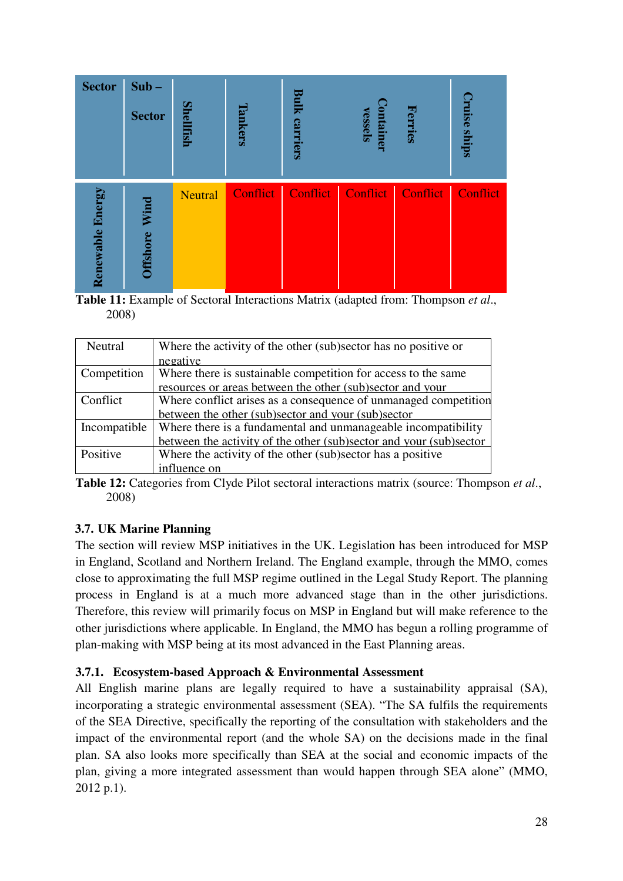| Sector | Sub – Sector | Shellfish | Tankers | Bulk carriers | Container vessels | Ferries | Cruise ships |
|---|---|---|---|---|---|---|---|
| Renewable Energy | Offshore Wind | Neutral | Conflict | Conflict | Conflict | Conflict | Conflict |

**Table 11:** Example of Sectoral Interactions Matrix (adapted from: Thompson *et al*., 2008)

| | |
|---|---|
| Neutral | Where the activity of the other (sub)sector has no positive or negative |
| Competition | Where there is sustainable competition for access to the same resources or areas between the other (sub)sector and your |
| Conflict | Where conflict arises as a consequence of unmanaged competition between the other (sub)sector and your (sub)sector |
| Incompatible | Where there is a fundamental and unmanageable incompatibility between the activity of the other (sub)sector and your (sub)sector |
| Positive | Where the activity of the other (sub)sector has a positive influence on |

**Table 12:** Categories from Clyde Pilot sectoral interactions matrix (source: Thompson *et al*., 2008)

### 3.7. UK Marine Planning

The section will review MSP initiatives in the UK. Legislation has been introduced for MSP in England, Scotland and Northern Ireland. The England example, through the MMO, comes close to approximating the full MSP regime outlined in the Legal Study Report. The planning process in England is at a much more advanced stage than in the other jurisdictions. Therefore, this review will primarily focus on MSP in England but will make reference to the other jurisdictions where applicable. In England, the MMO has begun a rolling programme of plan-making with MSP being at its most advanced in the East Planning areas.

#### 3.7.1. Ecosystem-based Approach & Environmental Assessment

All English marine plans are legally required to have a sustainability appraisal (SA), incorporating a strategic environmental assessment (SEA). "The SA fulfils the requirements of the SEA Directive, specifically the reporting of the consultation with stakeholders and the impact of the environmental report (and the whole SA) on the decisions made in the final plan. SA also looks more specifically than SEA at the social and economic impacts of the plan, giving a more integrated assessment than would happen through SEA alone" (MMO, 2012 p.1).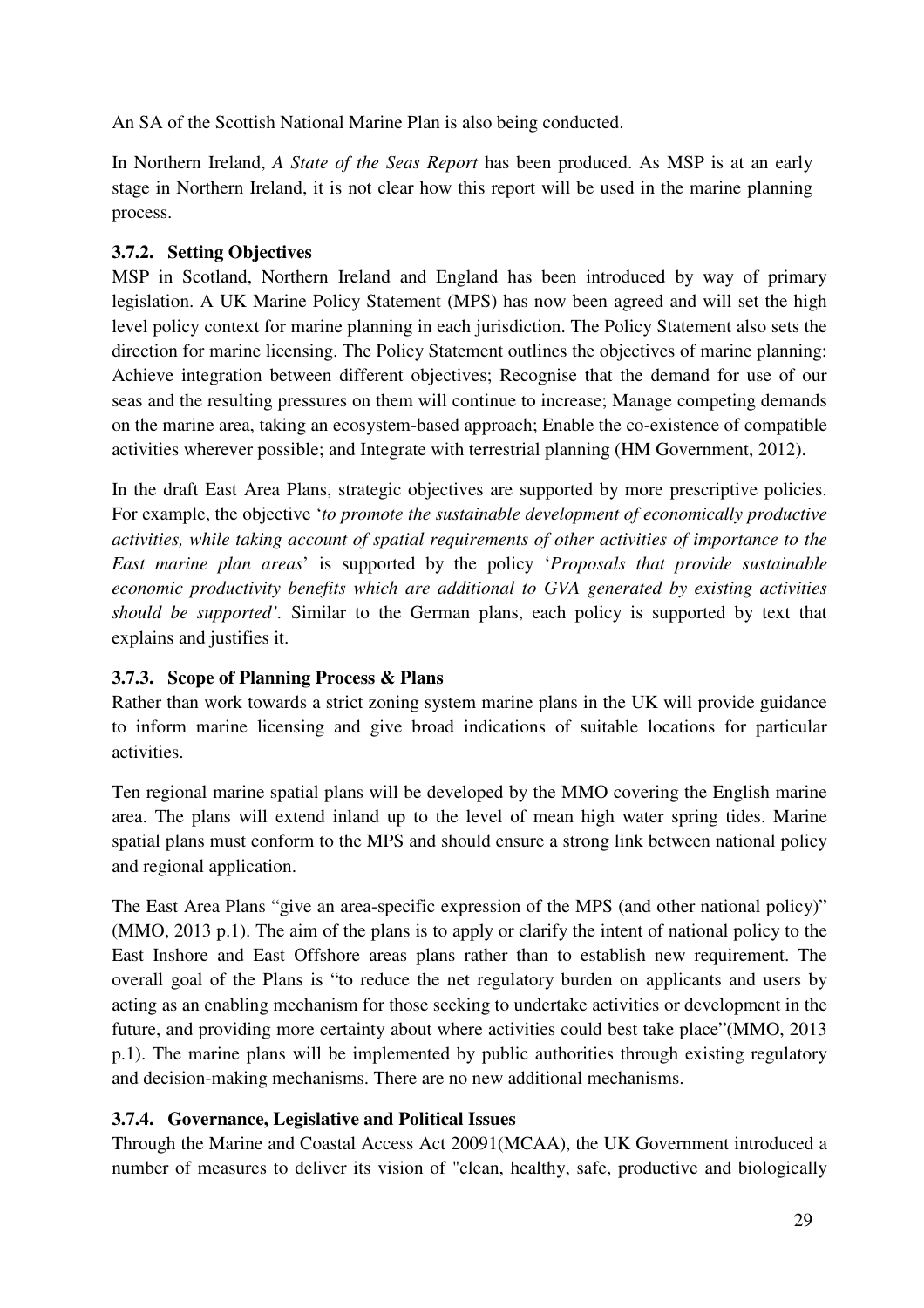An SA of the Scottish National Marine Plan is also being conducted.

In Northern Ireland, *A State of the Seas Report* has been produced. As MSP is at an early stage in Northern Ireland, it is not clear how this report will be used in the marine planning process.

### 3.7.2. Setting Objectives

MSP in Scotland, Northern Ireland and England has been introduced by way of primary legislation. A UK Marine Policy Statement (MPS) has now been agreed and will set the high level policy context for marine planning in each jurisdiction. The Policy Statement also sets the direction for marine licensing. The Policy Statement outlines the objectives of marine planning: Achieve integration between different objectives; Recognise that the demand for use of our seas and the resulting pressures on them will continue to increase; Manage competing demands on the marine area, taking an ecosystem-based approach; Enable the co-existence of compatible activities wherever possible; and Integrate with terrestrial planning (HM Government, 2012).

In the draft East Area Plans, strategic objectives are supported by more prescriptive policies. For example, the objective '*to promote the sustainable development of economically productive activities, while taking account of spatial requirements of other activities of importance to the East marine plan areas*' is supported by the policy '*Proposals that provide sustainable economic productivity benefits which are additional to GVA generated by existing activities should be supported'*. Similar to the German plans, each policy is supported by text that explains and justifies it.

### 3.7.3. Scope of Planning Process & Plans

Rather than work towards a strict zoning system marine plans in the UK will provide guidance to inform marine licensing and give broad indications of suitable locations for particular activities.

Ten regional marine spatial plans will be developed by the MMO covering the English marine area. The plans will extend inland up to the level of mean high water spring tides. Marine spatial plans must conform to the MPS and should ensure a strong link between national policy and regional application.

The East Area Plans "give an area-specific expression of the MPS (and other national policy)" (MMO, 2013 p.1). The aim of the plans is to apply or clarify the intent of national policy to the East Inshore and East Offshore areas plans rather than to establish new requirement. The overall goal of the Plans is "to reduce the net regulatory burden on applicants and users by acting as an enabling mechanism for those seeking to undertake activities or development in the future, and providing more certainty about where activities could best take place"(MMO, 2013 p.1). The marine plans will be implemented by public authorities through existing regulatory and decision-making mechanisms. There are no new additional mechanisms.

### 3.7.4. Governance, Legislative and Political Issues

Through the Marine and Coastal Access Act 20091(MCAA), the UK Government introduced a number of measures to deliver its vision of "clean, healthy, safe, productive and biologically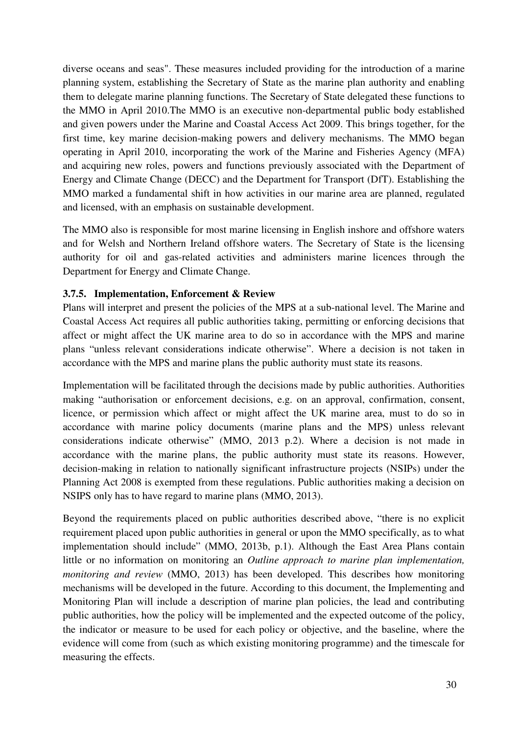diverse oceans and seas". These measures included providing for the introduction of a marine planning system, establishing the Secretary of State as the marine plan authority and enabling them to delegate marine planning functions. The Secretary of State delegated these functions to the MMO in April 2010.The MMO is an executive non-departmental public body established and given powers under the Marine and Coastal Access Act 2009. This brings together, for the first time, key marine decision-making powers and delivery mechanisms. The MMO began operating in April 2010, incorporating the work of the Marine and Fisheries Agency (MFA) and acquiring new roles, powers and functions previously associated with the Department of Energy and Climate Change (DECC) and the Department for Transport (DfT). Establishing the MMO marked a fundamental shift in how activities in our marine area are planned, regulated and licensed, with an emphasis on sustainable development.

The MMO also is responsible for most marine licensing in English inshore and offshore waters and for Welsh and Northern Ireland offshore waters. The Secretary of State is the licensing authority for oil and gas-related activities and administers marine licences through the Department for Energy and Climate Change.

### 3.7.5. Implementation, Enforcement & Review

Plans will interpret and present the policies of the MPS at a sub-national level. The Marine and Coastal Access Act requires all public authorities taking, permitting or enforcing decisions that affect or might affect the UK marine area to do so in accordance with the MPS and marine plans "unless relevant considerations indicate otherwise". Where a decision is not taken in accordance with the MPS and marine plans the public authority must state its reasons.

Implementation will be facilitated through the decisions made by public authorities. Authorities making "authorisation or enforcement decisions, e.g. on an approval, confirmation, consent, licence, or permission which affect or might affect the UK marine area, must to do so in accordance with marine policy documents (marine plans and the MPS) unless relevant considerations indicate otherwise" (MMO, 2013 p.2). Where a decision is not made in accordance with the marine plans, the public authority must state its reasons. However, decision-making in relation to nationally significant infrastructure projects (NSIPs) under the Planning Act 2008 is exempted from these regulations. Public authorities making a decision on NSIPS only has to have regard to marine plans (MMO, 2013).

Beyond the requirements placed on public authorities described above, "there is no explicit requirement placed upon public authorities in general or upon the MMO specifically, as to what implementation should include" (MMO, 2013b, p.1). Although the East Area Plans contain little or no information on monitoring an *Outline approach to marine plan implementation, monitoring and review* (MMO, 2013) has been developed. This describes how monitoring mechanisms will be developed in the future. According to this document, the Implementing and Monitoring Plan will include a description of marine plan policies, the lead and contributing public authorities, how the policy will be implemented and the expected outcome of the policy, the indicator or measure to be used for each policy or objective, and the baseline, where the evidence will come from (such as which existing monitoring programme) and the timescale for measuring the effects.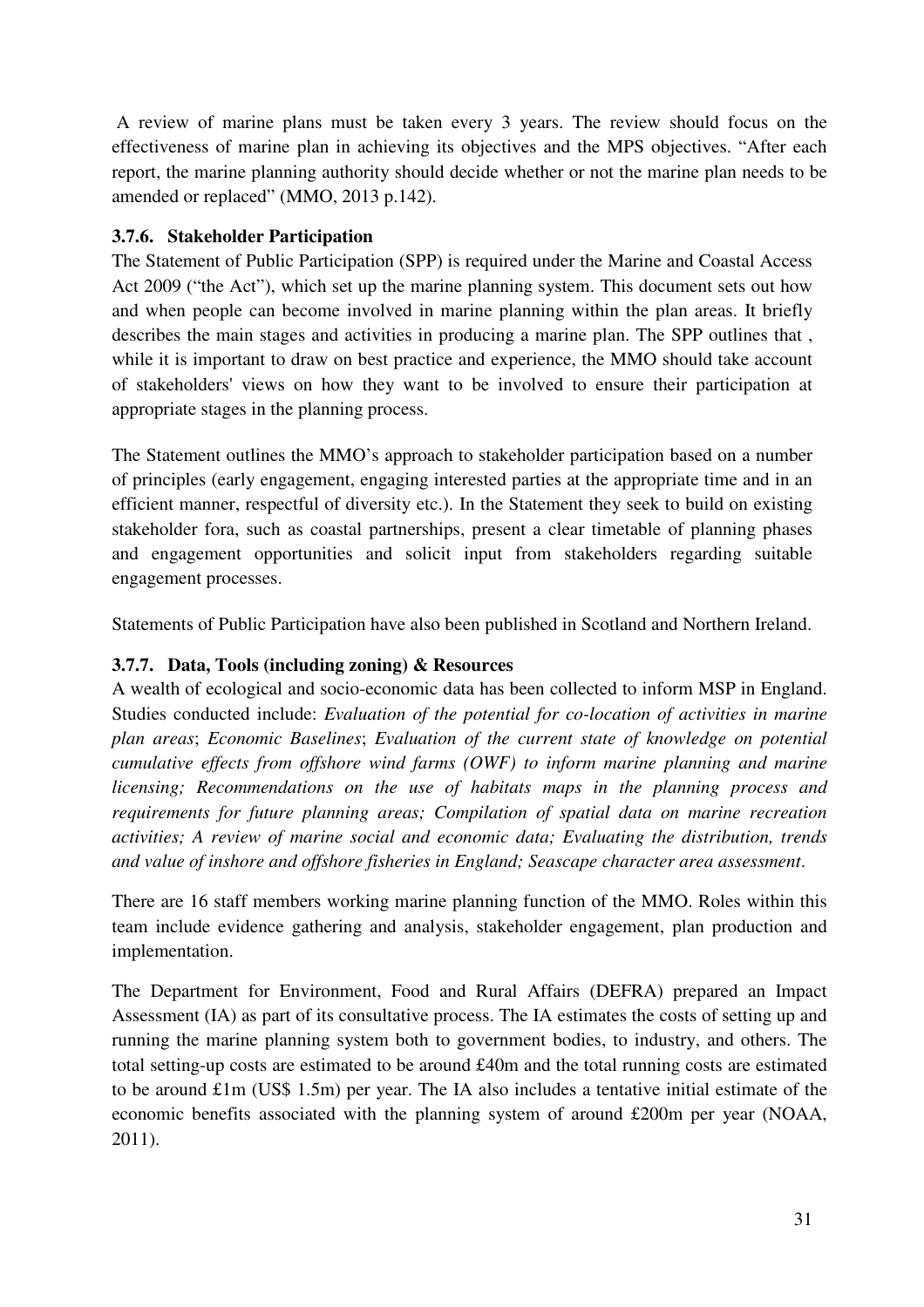A review of marine plans must be taken every 3 years. The review should focus on the effectiveness of marine plan in achieving its objectives and the MPS objectives. “After each report, the marine planning authority should decide whether or not the marine plan needs to be amended or replaced” (MMO, 2013 p.142).

### 3.7.6. Stakeholder Participation

The Statement of Public Participation (SPP) is required under the Marine and Coastal Access Act 2009 (“the Act”), which set up the marine planning system. This document sets out how and when people can become involved in marine planning within the plan areas. It briefly describes the main stages and activities in producing a marine plan. The SPP outlines that , while it is important to draw on best practice and experience, the MMO should take account of stakeholders' views on how they want to be involved to ensure their participation at appropriate stages in the planning process.

The Statement outlines the MMO’s approach to stakeholder participation based on a number of principles (early engagement, engaging interested parties at the appropriate time and in an efficient manner, respectful of diversity etc.). In the Statement they seek to build on existing stakeholder fora, such as coastal partnerships, present a clear timetable of planning phases and engagement opportunities and solicit input from stakeholders regarding suitable engagement processes.

Statements of Public Participation have also been published in Scotland and Northern Ireland.

### 3.7.7. Data, Tools (including zoning) & Resources

A wealth of ecological and socio-economic data has been collected to inform MSP in England. Studies conducted include: *Evaluation of the potential for co-location of activities in marine plan areas*; *Economic Baselines*; *Evaluation of the current state of knowledge on potential cumulative effects from offshore wind farms (OWF) to inform marine planning and marine licensing; Recommendations on the use of habitats maps in the planning process and requirements for future planning areas; Compilation of spatial data on marine recreation activities; A review of marine social and economic data; Evaluating the distribution, trends and value of inshore and offshore fisheries in England; Seascape character area assessment*.

There are 16 staff members working marine planning function of the MMO. Roles within this team include evidence gathering and analysis, stakeholder engagement, plan production and implementation.

The Department for Environment, Food and Rural Affairs (DEFRA) prepared an Impact Assessment (IA) as part of its consultative process. The IA estimates the costs of setting up and running the marine planning system both to government bodies, to industry, and others. The total setting-up costs are estimated to be around £40m and the total running costs are estimated to be around £1m (US$ 1.5m) per year. The IA also includes a tentative initial estimate of the economic benefits associated with the planning system of around £200m per year (NOAA, 2011).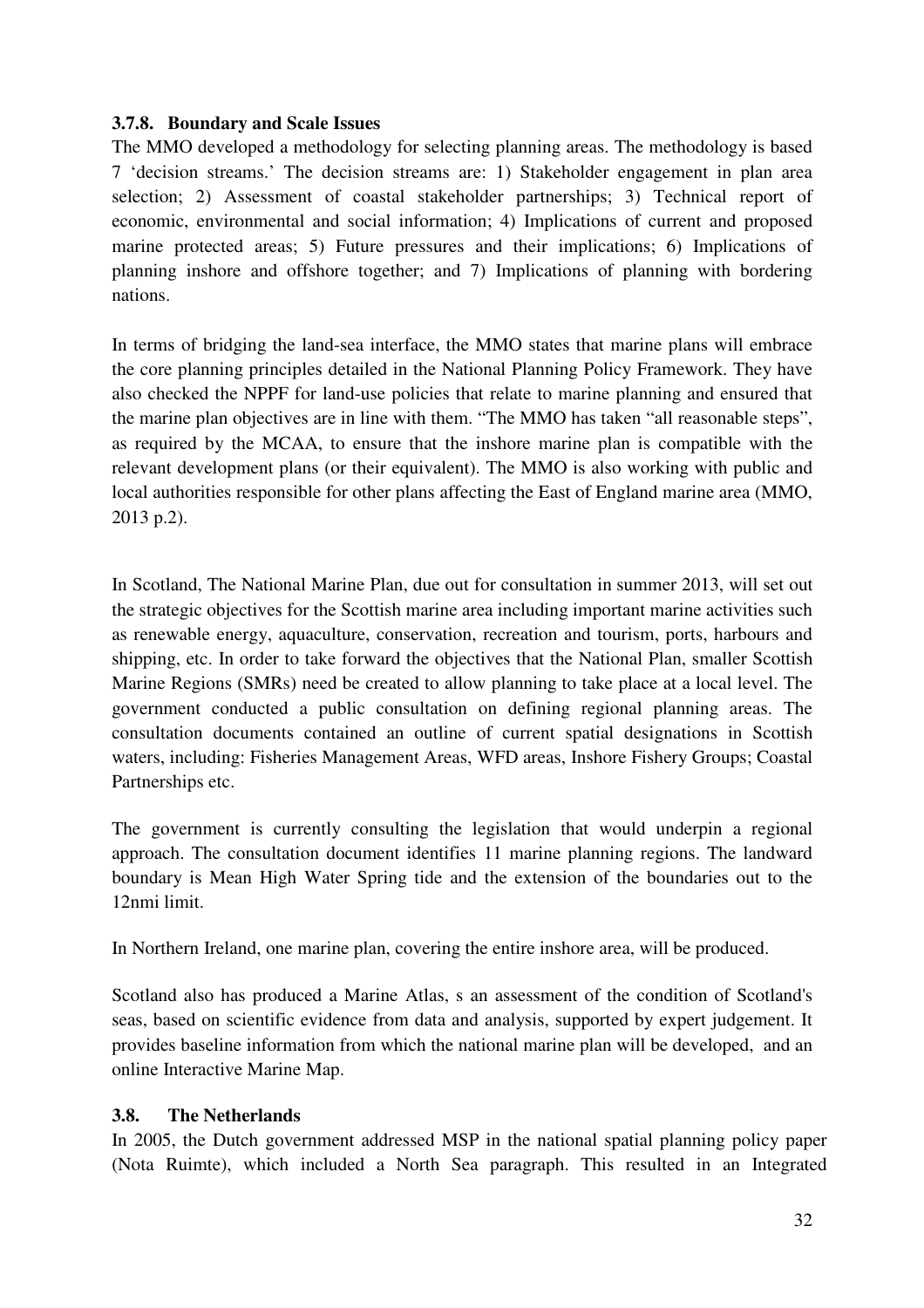### 3.7.8. Boundary and Scale Issues

The MMO developed a methodology for selecting planning areas. The methodology is based 7 'decision streams.' The decision streams are: 1) Stakeholder engagement in plan area selection; 2) Assessment of coastal stakeholder partnerships; 3) Technical report of economic, environmental and social information; 4) Implications of current and proposed marine protected areas; 5) Future pressures and their implications; 6) Implications of planning inshore and offshore together; and 7) Implications of planning with bordering nations.

In terms of bridging the land-sea interface, the MMO states that marine plans will embrace the core planning principles detailed in the National Planning Policy Framework. They have also checked the NPPF for land-use policies that relate to marine planning and ensured that the marine plan objectives are in line with them. "The MMO has taken "all reasonable steps", as required by the MCAA, to ensure that the inshore marine plan is compatible with the relevant development plans (or their equivalent). The MMO is also working with public and local authorities responsible for other plans affecting the East of England marine area (MMO, 2013 p.2).

In Scotland, The National Marine Plan, due out for consultation in summer 2013, will set out the strategic objectives for the Scottish marine area including important marine activities such as renewable energy, aquaculture, conservation, recreation and tourism, ports, harbours and shipping, etc. In order to take forward the objectives that the National Plan, smaller Scottish Marine Regions (SMRs) need be created to allow planning to take place at a local level. The government conducted a public consultation on defining regional planning areas. The consultation documents contained an outline of current spatial designations in Scottish waters, including: Fisheries Management Areas, WFD areas, Inshore Fishery Groups; Coastal Partnerships etc.

The government is currently consulting the legislation that would underpin a regional approach. The consultation document identifies 11 marine planning regions. The landward boundary is Mean High Water Spring tide and the extension of the boundaries out to the 12nmi limit.

In Northern Ireland, one marine plan, covering the entire inshore area, will be produced.

Scotland also has produced a Marine Atlas, s an assessment of the condition of Scotland's seas, based on scientific evidence from data and analysis, supported by expert judgement. It provides baseline information from which the national marine plan will be developed, and an online Interactive Marine Map.

## 3.8. The Netherlands

In 2005, the Dutch government addressed MSP in the national spatial planning policy paper (Nota Ruimte), which included a North Sea paragraph. This resulted in an Integrated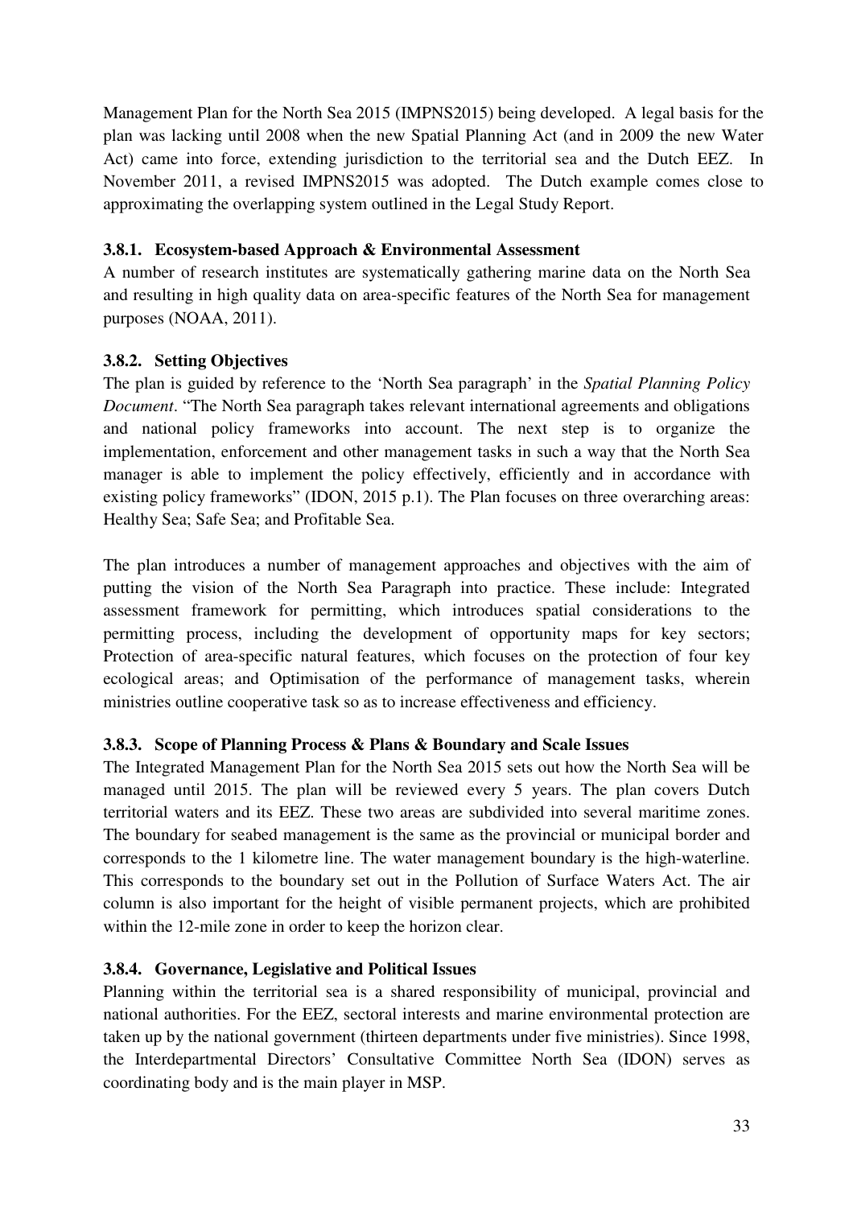Management Plan for the North Sea 2015 (IMPNS2015) being developed. A legal basis for the plan was lacking until 2008 when the new Spatial Planning Act (and in 2009 the new Water Act) came into force, extending jurisdiction to the territorial sea and the Dutch EEZ. In November 2011, a revised IMPNS2015 was adopted. The Dutch example comes close to approximating the overlapping system outlined in the Legal Study Report.

### 3.8.1. Ecosystem-based Approach & Environmental Assessment

A number of research institutes are systematically gathering marine data on the North Sea and resulting in high quality data on area-specific features of the North Sea for management purposes (NOAA, 2011).

### 3.8.2. Setting Objectives

The plan is guided by reference to the 'North Sea paragraph' in the *Spatial Planning Policy Document*. "The North Sea paragraph takes relevant international agreements and obligations and national policy frameworks into account. The next step is to organize the implementation, enforcement and other management tasks in such a way that the North Sea manager is able to implement the policy effectively, efficiently and in accordance with existing policy frameworks" (IDON, 2015 p.1). The Plan focuses on three overarching areas: Healthy Sea; Safe Sea; and Profitable Sea.

The plan introduces a number of management approaches and objectives with the aim of putting the vision of the North Sea Paragraph into practice. These include: Integrated assessment framework for permitting, which introduces spatial considerations to the permitting process, including the development of opportunity maps for key sectors; Protection of area-specific natural features, which focuses on the protection of four key ecological areas; and Optimisation of the performance of management tasks, wherein ministries outline cooperative task so as to increase effectiveness and efficiency.

### 3.8.3. Scope of Planning Process & Plans & Boundary and Scale Issues

The Integrated Management Plan for the North Sea 2015 sets out how the North Sea will be managed until 2015. The plan will be reviewed every 5 years. The plan covers Dutch territorial waters and its EEZ. These two areas are subdivided into several maritime zones. The boundary for seabed management is the same as the provincial or municipal border and corresponds to the 1 kilometre line. The water management boundary is the high-waterline. This corresponds to the boundary set out in the Pollution of Surface Waters Act. The air column is also important for the height of visible permanent projects, which are prohibited within the 12-mile zone in order to keep the horizon clear.

### 3.8.4. Governance, Legislative and Political Issues

Planning within the territorial sea is a shared responsibility of municipal, provincial and national authorities. For the EEZ, sectoral interests and marine environmental protection are taken up by the national government (thirteen departments under five ministries). Since 1998, the Interdepartmental Directors' Consultative Committee North Sea (IDON) serves as coordinating body and is the main player in MSP.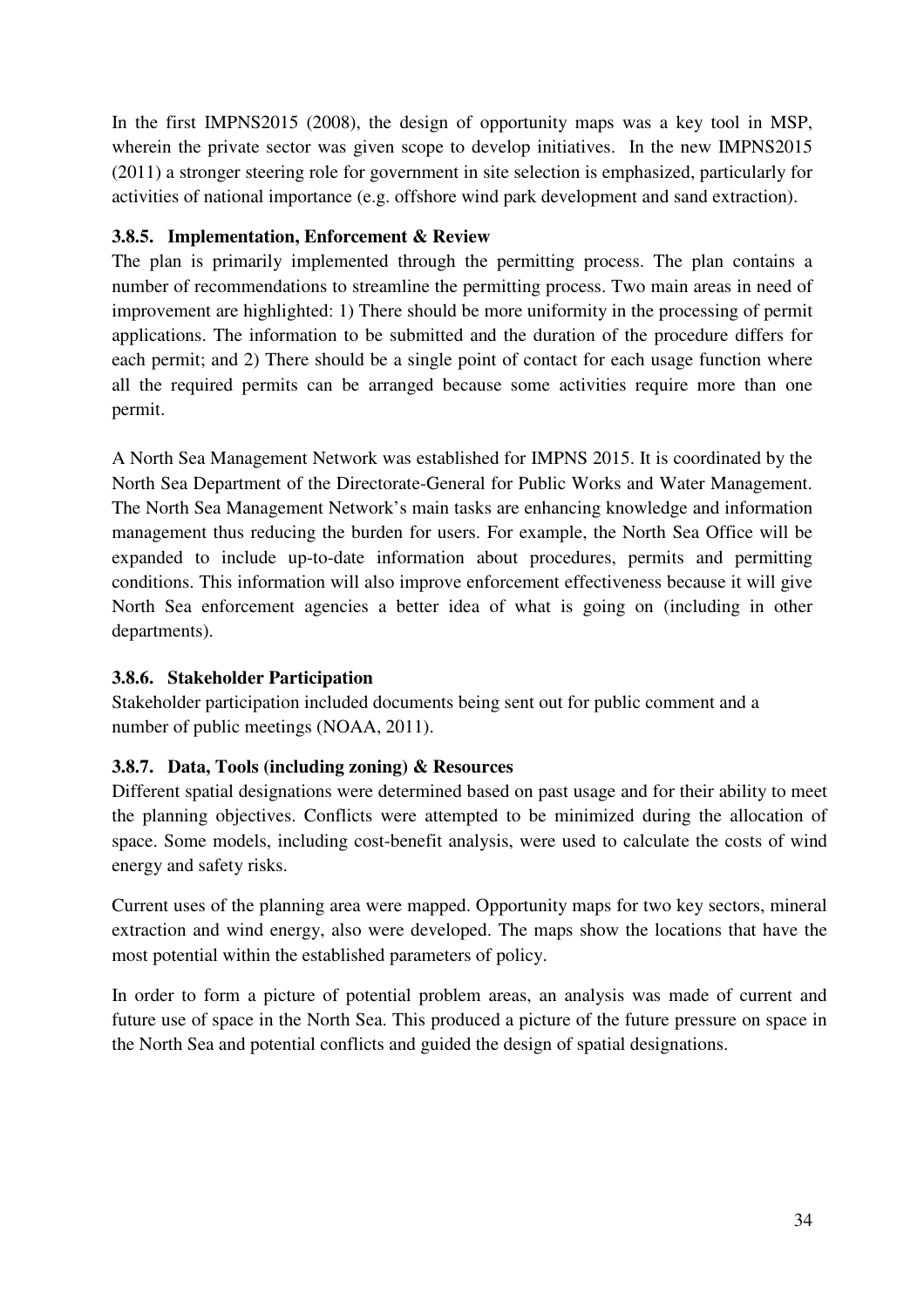In the first IMPNS2015 (2008), the design of opportunity maps was a key tool in MSP, wherein the private sector was given scope to develop initiatives. In the new IMPNS2015 (2011) a stronger steering role for government in site selection is emphasized, particularly for activities of national importance (e.g. offshore wind park development and sand extraction).

### 3.8.5. Implementation, Enforcement & Review

The plan is primarily implemented through the permitting process. The plan contains a number of recommendations to streamline the permitting process. Two main areas in need of improvement are highlighted: 1) There should be more uniformity in the processing of permit applications. The information to be submitted and the duration of the procedure differs for each permit; and 2) There should be a single point of contact for each usage function where all the required permits can be arranged because some activities require more than one permit.

A North Sea Management Network was established for IMPNS 2015. It is coordinated by the North Sea Department of the Directorate-General for Public Works and Water Management. The North Sea Management Network's main tasks are enhancing knowledge and information management thus reducing the burden for users. For example, the North Sea Office will be expanded to include up-to-date information about procedures, permits and permitting conditions. This information will also improve enforcement effectiveness because it will give North Sea enforcement agencies a better idea of what is going on (including in other departments).

### 3.8.6. Stakeholder Participation

Stakeholder participation included documents being sent out for public comment and a number of public meetings (NOAA, 2011).

### 3.8.7. Data, Tools (including zoning) & Resources

Different spatial designations were determined based on past usage and for their ability to meet the planning objectives. Conflicts were attempted to be minimized during the allocation of space. Some models, including cost-benefit analysis, were used to calculate the costs of wind energy and safety risks.

Current uses of the planning area were mapped. Opportunity maps for two key sectors, mineral extraction and wind energy, also were developed. The maps show the locations that have the most potential within the established parameters of policy.

In order to form a picture of potential problem areas, an analysis was made of current and future use of space in the North Sea. This produced a picture of the future pressure on space in the North Sea and potential conflicts and guided the design of spatial designations.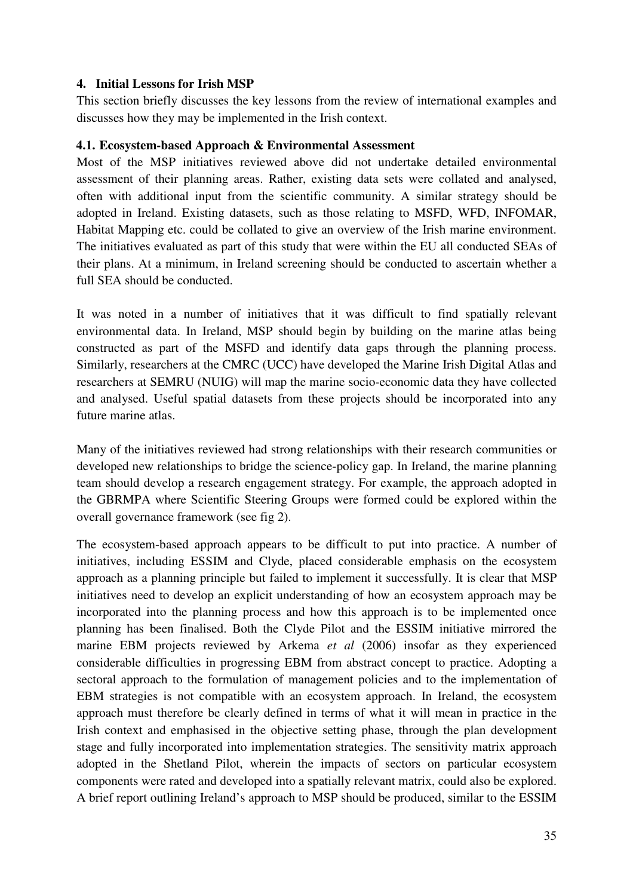## 4. Initial Lessons for Irish MSP

This section briefly discusses the key lessons from the review of international examples and discusses how they may be implemented in the Irish context.

### 4.1. Ecosystem-based Approach & Environmental Assessment

Most of the MSP initiatives reviewed above did not undertake detailed environmental assessment of their planning areas. Rather, existing data sets were collated and analysed, often with additional input from the scientific community. A similar strategy should be adopted in Ireland. Existing datasets, such as those relating to MSFD, WFD, INFOMAR, Habitat Mapping etc. could be collated to give an overview of the Irish marine environment. The initiatives evaluated as part of this study that were within the EU all conducted SEAs of their plans. At a minimum, in Ireland screening should be conducted to ascertain whether a full SEA should be conducted.

It was noted in a number of initiatives that it was difficult to find spatially relevant environmental data. In Ireland, MSP should begin by building on the marine atlas being constructed as part of the MSFD and identify data gaps through the planning process. Similarly, researchers at the CMRC (UCC) have developed the Marine Irish Digital Atlas and researchers at SEMRU (NUIG) will map the marine socio-economic data they have collected and analysed. Useful spatial datasets from these projects should be incorporated into any future marine atlas.

Many of the initiatives reviewed had strong relationships with their research communities or developed new relationships to bridge the science-policy gap. In Ireland, the marine planning team should develop a research engagement strategy. For example, the approach adopted in the GBRMPA where Scientific Steering Groups were formed could be explored within the overall governance framework (see fig 2).

The ecosystem-based approach appears to be difficult to put into practice. A number of initiatives, including ESSIM and Clyde, placed considerable emphasis on the ecosystem approach as a planning principle but failed to implement it successfully. It is clear that MSP initiatives need to develop an explicit understanding of how an ecosystem approach may be incorporated into the planning process and how this approach is to be implemented once planning has been finalised. Both the Clyde Pilot and the ESSIM initiative mirrored the marine EBM projects reviewed by Arkema *et al* (2006) insofar as they experienced considerable difficulties in progressing EBM from abstract concept to practice. Adopting a sectoral approach to the formulation of management policies and to the implementation of EBM strategies is not compatible with an ecosystem approach. In Ireland, the ecosystem approach must therefore be clearly defined in terms of what it will mean in practice in the Irish context and emphasised in the objective setting phase, through the plan development stage and fully incorporated into implementation strategies. The sensitivity matrix approach adopted in the Shetland Pilot, wherein the impacts of sectors on particular ecosystem components were rated and developed into a spatially relevant matrix, could also be explored. A brief report outlining Ireland's approach to MSP should be produced, similar to the ESSIM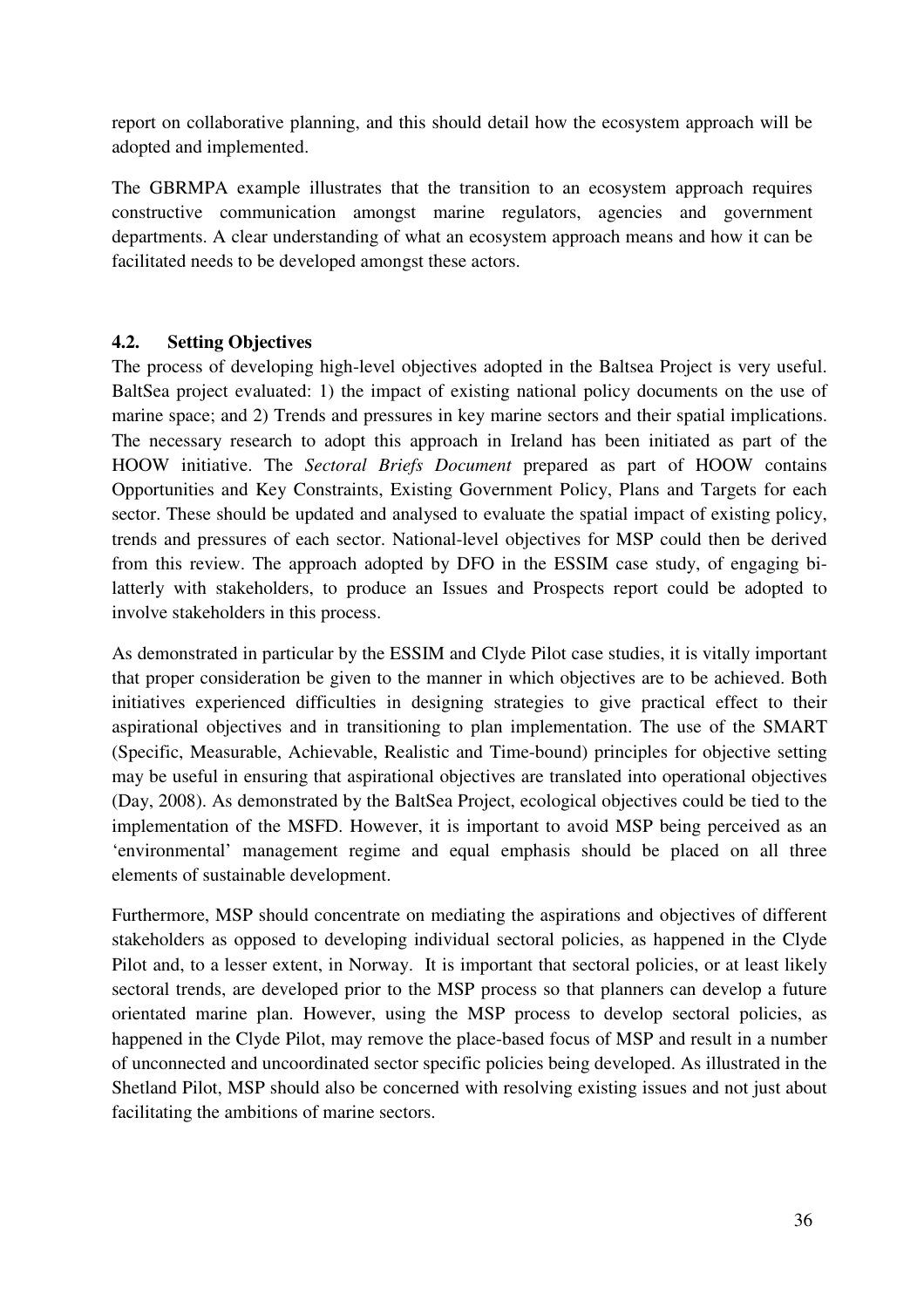report on collaborative planning, and this should detail how the ecosystem approach will be adopted and implemented.

The GBRMPA example illustrates that the transition to an ecosystem approach requires constructive communication amongst marine regulators, agencies and government departments. A clear understanding of what an ecosystem approach means and how it can be facilitated needs to be developed amongst these actors.

## 4.2. Setting Objectives

The process of developing high-level objectives adopted in the Baltsea Project is very useful. BaltSea project evaluated: 1) the impact of existing national policy documents on the use of marine space; and 2) Trends and pressures in key marine sectors and their spatial implications. The necessary research to adopt this approach in Ireland has been initiated as part of the HOOW initiative. The *Sectoral Briefs Document* prepared as part of HOOW contains Opportunities and Key Constraints, Existing Government Policy, Plans and Targets for each sector. These should be updated and analysed to evaluate the spatial impact of existing policy, trends and pressures of each sector. National-level objectives for MSP could then be derived from this review. The approach adopted by DFO in the ESSIM case study, of engaging bi-latterly with stakeholders, to produce an Issues and Prospects report could be adopted to involve stakeholders in this process.

As demonstrated in particular by the ESSIM and Clyde Pilot case studies, it is vitally important that proper consideration be given to the manner in which objectives are to be achieved. Both initiatives experienced difficulties in designing strategies to give practical effect to their aspirational objectives and in transitioning to plan implementation. The use of the SMART (Specific, Measurable, Achievable, Realistic and Time-bound) principles for objective setting may be useful in ensuring that aspirational objectives are translated into operational objectives (Day, 2008). As demonstrated by the BaltSea Project, ecological objectives could be tied to the implementation of the MSFD. However, it is important to avoid MSP being perceived as an 'environmental' management regime and equal emphasis should be placed on all three elements of sustainable development.

Furthermore, MSP should concentrate on mediating the aspirations and objectives of different stakeholders as opposed to developing individual sectoral policies, as happened in the Clyde Pilot and, to a lesser extent, in Norway. It is important that sectoral policies, or at least likely sectoral trends, are developed prior to the MSP process so that planners can develop a future orientated marine plan. However, using the MSP process to develop sectoral policies, as happened in the Clyde Pilot, may remove the place-based focus of MSP and result in a number of unconnected and uncoordinated sector specific policies being developed. As illustrated in the Shetland Pilot, MSP should also be concerned with resolving existing issues and not just about facilitating the ambitions of marine sectors.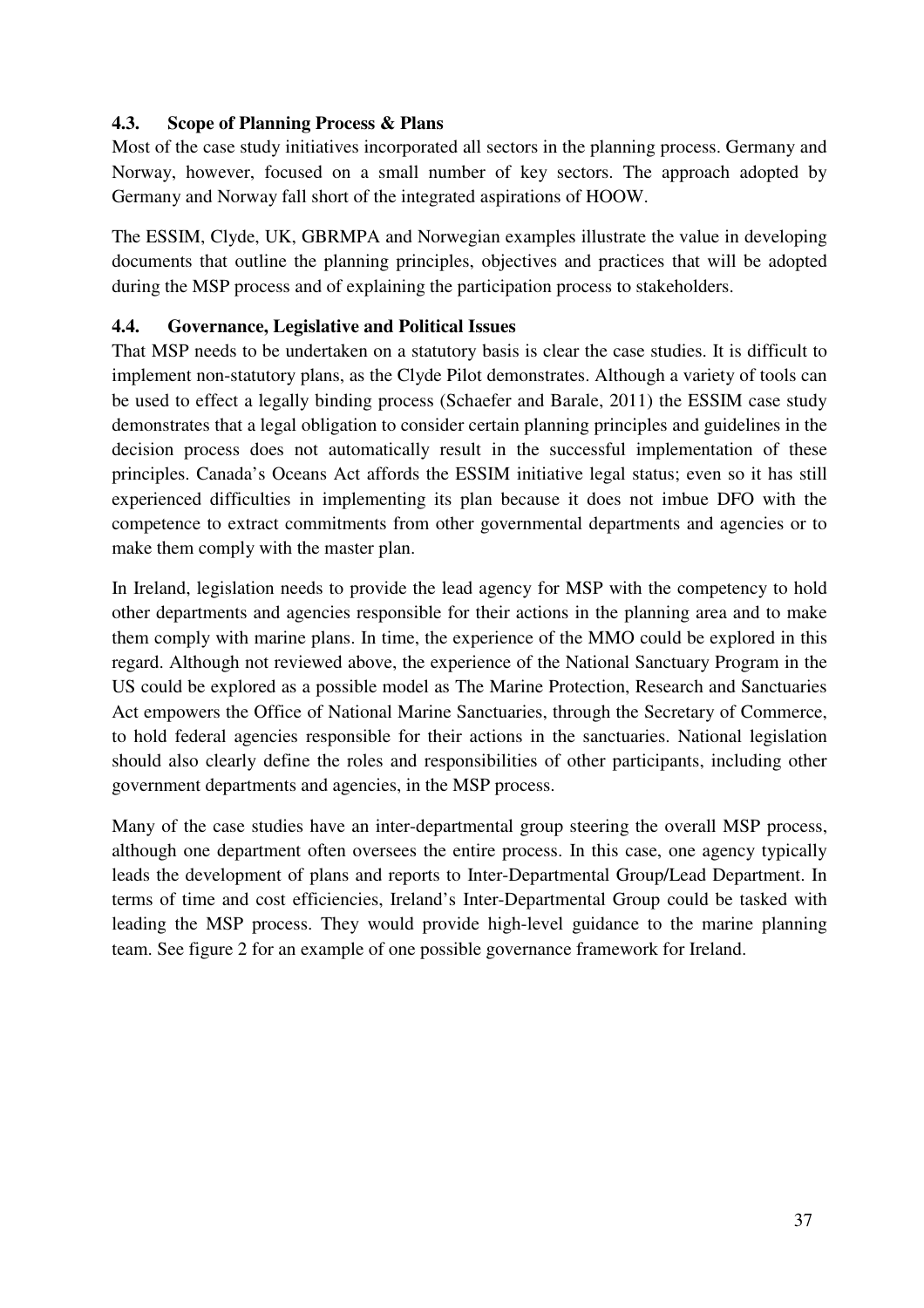### 4.3. Scope of Planning Process & Plans

Most of the case study initiatives incorporated all sectors in the planning process. Germany and Norway, however, focused on a small number of key sectors. The approach adopted by Germany and Norway fall short of the integrated aspirations of HOOW.

The ESSIM, Clyde, UK, GBRMPA and Norwegian examples illustrate the value in developing documents that outline the planning principles, objectives and practices that will be adopted during the MSP process and of explaining the participation process to stakeholders.

### 4.4. Governance, Legislative and Political Issues

That MSP needs to be undertaken on a statutory basis is clear the case studies. It is difficult to implement non-statutory plans, as the Clyde Pilot demonstrates. Although a variety of tools can be used to effect a legally binding process (Schaefer and Barale, 2011) the ESSIM case study demonstrates that a legal obligation to consider certain planning principles and guidelines in the decision process does not automatically result in the successful implementation of these principles. Canada's Oceans Act affords the ESSIM initiative legal status; even so it has still experienced difficulties in implementing its plan because it does not imbue DFO with the competence to extract commitments from other governmental departments and agencies or to make them comply with the master plan.

In Ireland, legislation needs to provide the lead agency for MSP with the competency to hold other departments and agencies responsible for their actions in the planning area and to make them comply with marine plans. In time, the experience of the MMO could be explored in this regard. Although not reviewed above, the experience of the National Sanctuary Program in the US could be explored as a possible model as The Marine Protection, Research and Sanctuaries Act empowers the Office of National Marine Sanctuaries, through the Secretary of Commerce, to hold federal agencies responsible for their actions in the sanctuaries. National legislation should also clearly define the roles and responsibilities of other participants, including other government departments and agencies, in the MSP process.

Many of the case studies have an inter-departmental group steering the overall MSP process, although one department often oversees the entire process. In this case, one agency typically leads the development of plans and reports to Inter-Departmental Group/Lead Department. In terms of time and cost efficiencies, Ireland's Inter-Departmental Group could be tasked with leading the MSP process. They would provide high-level guidance to the marine planning team. See figure 2 for an example of one possible governance framework for Ireland.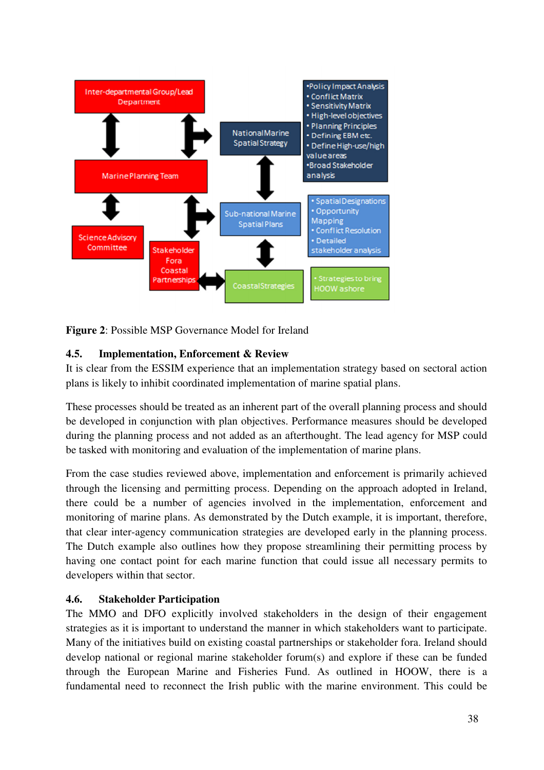**Figure 2**: Possible MSP Governance Model for Ireland

### 4.5. Implementation, Enforcement & Review

It is clear from the ESSIM experience that an implementation strategy based on sectoral action plans is likely to inhibit coordinated implementation of marine spatial plans.

These processes should be treated as an inherent part of the overall planning process and should be developed in conjunction with plan objectives. Performance measures should be developed during the planning process and not added as an afterthought. The lead agency for MSP could be tasked with monitoring and evaluation of the implementation of marine plans.

From the case studies reviewed above, implementation and enforcement is primarily achieved through the licensing and permitting process. Depending on the approach adopted in Ireland, there could be a number of agencies involved in the implementation, enforcement and monitoring of marine plans. As demonstrated by the Dutch example, it is important, therefore, that clear inter-agency communication strategies are developed early in the planning process. The Dutch example also outlines how they propose streamlining their permitting process by having one contact point for each marine function that could issue all necessary permits to developers within that sector.

### 4.6. Stakeholder Participation

The MMO and DFO explicitly involved stakeholders in the design of their engagement strategies as it is important to understand the manner in which stakeholders want to participate. Many of the initiatives build on existing coastal partnerships or stakeholder fora. Ireland should develop national or regional marine stakeholder forum(s) and explore if these can be funded through the European Marine and Fisheries Fund. As outlined in HOOW, there is a fundamental need to reconnect the Irish public with the marine environment. This could be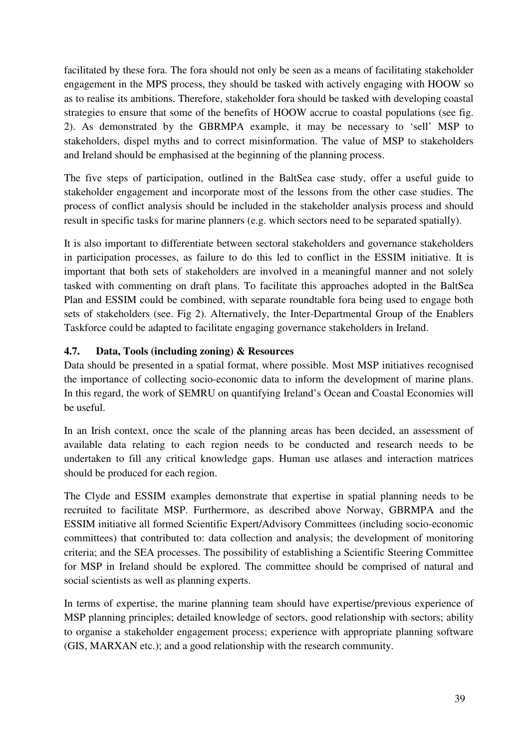facilitated by these fora. The fora should not only be seen as a means of facilitating stakeholder engagement in the MPS process, they should be tasked with actively engaging with HOOW so as to realise its ambitions. Therefore, stakeholder fora should be tasked with developing coastal strategies to ensure that some of the benefits of HOOW accrue to coastal populations (see fig. 2). As demonstrated by the GBRMPA example, it may be necessary to 'sell' MSP to stakeholders, dispel myths and to correct misinformation. The value of MSP to stakeholders and Ireland should be emphasised at the beginning of the planning process.

The five steps of participation, outlined in the BaltSea case study, offer a useful guide to stakeholder engagement and incorporate most of the lessons from the other case studies. The process of conflict analysis should be included in the stakeholder analysis process and should result in specific tasks for marine planners (e.g. which sectors need to be separated spatially).

It is also important to differentiate between sectoral stakeholders and governance stakeholders in participation processes, as failure to do this led to conflict in the ESSIM initiative. It is important that both sets of stakeholders are involved in a meaningful manner and not solely tasked with commenting on draft plans. To facilitate this approaches adopted in the BaltSea Plan and ESSIM could be combined, with separate roundtable fora being used to engage both sets of stakeholders (see. Fig 2). Alternatively, the Inter-Departmental Group of the Enablers Taskforce could be adapted to facilitate engaging governance stakeholders in Ireland.

### 4.7. Data, Tools (including zoning) & Resources

Data should be presented in a spatial format, where possible. Most MSP initiatives recognised the importance of collecting socio-economic data to inform the development of marine plans. In this regard, the work of SEMRU on quantifying Ireland's Ocean and Coastal Economies will be useful.

In an Irish context, once the scale of the planning areas has been decided, an assessment of available data relating to each region needs to be conducted and research needs to be undertaken to fill any critical knowledge gaps. Human use atlases and interaction matrices should be produced for each region.

The Clyde and ESSIM examples demonstrate that expertise in spatial planning needs to be recruited to facilitate MSP. Furthermore, as described above Norway, GBRMPA and the ESSIM initiative all formed Scientific Expert/Advisory Committees (including socio-economic committees) that contributed to: data collection and analysis; the development of monitoring criteria; and the SEA processes. The possibility of establishing a Scientific Steering Committee for MSP in Ireland should be explored. The committee should be comprised of natural and social scientists as well as planning experts.

In terms of expertise, the marine planning team should have expertise/previous experience of MSP planning principles; detailed knowledge of sectors, good relationship with sectors; ability to organise a stakeholder engagement process; experience with appropriate planning software (GIS, MARXAN etc.); and a good relationship with the research community.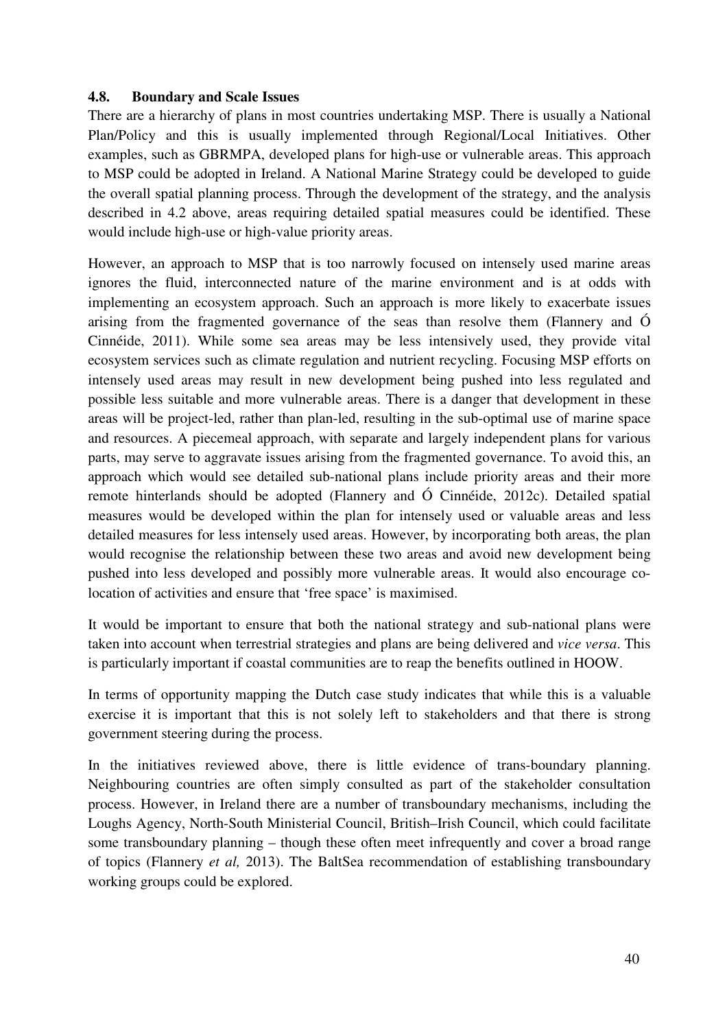### 4.8. Boundary and Scale Issues

There are a hierarchy of plans in most countries undertaking MSP. There is usually a National Plan/Policy and this is usually implemented through Regional/Local Initiatives. Other examples, such as GBRMPA, developed plans for high-use or vulnerable areas. This approach to MSP could be adopted in Ireland. A National Marine Strategy could be developed to guide the overall spatial planning process. Through the development of the strategy, and the analysis described in 4.2 above, areas requiring detailed spatial measures could be identified. These would include high-use or high-value priority areas.

However, an approach to MSP that is too narrowly focused on intensely used marine areas ignores the fluid, interconnected nature of the marine environment and is at odds with implementing an ecosystem approach. Such an approach is more likely to exacerbate issues arising from the fragmented governance of the seas than resolve them (Flannery and Ó Cinnéide, 2011). While some sea areas may be less intensively used, they provide vital ecosystem services such as climate regulation and nutrient recycling. Focusing MSP efforts on intensely used areas may result in new development being pushed into less regulated and possible less suitable and more vulnerable areas. There is a danger that development in these areas will be project-led, rather than plan-led, resulting in the sub-optimal use of marine space and resources. A piecemeal approach, with separate and largely independent plans for various parts, may serve to aggravate issues arising from the fragmented governance. To avoid this, an approach which would see detailed sub-national plans include priority areas and their more remote hinterlands should be adopted (Flannery and Ó Cinnéide, 2012c). Detailed spatial measures would be developed within the plan for intensely used or valuable areas and less detailed measures for less intensely used areas. However, by incorporating both areas, the plan would recognise the relationship between these two areas and avoid new development being pushed into less developed and possibly more vulnerable areas. It would also encourage co-location of activities and ensure that 'free space' is maximised.

It would be important to ensure that both the national strategy and sub-national plans were taken into account when terrestrial strategies and plans are being delivered and *vice versa*. This is particularly important if coastal communities are to reap the benefits outlined in HOOW.

In terms of opportunity mapping the Dutch case study indicates that while this is a valuable exercise it is important that this is not solely left to stakeholders and that there is strong government steering during the process.

In the initiatives reviewed above, there is little evidence of trans-boundary planning. Neighbouring countries are often simply consulted as part of the stakeholder consultation process. However, in Ireland there are a number of transboundary mechanisms, including the Loughs Agency, North-South Ministerial Council, British–Irish Council, which could facilitate some transboundary planning – though these often meet infrequently and cover a broad range of topics (Flannery *et al,* 2013). The BaltSea recommendation of establishing transboundary working groups could be explored.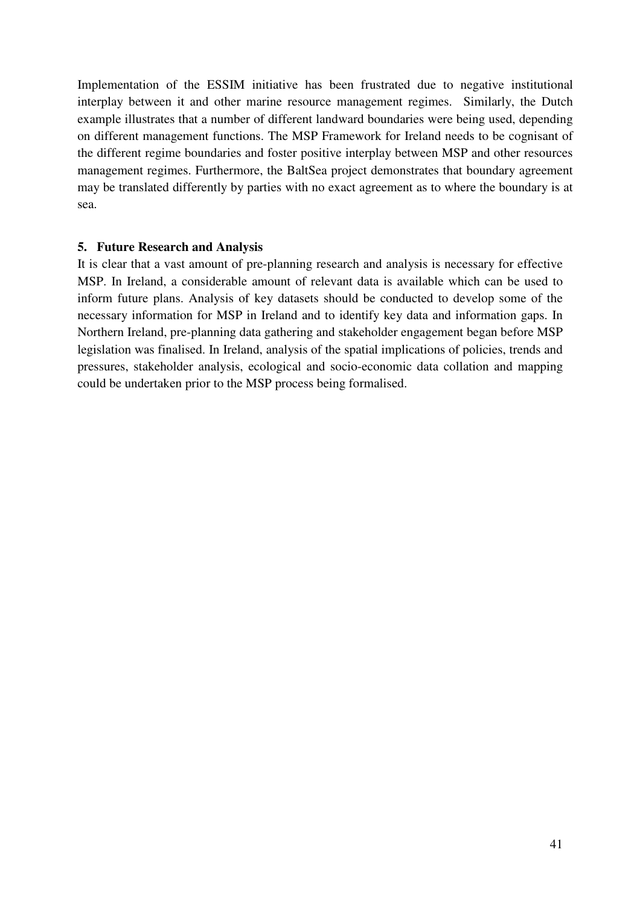Implementation of the ESSIM initiative has been frustrated due to negative institutional interplay between it and other marine resource management regimes. Similarly, the Dutch example illustrates that a number of different landward boundaries were being used, depending on different management functions. The MSP Framework for Ireland needs to be cognisant of the different regime boundaries and foster positive interplay between MSP and other resources management regimes. Furthermore, the BaltSea project demonstrates that boundary agreement may be translated differently by parties with no exact agreement as to where the boundary is at sea.

## 5. Future Research and Analysis

It is clear that a vast amount of pre-planning research and analysis is necessary for effective MSP. In Ireland, a considerable amount of relevant data is available which can be used to inform future plans. Analysis of key datasets should be conducted to develop some of the necessary information for MSP in Ireland and to identify key data and information gaps. In Northern Ireland, pre-planning data gathering and stakeholder engagement began before MSP legislation was finalised. In Ireland, analysis of the spatial implications of policies, trends and pressures, stakeholder analysis, ecological and socio-economic data collation and mapping could be undertaken prior to the MSP process being formalised.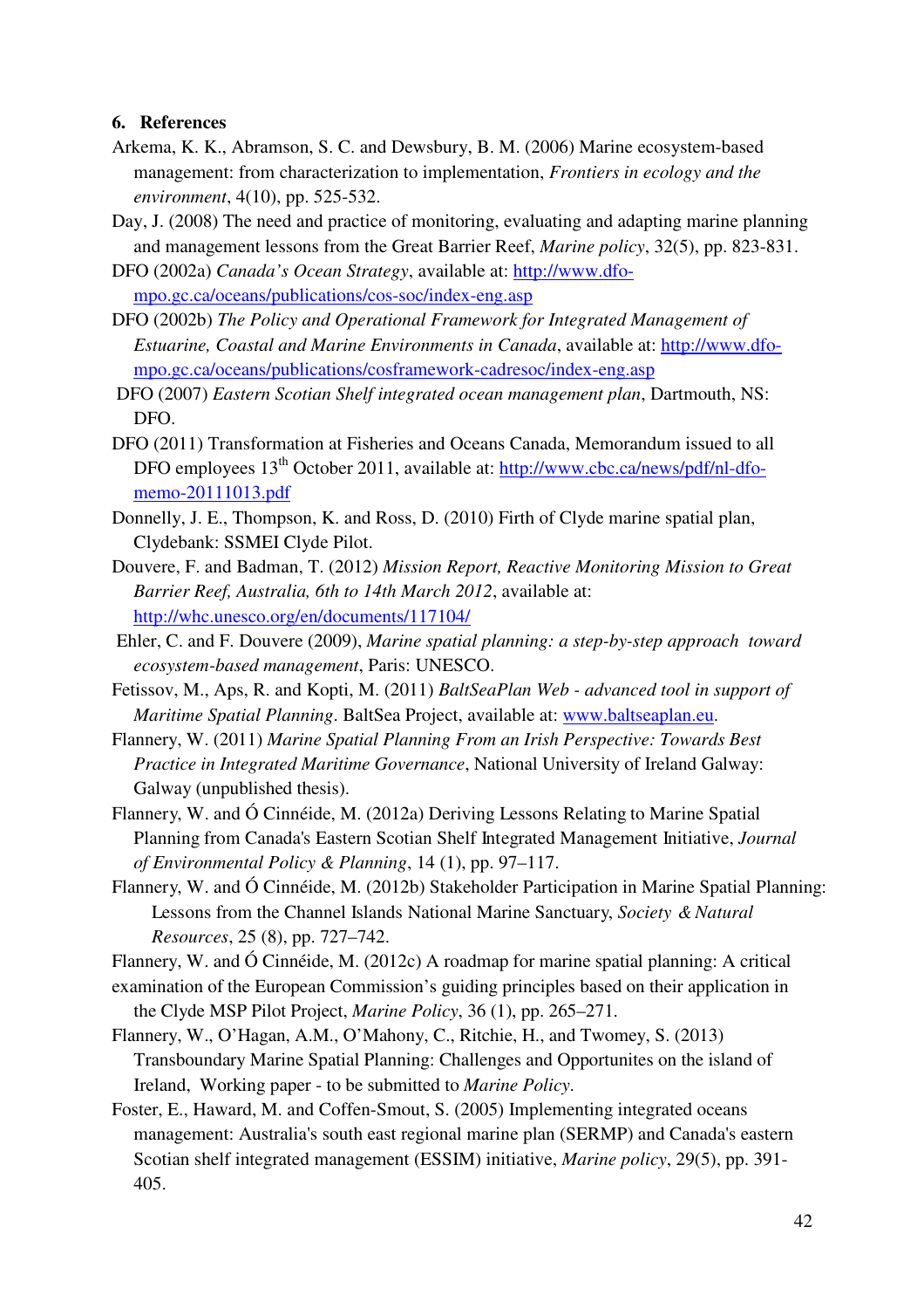## 6. References

Arkema, K. K., Abramson, S. C. and Dewsbury, B. M. (2006) Marine ecosystem-based management: from characterization to implementation, *Frontiers in ecology and the environment*, 4(10), pp. 525-532.

Day, J. (2008) The need and practice of monitoring, evaluating and adapting marine planning and management lessons from the Great Barrier Reef, *Marine policy*, 32(5), pp. 823-831.

DFO (2002a) *Canada's Ocean Strategy*, available at: http://www.dfo-mpo.gc.ca/oceans/publications/cos-soc/index-eng.asp

DFO (2002b) *The Policy and Operational Framework for Integrated Management of Estuarine, Coastal and Marine Environments in Canada*, available at: http://www.dfo-mpo.gc.ca/oceans/publications/cosframework-cadresoc/index-eng.asp

DFO (2007) *Eastern Scotian Shelf integrated ocean management plan*, Dartmouth, NS: DFO.

DFO (2011) Transformation at Fisheries and Oceans Canada, Memorandum issued to all DFO employees 13th October 2011, available at: http://www.cbc.ca/news/pdf/nl-dfo-memo-20111013.pdf

Donnelly, J. E., Thompson, K. and Ross, D. (2010) Firth of Clyde marine spatial plan, Clydebank: SSMEI Clyde Pilot.

Douvere, F. and Badman, T. (2012) *Mission Report, Reactive Monitoring Mission to Great Barrier Reef, Australia, 6th to 14th March 2012*, available at: http://whc.unesco.org/en/documents/117104/

Ehler, C. and F. Douvere (2009), *Marine spatial planning: a step-by-step approach toward ecosystem-based management*, Paris: UNESCO.

Fetissov, M., Aps, R. and Kopti, M. (2011) *BaltSeaPlan Web - advanced tool in support of Maritime Spatial Planning*. BaltSea Project, available at: www.baltseaplan.eu.

Flannery, W. (2011) *Marine Spatial Planning From an Irish Perspective: Towards Best Practice in Integrated Maritime Governance*, National University of Ireland Galway: Galway (unpublished thesis).

Flannery, W. and Ó Cinnéide, M. (2012a) Deriving Lessons Relating to Marine Spatial Planning from Canada's Eastern Scotian Shelf Integrated Management Initiative, *Journal of Environmental Policy & Planning*, 14 (1), pp. 97–117.

Flannery, W. and Ó Cinnéide, M. (2012b) Stakeholder Participation in Marine Spatial Planning: Lessons from the Channel Islands National Marine Sanctuary, *Society & Natural Resources*, 25 (8), pp. 727–742.

Flannery, W. and Ó Cinnéide, M. (2012c) A roadmap for marine spatial planning: A critical examination of the European Commission's guiding principles based on their application in the Clyde MSP Pilot Project, *Marine Policy*, 36 (1), pp. 265–271.

Flannery, W., O'Hagan, A.M., O'Mahony, C., Ritchie, H., and Twomey, S. (2013) Transboundary Marine Spatial Planning: Challenges and Opportunites on the island of Ireland, Working paper - to be submitted to *Marine Policy*.

Foster, E., Haward, M. and Coffen-Smout, S. (2005) Implementing integrated oceans management: Australia's south east regional marine plan (SERMP) and Canada's eastern Scotian shelf integrated management (ESSIM) initiative, *Marine policy*, 29(5), pp. 391-405.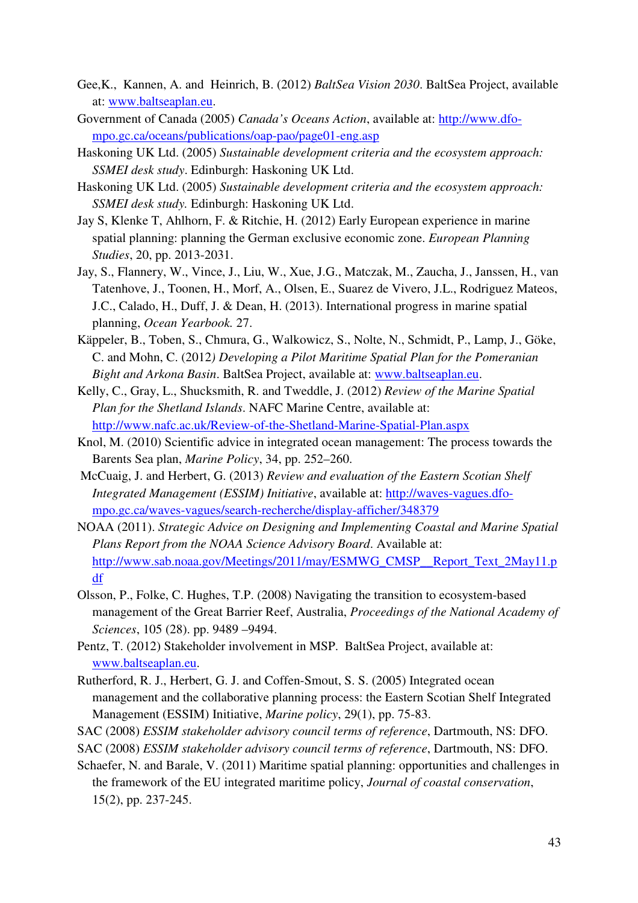Gee,K., Kannen, A. and Heinrich, B. (2012) *BaltSea Vision 2030*. BaltSea Project, available at: www.baltseaplan.eu.

Government of Canada (2005) *Canada's Oceans Action*, available at: http://www.dfo-mpo.gc.ca/oceans/publications/oap-pao/page01-eng.asp

Haskoning UK Ltd. (2005) *Sustainable development criteria and the ecosystem approach: SSMEI desk study*. Edinburgh: Haskoning UK Ltd.

Haskoning UK Ltd. (2005) *Sustainable development criteria and the ecosystem approach: SSMEI desk study.* Edinburgh: Haskoning UK Ltd.

Jay S, Klenke T, Ahlhorn, F. & Ritchie, H. (2012) Early European experience in marine spatial planning: planning the German exclusive economic zone. *European Planning Studies*, 20, pp. 2013-2031.

Jay, S., Flannery, W., Vince, J., Liu, W., Xue, J.G., Matczak, M., Zaucha, J., Janssen, H., van Tatenhove, J., Toonen, H., Morf, A., Olsen, E., Suarez de Vivero, J.L., Rodriguez Mateos, J.C., Calado, H., Duff, J. & Dean, H. (2013). International progress in marine spatial planning, *Ocean Yearbook.* 27.

Käppeler, B., Toben, S., Chmura, G., Walkowicz, S., Nolte, N., Schmidt, P., Lamp, J., Göke, C. and Mohn, C. (2012*) Developing a Pilot Maritime Spatial Plan for the Pomeranian Bight and Arkona Basin*. BaltSea Project, available at: www.baltseaplan.eu.

Kelly, C., Gray, L., Shucksmith, R. and Tweddle, J. (2012) *Review of the Marine Spatial Plan for the Shetland Islands*. NAFC Marine Centre, available at: http://www.nafc.ac.uk/Review-of-the-Shetland-Marine-Spatial-Plan.aspx

Knol, M. (2010) Scientific advice in integrated ocean management: The process towards the Barents Sea plan, *Marine Policy*, 34, pp. 252–260.

McCuaig, J. and Herbert, G. (2013) *Review and evaluation of the Eastern Scotian Shelf Integrated Management (ESSIM) Initiative*, available at: http://waves-vagues.dfo-mpo.gc.ca/waves-vagues/search-recherche/display-afficher/348379

NOAA (2011). *Strategic Advice on Designing and Implementing Coastal and Marine Spatial Plans Report from the NOAA Science Advisory Board*. Available at: http://www.sab.noaa.gov/Meetings/2011/may/ESMWG_CMSP__Report_Text_2May11.pdf

Olsson, P., Folke, C. Hughes, T.P. (2008) Navigating the transition to ecosystem-based management of the Great Barrier Reef, Australia, *Proceedings of the National Academy of Sciences*, 105 (28). pp. 9489 –9494.

Pentz, T. (2012) Stakeholder involvement in MSP. BaltSea Project, available at: www.baltseaplan.eu.

Rutherford, R. J., Herbert, G. J. and Coffen-Smout, S. S. (2005) Integrated ocean management and the collaborative planning process: the Eastern Scotian Shelf Integrated Management (ESSIM) Initiative, *Marine policy*, 29(1), pp. 75-83.

SAC (2008) *ESSIM stakeholder advisory council terms of reference*, Dartmouth, NS: DFO.

SAC (2008) *ESSIM stakeholder advisory council terms of reference*, Dartmouth, NS: DFO.

Schaefer, N. and Barale, V. (2011) Maritime spatial planning: opportunities and challenges in the framework of the EU integrated maritime policy, *Journal of coastal conservation*, 15(2), pp. 237-245.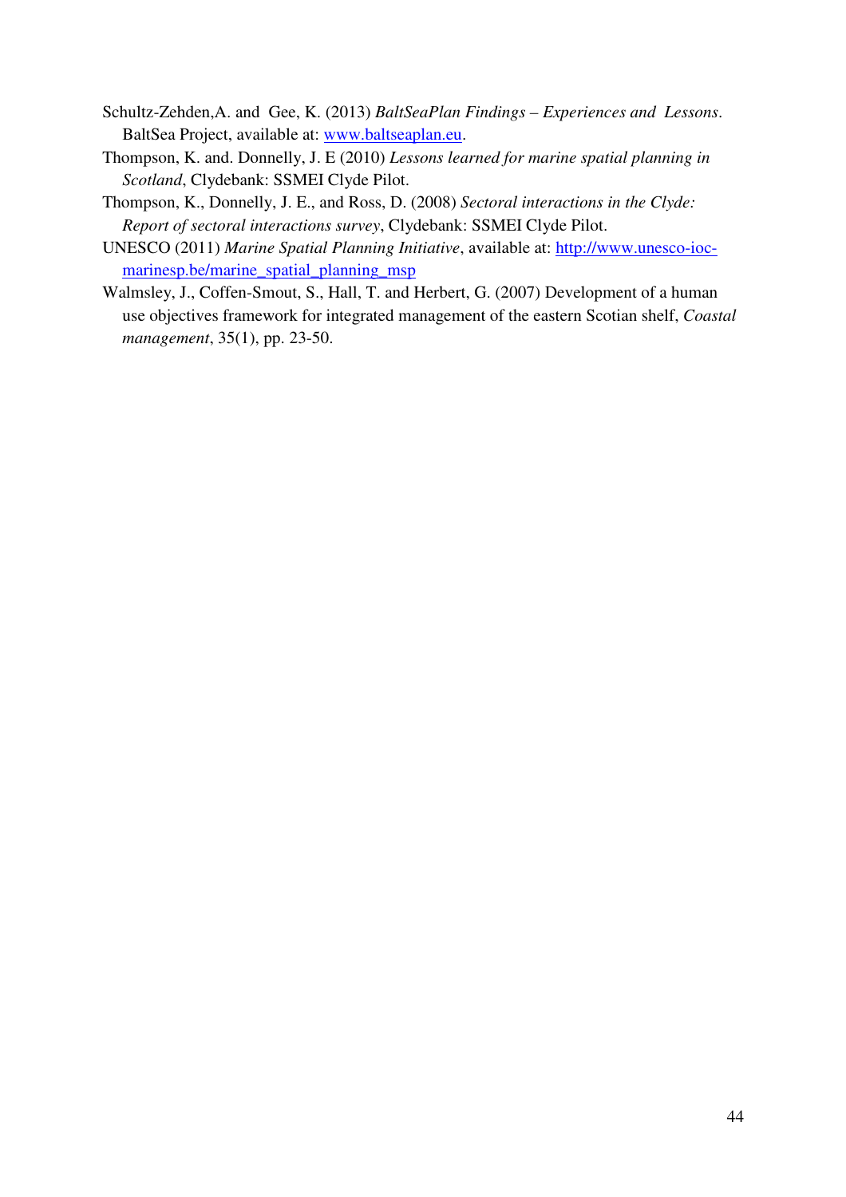Schultz-Zehden,A. and Gee, K. (2013) *BaltSeaPlan Findings – Experiences and Lessons*. BaltSea Project, available at: www.baltseaplan.eu.

Thompson, K. and. Donnelly, J. E (2010) *Lessons learned for marine spatial planning in Scotland*, Clydebank: SSMEI Clyde Pilot.

Thompson, K., Donnelly, J. E., and Ross, D. (2008) *Sectoral interactions in the Clyde: Report of sectoral interactions survey*, Clydebank: SSMEI Clyde Pilot.

UNESCO (2011) *Marine Spatial Planning Initiative*, available at: http://www.unesco-ioc-marinesp.be/marine_spatial_planning_msp

Walmsley, J., Coffen-Smout, S., Hall, T. and Herbert, G. (2007) Development of a human use objectives framework for integrated management of the eastern Scotian shelf, *Coastal management*, 35(1), pp. 23-50.